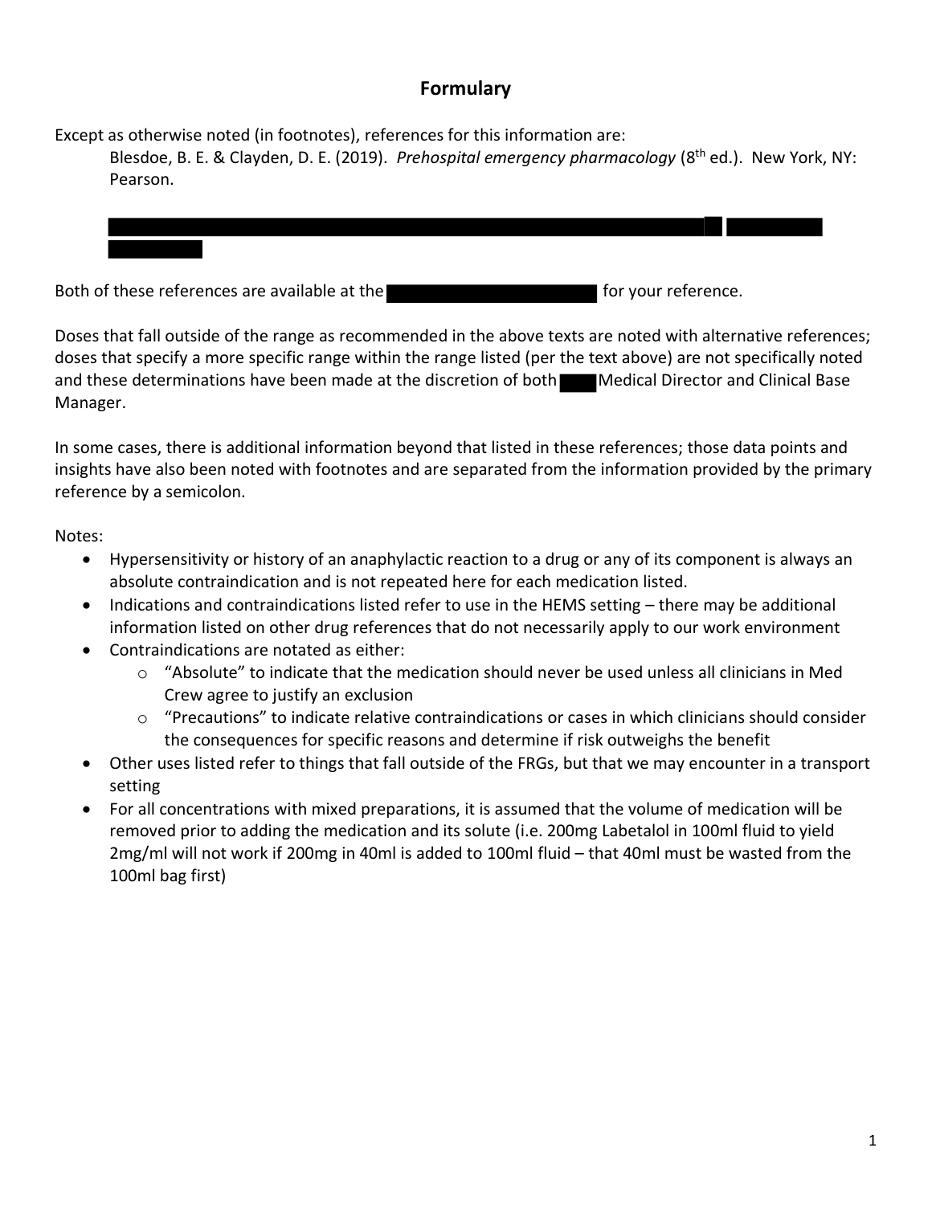# Formulary

Except as otherwise noted (in footnotes), references for this information are:

Blesdoe, B. E. & Clayden, D. E. (2019). *Prehospital emergency pharmacology* (8th ed.). New York, NY: Pearson.

Both of these references are available at the for your reference.

Doses that fall outside of the range as recommended in the above texts are noted with alternative references; doses that specify a more specific range within the range listed (per the text above) are not specifically noted and these determinations have been made at the discretion of both Medical Director and Clinical Base Manager.

In some cases, there is additional information beyond that listed in these references; those data points and insights have also been noted with footnotes and are separated from the information provided by the primary reference by a semicolon.

Notes:

- Hypersensitivity or history of an anaphylactic reaction to a drug or any of its component is always an absolute contraindication and is not repeated here for each medication listed.
- Indications and contraindications listed refer to use in the HEMS setting – there may be additional information listed on other drug references that do not necessarily apply to our work environment
- Contraindications are notated as either:
  - "Absolute" to indicate that the medication should never be used unless all clinicians in Med Crew agree to justify an exclusion
  - "Precautions" to indicate relative contraindications or cases in which clinicians should consider the consequences for specific reasons and determine if risk outweighs the benefit
- Other uses listed refer to things that fall outside of the FRGs, but that we may encounter in a transport setting
- For all concentrations with mixed preparations, it is assumed that the volume of medication will be removed prior to adding the medication and its solute (i.e. 200mg Labetalol in 100ml fluid to yield 2mg/ml will not work if 200mg in 40ml is added to 100ml fluid – that 40ml must be wasted from the 100ml bag first)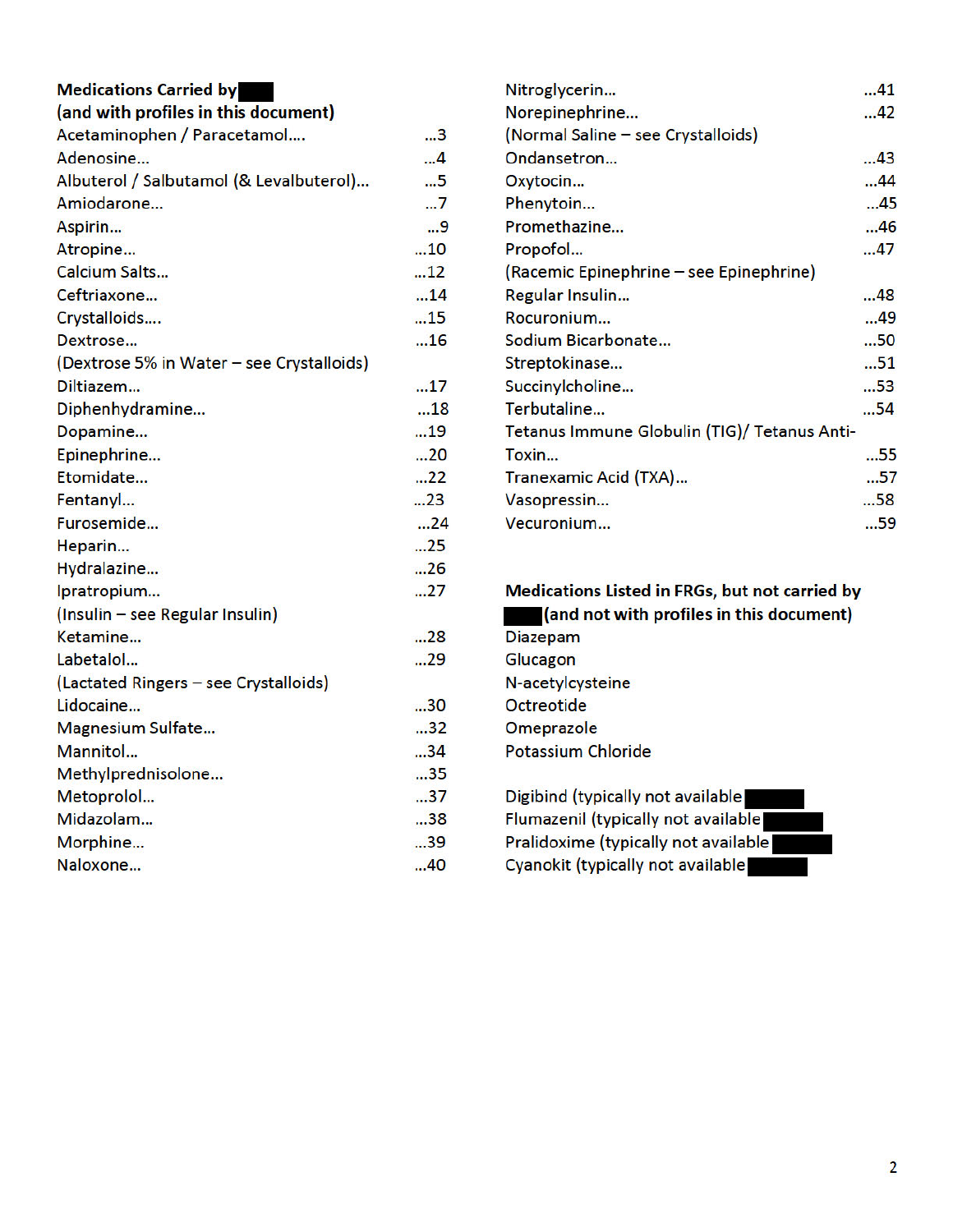**Medications Carried by ███ (and with profiles in this document)**

Acetaminophen / Paracetamol.... ...3
Adenosine... ...4
Albuterol / Salbutamol (& Levalbuterol)... ...5
Amiodarone... ...7
Aspirin... ...9
Atropine... ...10
Calcium Salts... ...12
Ceftriaxone... ...14
Crystalloids.... ...15
Dextrose... ...16
(Dextrose 5% in Water – see Crystalloids)
Diltiazem... ...17
Diphenhydramine... ...18
Dopamine... ...19
Epinephrine... ...20
Etomidate... ...22
Fentanyl... ...23
Furosemide... ...24
Heparin... ...25
Hydralazine... ...26
Ipratropium... ...27
(Insulin – see Regular Insulin)
Ketamine... ...28
Labetalol... ...29
(Lactated Ringers – see Crystalloids)
Lidocaine... ...30
Magnesium Sulfate... ...32
Mannitol... ...34
Methylprednisolone... ...35
Metoprolol... ...37
Midazolam... ...38
Morphine... ...39
Naloxone... ...40
Nitroglycerin... ...41
Norepinephrine... ...42
(Normal Saline – see Crystalloids)
Ondansetron... ...43
Oxytocin... ...44
Phenytoin... ...45
Promethazine... ...46
Propofol... ...47
(Racemic Epinephrine – see Epinephrine)
Regular Insulin... ...48
Rocuronium... ...49
Sodium Bicarbonate... ...50
Streptokinase... ...51
Succinylcholine... ...53
Terbutaline... ...54
Tetanus Immune Globulin (TIG)/ Tetanus Anti-Toxin... ...55
Tranexamic Acid (TXA)... ...57
Vasopressin... ...58
Vecuronium... ...59

**Medications Listed in FRGs, but not carried by ███ (and not with profiles in this document)**

Diazepam
Glucagon
N-acetylcysteine
Octreotide
Omeprazole
Potassium Chloride

Digibind (typically not available ███
Flumazenil (typically not available ███
Pralidoxime (typically not available ███
Cyanokit (typically not available ███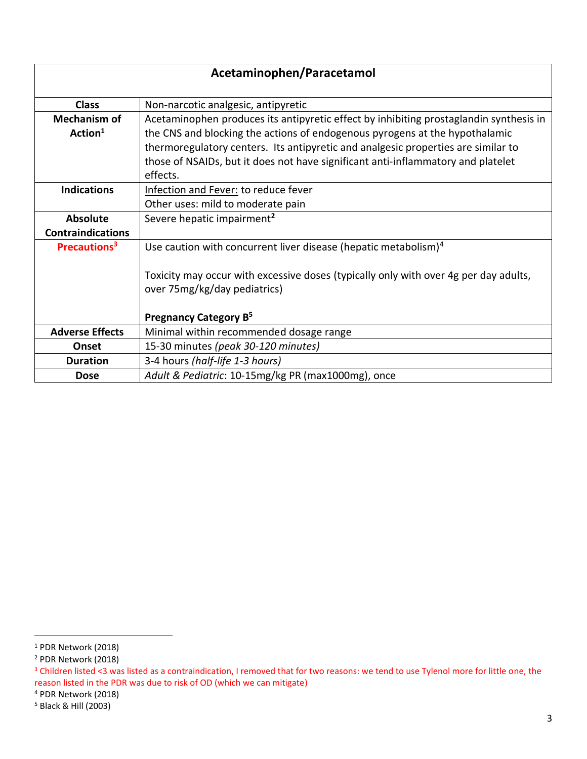| Acetaminophen/Paracetamol | |
|---|---|
| **Class** | Non-narcotic analgesic, antipyretic |
| **Mechanism of Action**[1] | Acetaminophen produces its antipyretic effect by inhibiting prostaglandin synthesis in the CNS and blocking the actions of endogenous pyrogens at the hypothalamic thermoregulatory centers. Its antipyretic and analgesic properties are similar to those of NSAIDs, but it does not have significant anti-inflammatory and platelet effects. |
| **Indications** | Infection and Fever: to reduce fever<br>Other uses: mild to moderate pain |
| **Absolute Contraindications** | Severe hepatic impairment[2] |
| **Precautions**[3] | Use caution with concurrent liver disease (hepatic metabolism)[4]<br><br>Toxicity may occur with excessive doses (typically only with over 4g per day adults, over 75mg/kg/day pediatrics)<br><br>**Pregnancy Category B**[5] |
| **Adverse Effects** | Minimal within recommended dosage range |
| **Onset** | 15-30 minutes *(peak 30-120 minutes)* |
| **Duration** | 3-4 hours *(half-life 1-3 hours)* |
| **Dose** | *Adult & Pediatric*: 10-15mg/kg PR (max1000mg), once |

[1] PDR Network (2018)

[2] PDR Network (2018)

[3] Children listed <3 was listed as a contraindication, I removed that for two reasons: we tend to use Tylenol more for little one, the reason listed in the PDR was due to risk of OD (which we can mitigate)

[4] PDR Network (2018)

[5] Black & Hill (2003)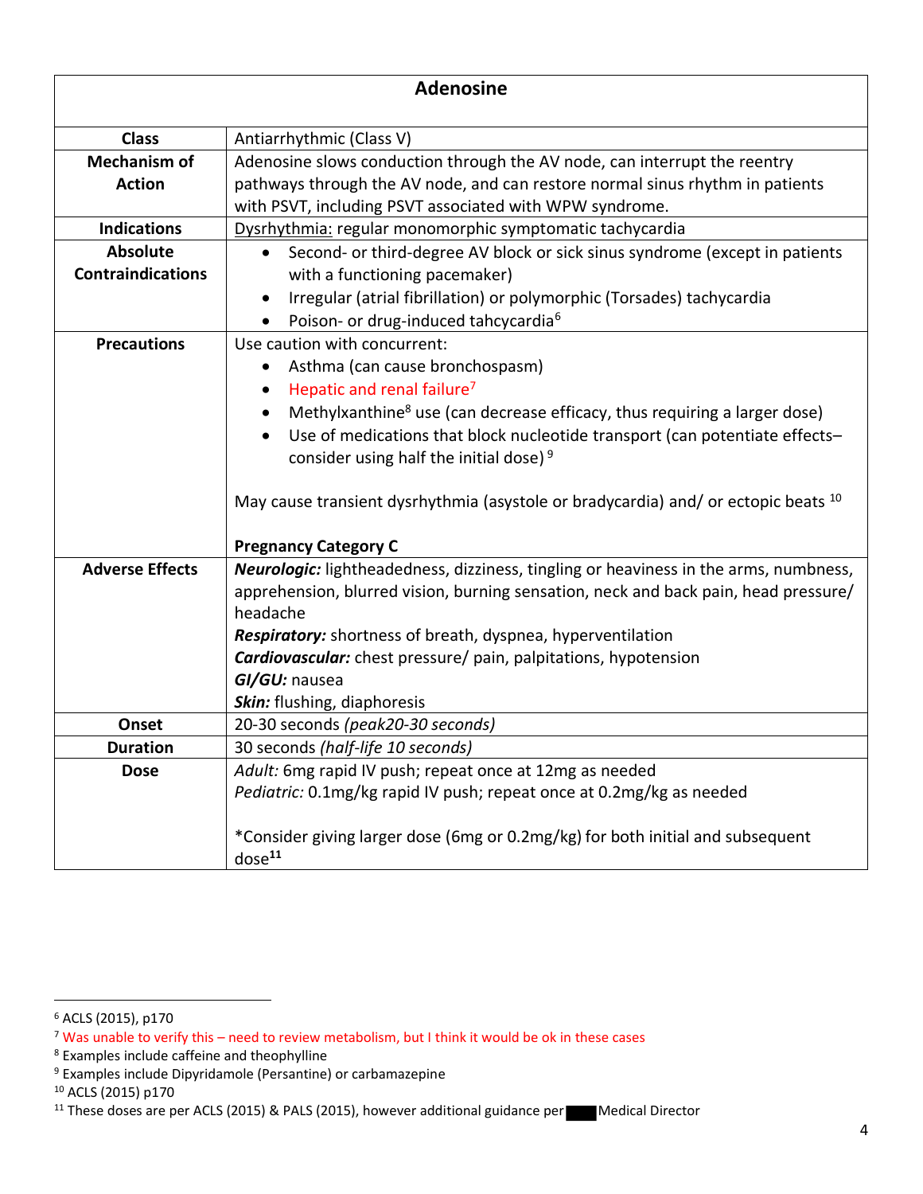| **Adenosine** | |
|---|---|
| **Class** | Antiarrhythmic (Class V) |
| **Mechanism of Action** | Adenosine slows conduction through the AV node, can interrupt the reentry pathways through the AV node, and can restore normal sinus rhythm in patients with PSVT, including PSVT associated with WPW syndrome. |
| **Indications** | Dysrhythmia: regular monomorphic symptomatic tachycardia |
| **Absolute Contraindications** | • Second- or third-degree AV block or sick sinus syndrome (except in patients with a functioning pacemaker)<br>• Irregular (atrial fibrillation) or polymorphic (Torsades) tachycardia<br>• Poison- or drug-induced tahcycardia[6] |
| **Precautions** | Use caution with concurrent:<br>• Asthma (can cause bronchospasm)<br>• Hepatic and renal failure[7]<br>• Methylxanthine[8] use (can decrease efficacy, thus requiring a larger dose)<br>• Use of medications that block nucleotide transport (can potentiate effects– consider using half the initial dose) [9]<br><br>May cause transient dysrhythmia (asystole or bradycardia) and/ or ectopic beats [10]<br><br>**Pregnancy Category C** |
| **Adverse Effects** | ***Neurologic:*** lightheadedness, dizziness, tingling or heaviness in the arms, numbness, apprehension, blurred vision, burning sensation, neck and back pain, head pressure/ headache<br>***Respiratory:*** shortness of breath, dyspnea, hyperventilation<br>***Cardiovascular:*** chest pressure/ pain, palpitations, hypotension<br>***GI/GU:*** nausea<br>***Skin:*** flushing, diaphoresis |
| **Onset** | 20-30 seconds *(peak20-30 seconds)* |
| **Duration** | 30 seconds *(half-life 10 seconds)* |
| **Dose** | *Adult:* 6mg rapid IV push; repeat once at 12mg as needed<br>*Pediatric:* 0.1mg/kg rapid IV push; repeat once at 0.2mg/kg as needed<br><br>*Consider giving larger dose (6mg or 0.2mg/kg) for both initial and subsequent dose**[11]** |

[6] ACLS (2015), p170

[7] Was unable to verify this – need to review metabolism, but I think it would be ok in these cases

[8] Examples include caffeine and theophylline

[9] Examples include Dipyridamole (Persantine) or carbamazepine

[10] ACLS (2015) p170

[11] These doses are per ACLS (2015) & PALS (2015), however additional guidance per ████ Medical Director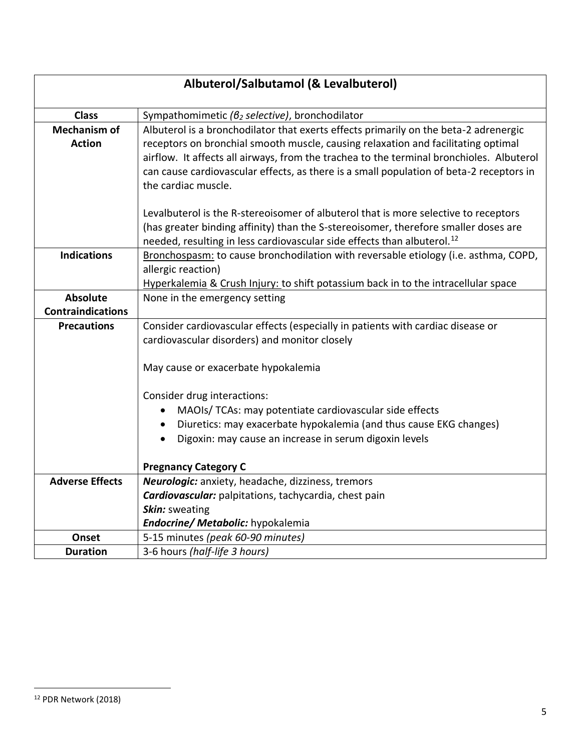| Albuterol/Salbutamol (& Levalbuterol) | |
|---|---|
| **Class** | Sympathomimetic *($\beta_2$ selective)*, bronchodilator |
| **Mechanism of Action** | Albuterol is a bronchodilator that exerts effects primarily on the beta-2 adrenergic receptors on bronchial smooth muscle, causing relaxation and facilitating optimal airflow. It affects all airways, from the trachea to the terminal bronchioles. Albuterol can cause cardiovascular effects, as there is a small population of beta-2 receptors in the cardiac muscle.<br><br>Levalbuterol is the R-stereoisomer of albuterol that is more selective to receptors (has greater binding affinity) than the S-stereoisomer, therefore smaller doses are needed, resulting in less cardiovascular side effects than albuterol.[12] |
| **Indications** | <u>Bronchospasm:</u> to cause bronchodilation with reversable etiology (i.e. asthma, COPD, allergic reaction)<br><u>Hyperkalemia</u> & <u>Crush Injury:</u> to shift potassium back in to the intracellular space |
| **Absolute Contraindications** | None in the emergency setting |
| **Precautions** | Consider cardiovascular effects (especially in patients with cardiac disease or cardiovascular disorders) and monitor closely<br><br>May cause or exacerbate hypokalemia<br><br>Consider drug interactions:<br>• MAOIs/ TCAs: may potentiate cardiovascular side effects<br>• Diuretics: may exacerbate hypokalemia (and thus cause EKG changes)<br>• Digoxin: may cause an increase in serum digoxin levels<br><br>**Pregnancy Category C** |
| **Adverse Effects** | ***Neurologic:*** anxiety, headache, dizziness, tremors<br>***Cardiovascular:*** palpitations, tachycardia, chest pain<br>***Skin:*** sweating<br>***Endocrine/ Metabolic:*** hypokalemia |
| **Onset** | 5-15 minutes *(peak 60-90 minutes)* |
| **Duration** | 3-6 hours *(half-life 3 hours)* |

[12] PDR Network (2018)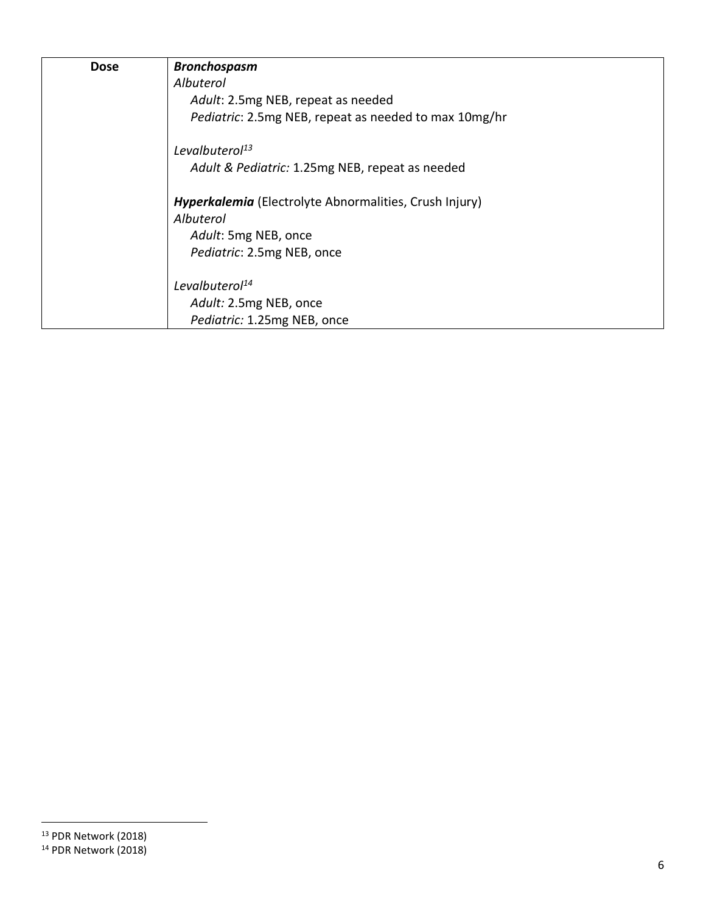| Dose | ***Bronchospasm***<br>*Albuterol*<br>*Adult*: 2.5mg NEB, repeat as needed<br>*Pediatric*: 2.5mg NEB, repeat as needed to max 10mg/hr<br><br>*Levalbuterol*[13]<br>*Adult & Pediatric:* 1.25mg NEB, repeat as needed<br><br>***Hyperkalemia*** (Electrolyte Abnormalities, Crush Injury)<br>*Albuterol*<br>*Adult*: 5mg NEB, once<br>*Pediatric*: 2.5mg NEB, once<br><br>*Levalbuterol*[14]<br>*Adult:* 2.5mg NEB, once<br>*Pediatric:* 1.25mg NEB, once |
|---|---|

[13] PDR Network (2018)
[14] PDR Network (2018)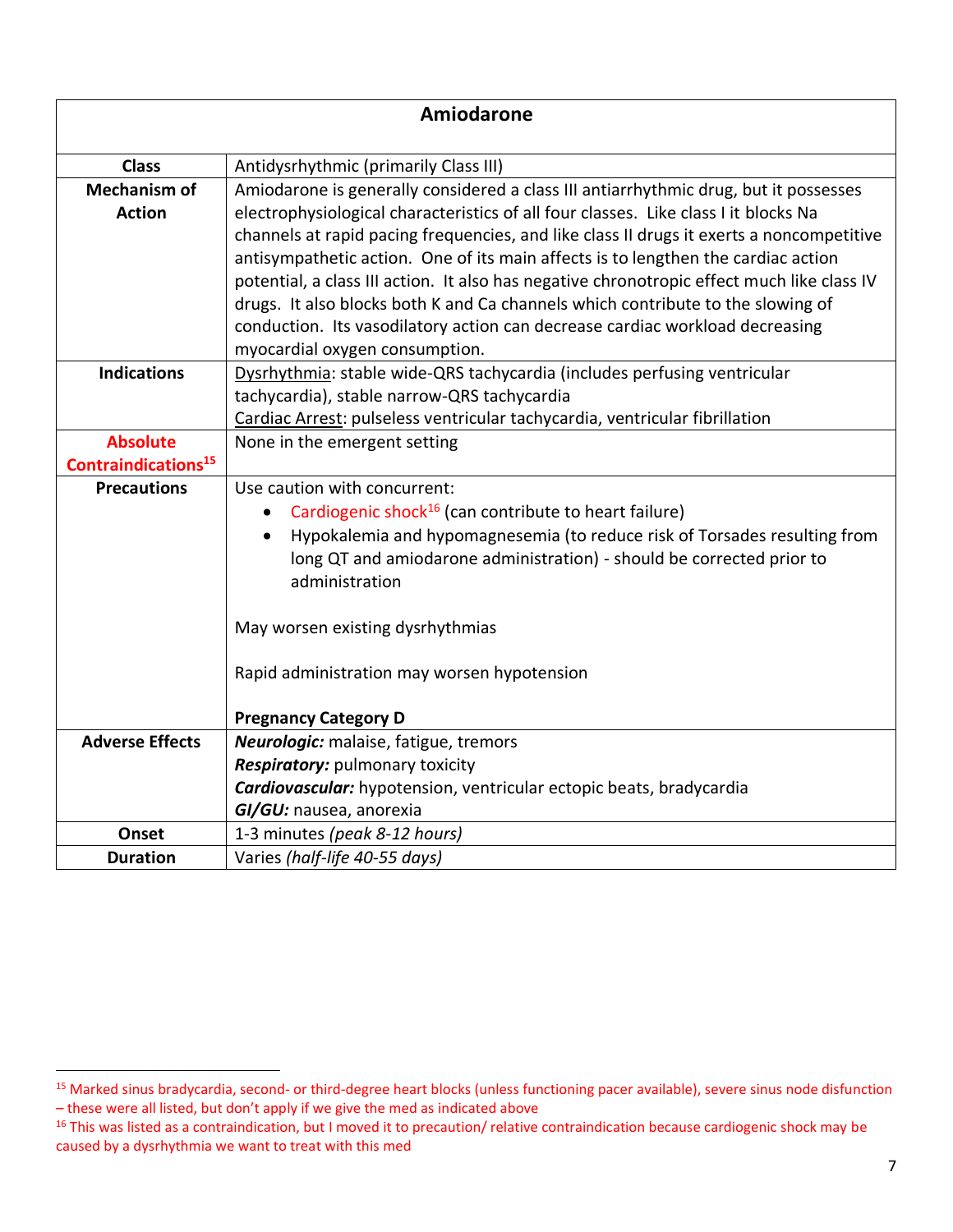| Amiodarone | |
|---|---|
| **Class** | Antidysrhythmic (primarily Class III) |
| **Mechanism of Action** | Amiodarone is generally considered a class III antiarrhythmic drug, but it possesses electrophysiological characteristics of all four classes. Like class I it blocks Na channels at rapid pacing frequencies, and like class II drugs it exerts a noncompetitive antisympathetic action. One of its main affects is to lengthen the cardiac action potential, a class III action. It also has negative chronotropic effect much like class IV drugs. It also blocks both K and Ca channels which contribute to the slowing of conduction. Its vasodilatory action can decrease cardiac workload decreasing myocardial oxygen consumption. |
| **Indications** | <u>Dysrhythmia</u>: stable wide-QRS tachycardia (includes perfusing ventricular tachycardia), stable narrow-QRS tachycardia<br><u>Cardiac Arrest</u>: pulseless ventricular tachycardia, ventricular fibrillation |
| **Absolute Contraindications**[15] | None in the emergent setting |
| **Precautions** | Use caution with concurrent:<br>• Cardiogenic shock[16] (can contribute to heart failure)<br>• Hypokalemia and hypomagnesemia (to reduce risk of Torsades resulting from long QT and amiodarone administration) - should be corrected prior to administration<br><br>May worsen existing dysrhythmias<br><br>Rapid administration may worsen hypotension<br><br>**Pregnancy Category D** |
| **Adverse Effects** | ***Neurologic:*** malaise, fatigue, tremors<br>***Respiratory:*** pulmonary toxicity<br>***Cardiovascular:*** hypotension, ventricular ectopic beats, bradycardia<br>***GI/GU:*** nausea, anorexia |
| **Onset** | 1-3 minutes *(peak 8-12 hours)* |
| **Duration** | Varies *(half-life 40-55 days)* |

[15] Marked sinus bradycardia, second- or third-degree heart blocks (unless functioning pacer available), severe sinus node disfunction – these were all listed, but don't apply if we give the med as indicated above

[16] This was listed as a contraindication, but I moved it to precaution/ relative contraindication because cardiogenic shock may be caused by a dysrhythmia we want to treat with this med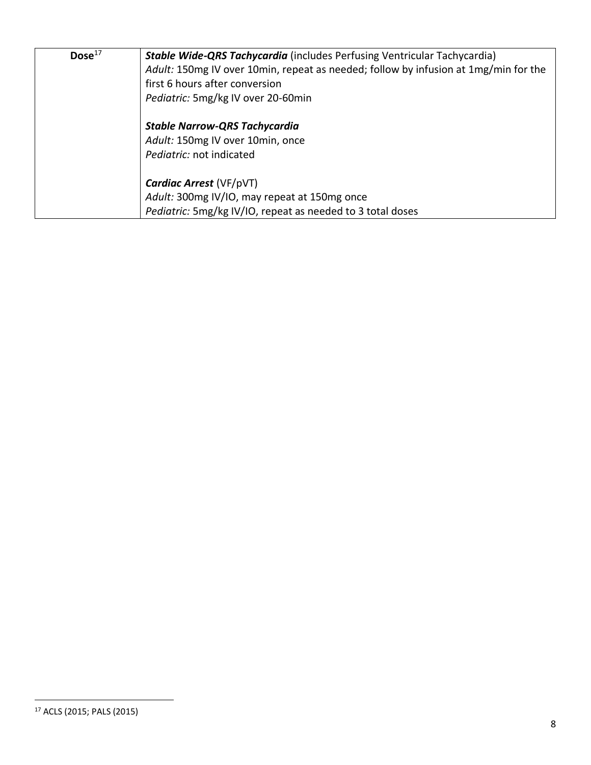| | |
|---|---|
| **Dose**[17] | ***Stable Wide-QRS Tachycardia*** (includes Perfusing Ventricular Tachycardia)<br>*Adult:* 150mg IV over 10min, repeat as needed; follow by infusion at 1mg/min for the first 6 hours after conversion<br>*Pediatric:* 5mg/kg IV over 20-60min<br><br>***Stable Narrow-QRS Tachycardia***<br>*Adult:* 150mg IV over 10min, once<br>*Pediatric:* not indicated<br><br>***Cardiac Arrest*** (VF/pVT)<br>*Adult:* 300mg IV/IO, may repeat at 150mg once<br>*Pediatric:* 5mg/kg IV/IO, repeat as needed to 3 total doses |

[17] ACLS (2015; PALS (2015)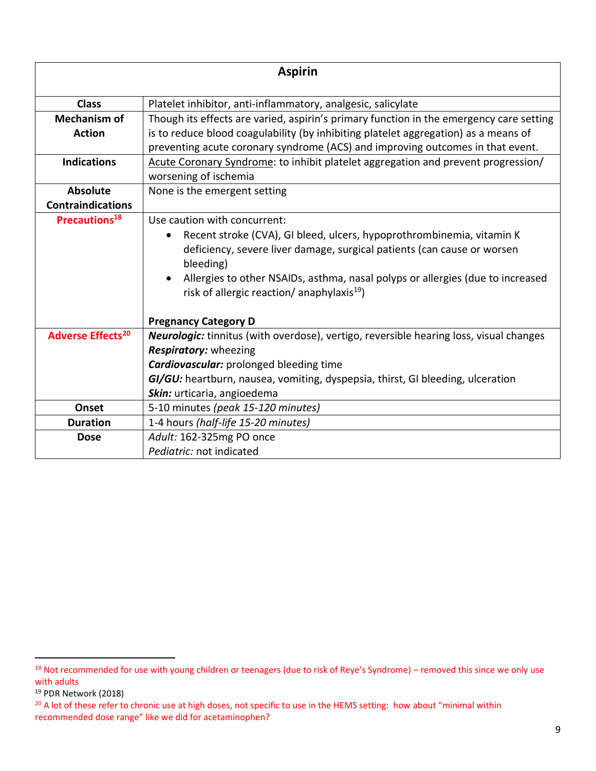| Aspirin | |
|---|---|
| **Class** | Platelet inhibitor, anti-inflammatory, analgesic, salicylate |
| **Mechanism of Action** | Though its effects are varied, aspirin's primary function in the emergency care setting is to reduce blood coagulability (by inhibiting platelet aggregation) as a means of preventing acute coronary syndrome (ACS) and improving outcomes in that event. |
| **Indications** | <u>Acute Coronary Syndrome</u>: to inhibit platelet aggregation and prevent progression/ worsening of ischemia |
| **Absolute Contraindications** | None is the emergent setting |
| **Precautions[18]** | Use caution with concurrent:<br>• Recent stroke (CVA), GI bleed, ulcers, hypoprothrombinemia, vitamin K deficiency, severe liver damage, surgical patients (can cause or worsen bleeding)<br>• Allergies to other NSAIDs, asthma, nasal polyps or allergies (due to increased risk of allergic reaction/ anaphylaxis[19])<br><br>**Pregnancy Category D** |
| **Adverse Effects[20]** | ***Neurologic:*** tinnitus (with overdose), vertigo, reversible hearing loss, visual changes<br>***Respiratory:*** wheezing<br>***Cardiovascular:*** prolonged bleeding time<br>***GI/GU:*** heartburn, nausea, vomiting, dyspepsia, thirst, GI bleeding, ulceration<br>***Skin:*** urticaria, angioedema |
| **Onset** | 5-10 minutes *(peak 15-120 minutes)* |
| **Duration** | 1-4 hours *(half-life 15-20 minutes)* |
| **Dose** | *Adult:* 162-325mg PO once<br>*Pediatric:* not indicated |

---

[18] Not recommended for use with young children or teenagers (due to risk of Reye's Syndrome) – removed this since we only use with adults

[19] PDR Network (2018)

[20] A lot of these refer to chronic use at high doses, not specific to use in the HEMS setting: how about "minimal within recommended dose range" like we did for acetaminophen?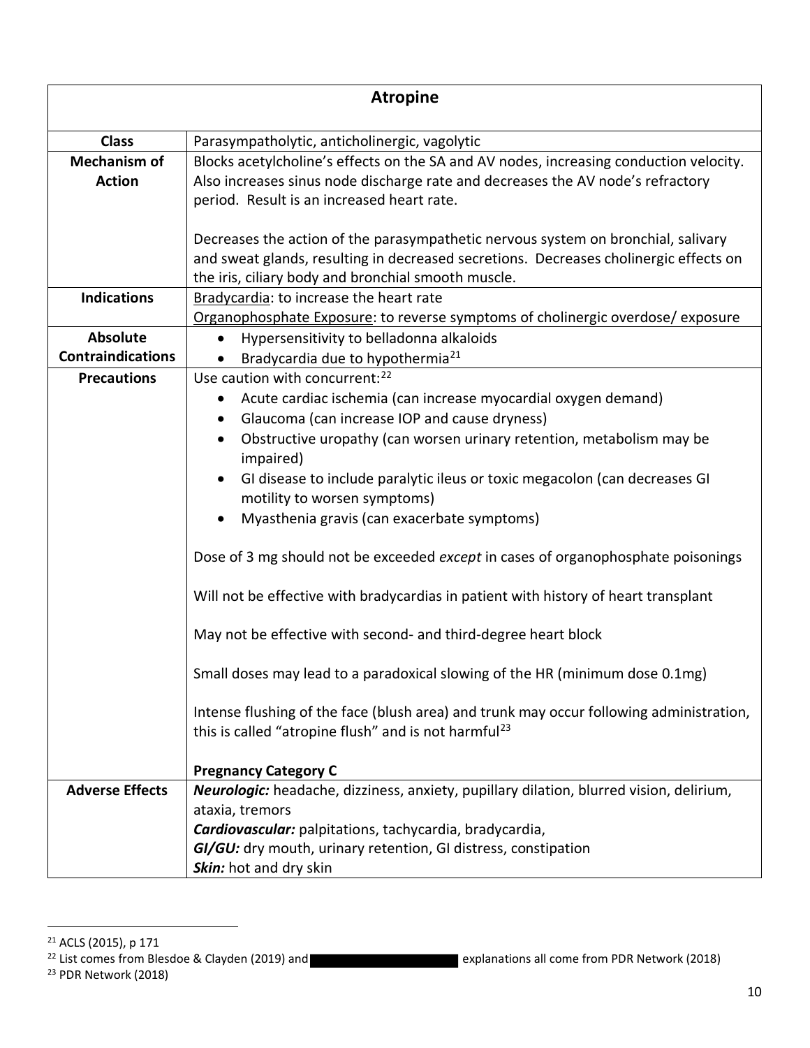| **Atropine** | |
|---|---|
| **Class** | Parasympatholytic, anticholinergic, vagolytic |
| **Mechanism of Action** | Blocks acetylcholine's effects on the SA and AV nodes, increasing conduction velocity. Also increases sinus node discharge rate and decreases the AV node's refractory period. Result is an increased heart rate.<br><br>Decreases the action of the parasympathetic nervous system on bronchial, salivary and sweat glands, resulting in decreased secretions. Decreases cholinergic effects on the iris, ciliary body and bronchial smooth muscle. |
| **Indications** | Bradycardia: to increase the heart rate<br>Organophosphate Exposure: to reverse symptoms of cholinergic overdose/ exposure |
| **Absolute Contraindications** | • Hypersensitivity to belladonna alkaloids<br>• Bradycardia due to hypothermia[21] |
| **Precautions** | Use caution with concurrent:[22]<br>• Acute cardiac ischemia (can increase myocardial oxygen demand)<br>• Glaucoma (can increase IOP and cause dryness)<br>• Obstructive uropathy (can worsen urinary retention, metabolism may be impaired)<br>• GI disease to include paralytic ileus or toxic megacolon (can decreases GI motility to worsen symptoms)<br>• Myasthenia gravis (can exacerbate symptoms)<br><br>Dose of 3 mg should not be exceeded *except* in cases of organophosphate poisonings<br><br>Will not be effective with bradycardias in patient with history of heart transplant<br><br>May not be effective with second- and third-degree heart block<br><br>Small doses may lead to a paradoxical slowing of the HR (minimum dose 0.1mg)<br><br>Intense flushing of the face (blush area) and trunk may occur following administration, this is called "atropine flush" and is not harmful[23]<br><br>**Pregnancy Category C** |
| **Adverse Effects** | ***Neurologic:*** headache, dizziness, anxiety, pupillary dilation, blurred vision, delirium, ataxia, tremors<br>***Cardiovascular:*** palpitations, tachycardia, bradycardia,<br>***GI/GU:*** dry mouth, urinary retention, GI distress, constipation<br>***Skin:*** hot and dry skin |

[21] ACLS (2015), p 171

[22] List comes from Blesdoe & Clayden (2019) and [redacted] explanations all come from PDR Network (2018)

[23] PDR Network (2018)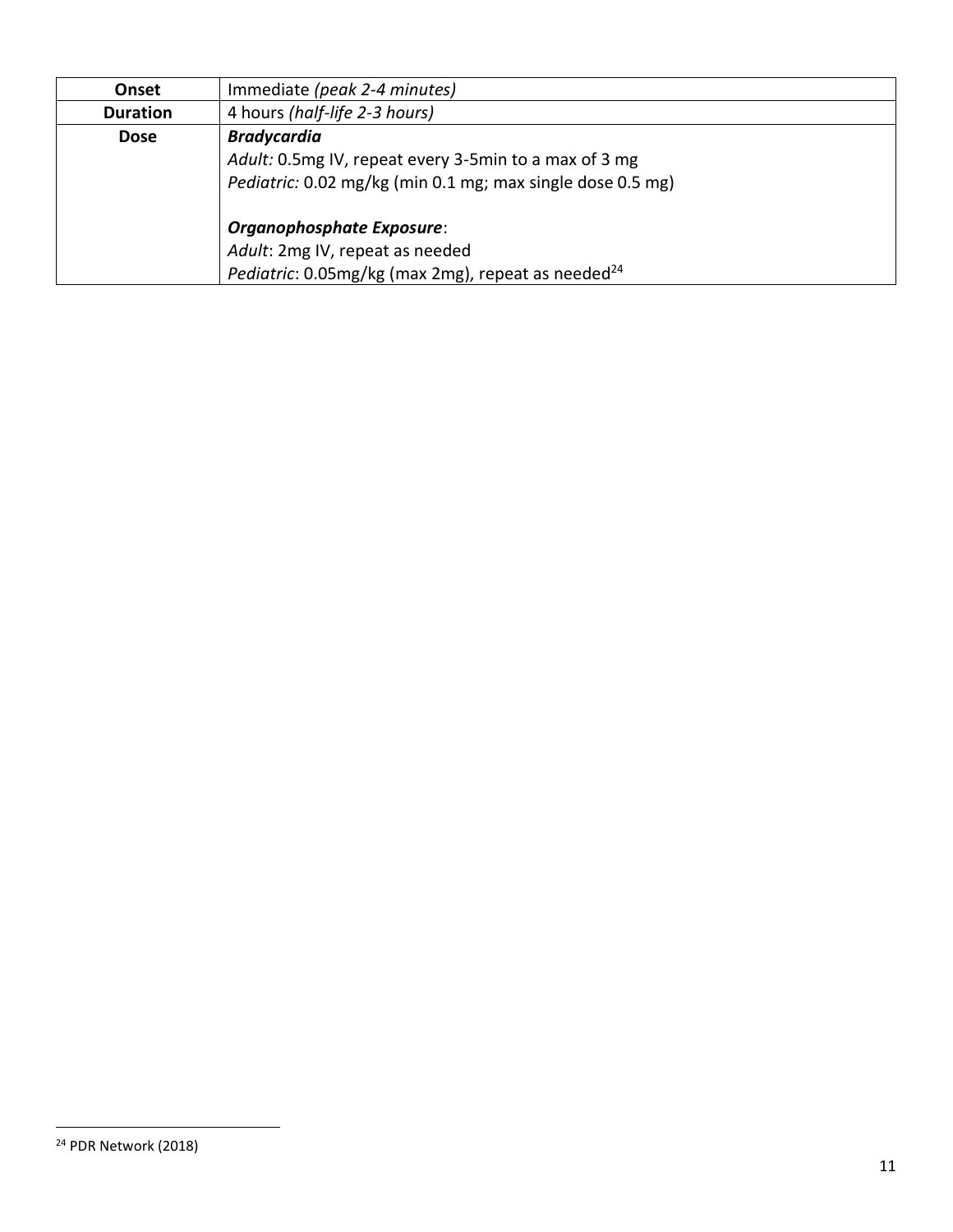| Onset | Immediate *(peak 2-4 minutes)* |
|---|---|
| **Duration** | 4 hours *(half-life 2-3 hours)* |
| **Dose** | ***Bradycardia***<br>*Adult:* 0.5mg IV, repeat every 3-5min to a max of 3 mg<br>*Pediatric:* 0.02 mg/kg (min 0.1 mg; max single dose 0.5 mg)<br><br>***Organophosphate Exposure***:<br>*Adult*: 2mg IV, repeat as needed<br>*Pediatric*: 0.05mg/kg (max 2mg), repeat as needed[24] |

[24] PDR Network (2018)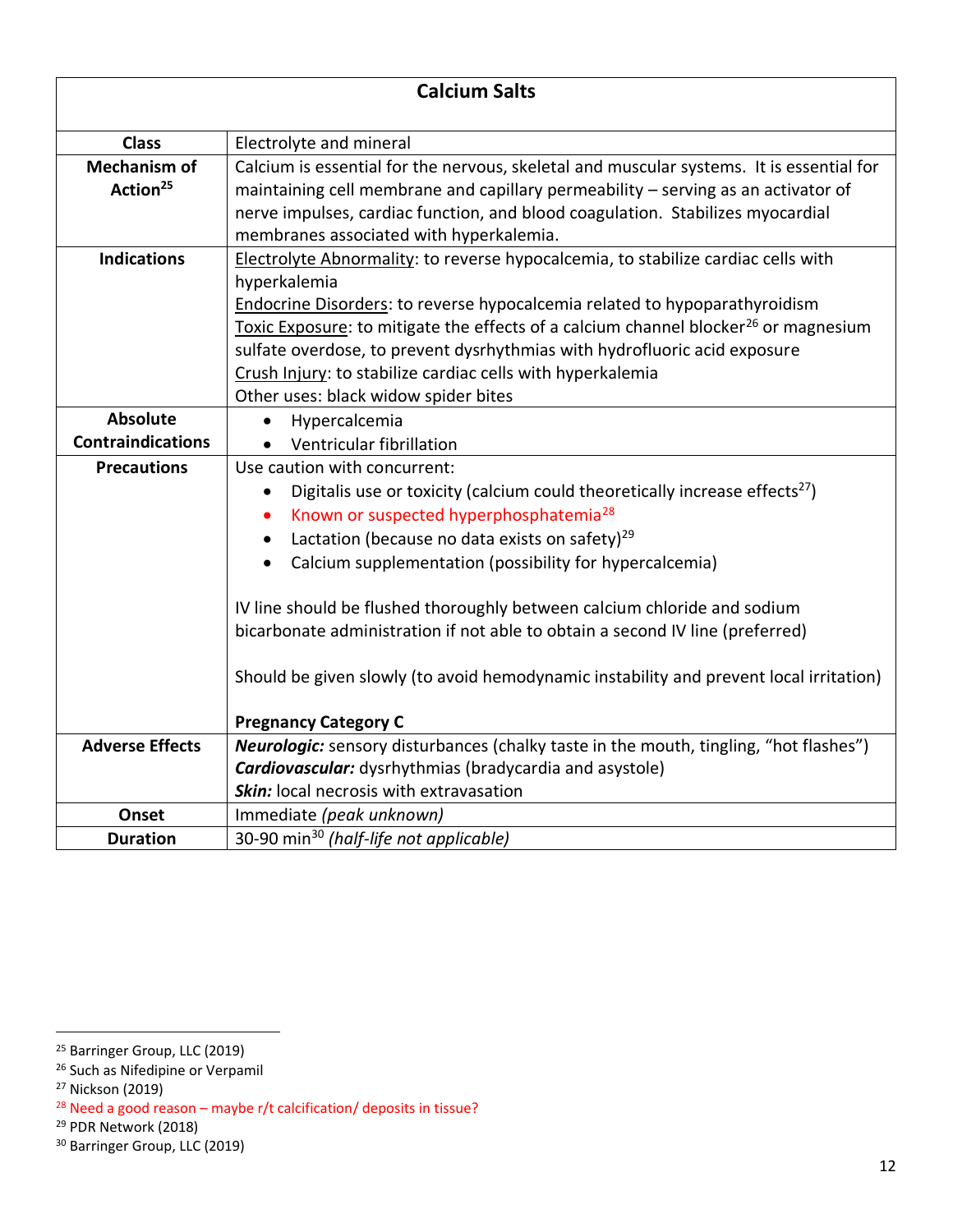| Calcium Salts | |
|---|---|
| **Class** | Electrolyte and mineral |
| **Mechanism of Action**[25] | Calcium is essential for the nervous, skeletal and muscular systems. It is essential for maintaining cell membrane and capillary permeability – serving as an activator of nerve impulses, cardiac function, and blood coagulation. Stabilizes myocardial membranes associated with hyperkalemia. |
| **Indications** | Electrolyte Abnormality: to reverse hypocalcemia, to stabilize cardiac cells with hyperkalemia<br>Endocrine Disorders: to reverse hypocalcemia related to hypoparathyroidism<br>Toxic Exposure: to mitigate the effects of a calcium channel blocker[26] or magnesium sulfate overdose, to prevent dysrhythmias with hydrofluoric acid exposure<br>Crush Injury: to stabilize cardiac cells with hyperkalemia<br>Other uses: black widow spider bites |
| **Absolute Contraindications** | • Hypercalcemia<br>• Ventricular fibrillation |
| **Precautions** | Use caution with concurrent:<br>• Digitalis use or toxicity (calcium could theoretically increase effects[27])<br>• Known or suspected hyperphosphatemia[28]<br>• Lactation (because no data exists on safety)[29]<br>• Calcium supplementation (possibility for hypercalcemia)<br><br>IV line should be flushed thoroughly between calcium chloride and sodium bicarbonate administration if not able to obtain a second IV line (preferred)<br><br>Should be given slowly (to avoid hemodynamic instability and prevent local irritation)<br><br>**Pregnancy Category C** |
| **Adverse Effects** | ***Neurologic:*** sensory disturbances (chalky taste in the mouth, tingling, "hot flashes")<br>***Cardiovascular:*** dysrhythmias (bradycardia and asystole)<br>***Skin:*** local necrosis with extravasation |
| **Onset** | Immediate *(peak unknown)* |
| **Duration** | 30-90 min[30] *(half-life not applicable)* |

[25] Barringer Group, LLC (2019)
[26] Such as Nifedipine or Verpamil
[27] Nickson (2019)
[28] Need a good reason – maybe r/t calcification/ deposits in tissue?
[29] PDR Network (2018)
[30] Barringer Group, LLC (2019)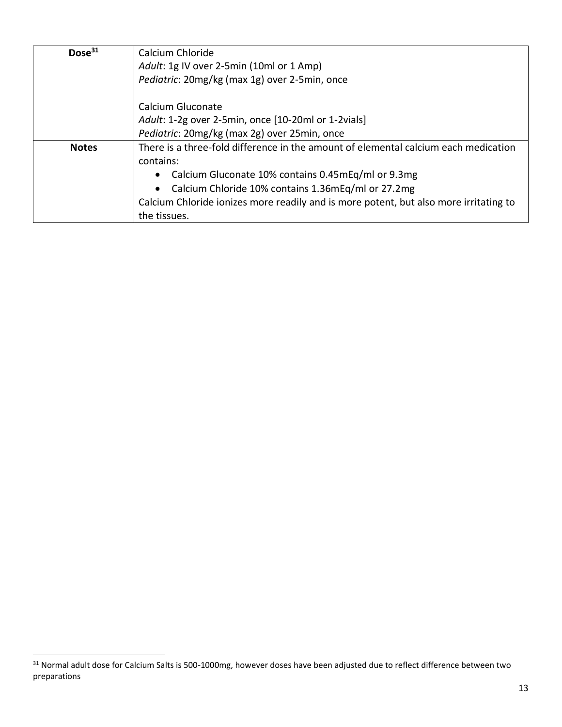| | |
|---|---|
| **Dose**[31] | Calcium Chloride<br>*Adult*: 1g IV over 2-5min (10ml or 1 Amp)<br>*Pediatric*: 20mg/kg (max 1g) over 2-5min, once<br><br>Calcium Gluconate<br>*Adult*: 1-2g over 2-5min, once [10-20ml or 1-2vials]<br>*Pediatric*: 20mg/kg (max 2g) over 25min, once |
| **Notes** | There is a three-fold difference in the amount of elemental calcium each medication contains:<br>• Calcium Gluconate 10% contains 0.45mEq/ml or 9.3mg<br>• Calcium Chloride 10% contains 1.36mEq/ml or 27.2mg<br>Calcium Chloride ionizes more readily and is more potent, but also more irritating to the tissues. |

[31] Normal adult dose for Calcium Salts is 500-1000mg, however doses have been adjusted due to reflect difference between two preparations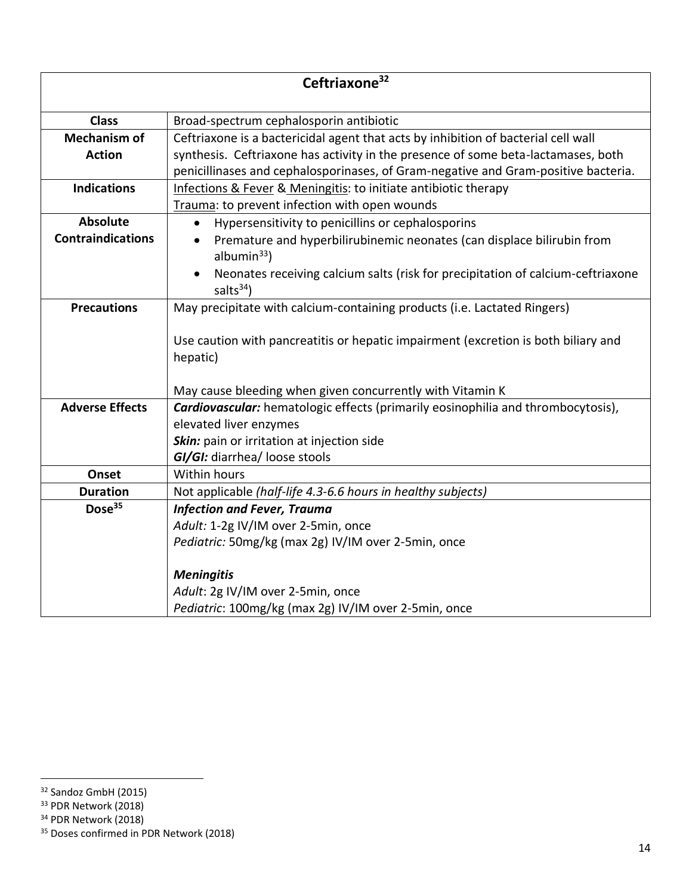| Ceftriaxone[32] | |
|---|---|
| **Class** | Broad-spectrum cephalosporin antibiotic |
| **Mechanism of Action** | Ceftriaxone is a bactericidal agent that acts by inhibition of bacterial cell wall synthesis. Ceftriaxone has activity in the presence of some beta-lactamases, both penicillinases and cephalosporinases, of Gram-negative and Gram-positive bacteria. |
| **Indications** | Infections & Fever & Meningitis: to initiate antibiotic therapy<br>Trauma: to prevent infection with open wounds |
| **Absolute Contraindications** | • Hypersensitivity to penicillins or cephalosporins<br>• Premature and hyperbilirubinemic neonates (can displace bilirubin from albumin[33])<br>• Neonates receiving calcium salts (risk for precipitation of calcium-ceftriaxone salts[34]) |
| **Precautions** | May precipitate with calcium-containing products (i.e. Lactated Ringers)<br><br>Use caution with pancreatitis or hepatic impairment (excretion is both biliary and hepatic)<br><br>May cause bleeding when given concurrently with Vitamin K |
| **Adverse Effects** | ***Cardiovascular:*** hematologic effects (primarily eosinophilia and thrombocytosis), elevated liver enzymes<br>***Skin:*** pain or irritation at injection side<br>***GI/GI:*** diarrhea/ loose stools |
| **Onset** | Within hours |
| **Duration** | Not applicable *(half-life 4.3-6.6 hours in healthy subjects)* |
| **Dose[35]** | ***Infection and Fever, Trauma***<br>*Adult:* 1-2g IV/IM over 2-5min, once<br>*Pediatric:* 50mg/kg (max 2g) IV/IM over 2-5min, once<br><br>***Meningitis***<br>*Adult*: 2g IV/IM over 2-5min, once<br>*Pediatric*: 100mg/kg (max 2g) IV/IM over 2-5min, once |

[32] Sandoz GmbH (2015)
[33] PDR Network (2018)
[34] PDR Network (2018)
[35] Doses confirmed in PDR Network (2018)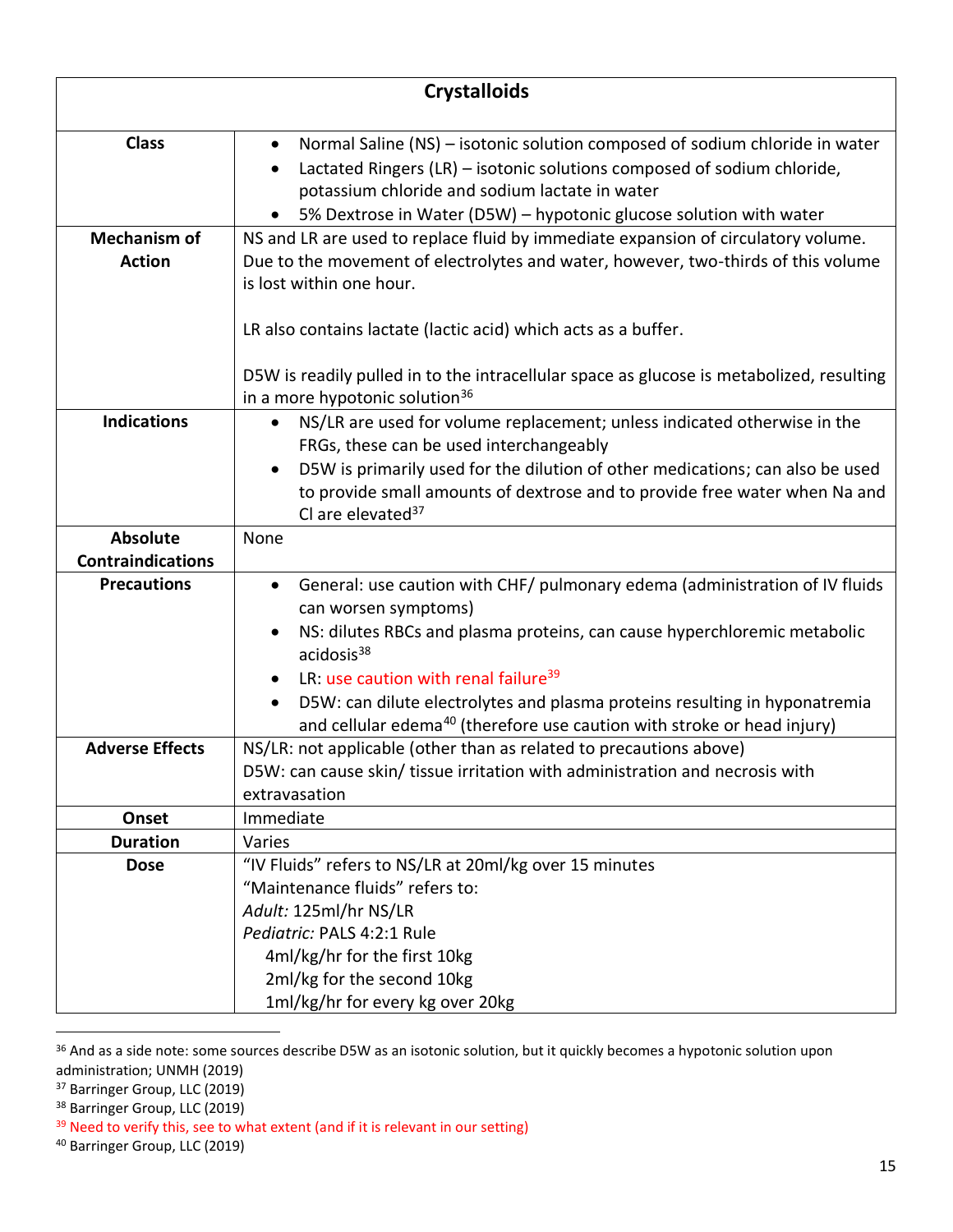| Crystalloids | |
|---|---|
| **Class** | • Normal Saline (NS) – isotonic solution composed of sodium chloride in water<br>• Lactated Ringers (LR) – isotonic solutions composed of sodium chloride, potassium chloride and sodium lactate in water<br>• 5% Dextrose in Water (D5W) – hypotonic glucose solution with water |
| **Mechanism of Action** | NS and LR are used to replace fluid by immediate expansion of circulatory volume. Due to the movement of electrolytes and water, however, two-thirds of this volume is lost within one hour.<br><br>LR also contains lactate (lactic acid) which acts as a buffer.<br><br>D5W is readily pulled in to the intracellular space as glucose is metabolized, resulting in a more hypotonic solution[36] |
| **Indications** | • NS/LR are used for volume replacement; unless indicated otherwise in the FRGs, these can be used interchangeably<br>• D5W is primarily used for the dilution of other medications; can also be used to provide small amounts of dextrose and to provide free water when Na and Cl are elevated[37] |
| **Absolute Contraindications** | None |
| **Precautions** | • General: use caution with CHF/ pulmonary edema (administration of IV fluids can worsen symptoms)<br>• NS: dilutes RBCs and plasma proteins, can cause hyperchloremic metabolic acidosis[38]<br>• LR: use caution with renal failure[39]<br>• D5W: can dilute electrolytes and plasma proteins resulting in hyponatremia and cellular edema[40] (therefore use caution with stroke or head injury) |
| **Adverse Effects** | NS/LR: not applicable (other than as related to precautions above)<br>D5W: can cause skin/ tissue irritation with administration and necrosis with extravasation |
| **Onset** | Immediate |
| **Duration** | Varies |
| **Dose** | "IV Fluids" refers to NS/LR at 20ml/kg over 15 minutes<br>"Maintenance fluids" refers to:<br>*Adult:* 125ml/hr NS/LR<br>*Pediatric:* PALS 4:2:1 Rule<br>4ml/kg/hr for the first 10kg<br>2ml/kg for the second 10kg<br>1ml/kg/hr for every kg over 20kg |

---

[36] And as a side note: some sources describe D5W as an isotonic solution, but it quickly becomes a hypotonic solution upon administration; UNMH (2019)

[37] Barringer Group, LLC (2019)

[38] Barringer Group, LLC (2019)

[39] Need to verify this, see to what extent (and if it is relevant in our setting)

[40] Barringer Group, LLC (2019)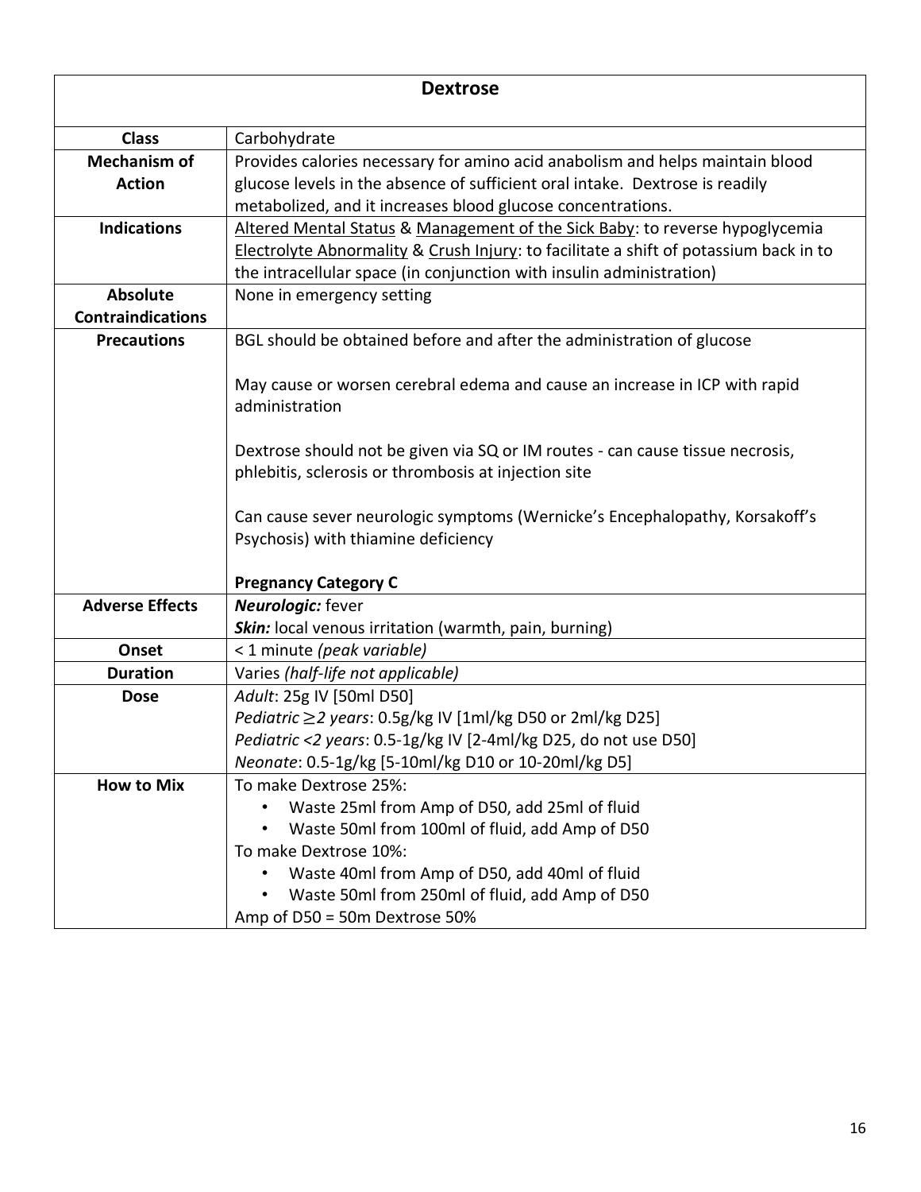| Dextrose | |
|---|---|
| **Class** | Carbohydrate |
| **Mechanism of Action** | Provides calories necessary for amino acid anabolism and helps maintain blood glucose levels in the absence of sufficient oral intake. Dextrose is readily metabolized, and it increases blood glucose concentrations. |
| **Indications** | Altered Mental Status & Management of the Sick Baby: to reverse hypoglycemia<br>Electrolyte Abnormality & Crush Injury: to facilitate a shift of potassium back in to the intracellular space (in conjunction with insulin administration) |
| **Absolute Contraindications** | None in emergency setting |
| **Precautions** | BGL should be obtained before and after the administration of glucose<br><br>May cause or worsen cerebral edema and cause an increase in ICP with rapid administration<br><br>Dextrose should not be given via SQ or IM routes - can cause tissue necrosis, phlebitis, sclerosis or thrombosis at injection site<br><br>Can cause sever neurologic symptoms (Wernicke's Encephalopathy, Korsakoff's Psychosis) with thiamine deficiency<br><br>**Pregnancy Category C** |
| **Adverse Effects** | ***Neurologic:*** fever<br>***Skin:*** local venous irritation (warmth, pain, burning) |
| **Onset** | < 1 minute *(peak variable)* |
| **Duration** | Varies *(half-life not applicable)* |
| **Dose** | *Adult*: 25g IV [50ml D50]<br>*Pediatric ≥2 years*: 0.5g/kg IV [1ml/kg D50 or 2ml/kg D25]<br>*Pediatric <2 years*: 0.5-1g/kg IV [2-4ml/kg D25, do not use D50]<br>*Neonate*: 0.5-1g/kg [5-10ml/kg D10 or 10-20ml/kg D5] |
| **How to Mix** | To make Dextrose 25%:<br>• Waste 25ml from Amp of D50, add 25ml of fluid<br>• Waste 50ml from 100ml of fluid, add Amp of D50<br>To make Dextrose 10%:<br>• Waste 40ml from Amp of D50, add 40ml of fluid<br>• Waste 50ml from 250ml of fluid, add Amp of D50<br>Amp of D50 = 50m Dextrose 50% |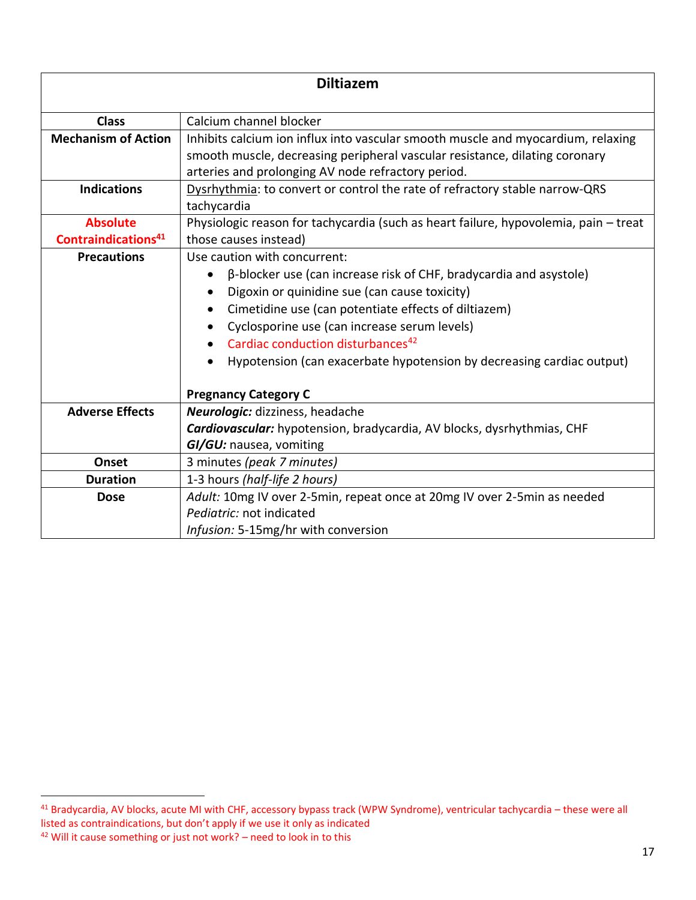| Diltiazem | |
|---|---|
| **Class** | Calcium channel blocker |
| **Mechanism of Action** | Inhibits calcium ion influx into vascular smooth muscle and myocardium, relaxing smooth muscle, decreasing peripheral vascular resistance, dilating coronary arteries and prolonging AV node refractory period. |
| **Indications** | Dysrhythmia: to convert or control the rate of refractory stable narrow-QRS tachycardia |
| **Absolute Contraindications**[41] | Physiologic reason for tachycardia (such as heart failure, hypovolemia, pain – treat those causes instead) |
| **Precautions** | Use caution with concurrent: <br>• β-blocker use (can increase risk of CHF, bradycardia and asystole) <br>• Digoxin or quinidine sue (can cause toxicity) <br>• Cimetidine use (can potentiate effects of diltiazem) <br>• Cyclosporine use (can increase serum levels) <br>• Cardiac conduction disturbances[42] <br>• Hypotension (can exacerbate hypotension by decreasing cardiac output) <br><br>**Pregnancy Category C** |
| **Adverse Effects** | ***Neurologic:*** dizziness, headache <br>***Cardiovascular:*** hypotension, bradycardia, AV blocks, dysrhythmias, CHF <br>***GI/GU:*** nausea, vomiting |
| **Onset** | 3 minutes *(peak 7 minutes)* |
| **Duration** | 1-3 hours *(half-life 2 hours)* |
| **Dose** | *Adult:* 10mg IV over 2-5min, repeat once at 20mg IV over 2-5min as needed <br>*Pediatric:* not indicated <br>*Infusion:* 5-15mg/hr with conversion |

[41] Bradycardia, AV blocks, acute MI with CHF, accessory bypass track (WPW Syndrome), ventricular tachycardia – these were all listed as contraindications, but don't apply if we use it only as indicated

[42] Will it cause something or just not work? – need to look in to this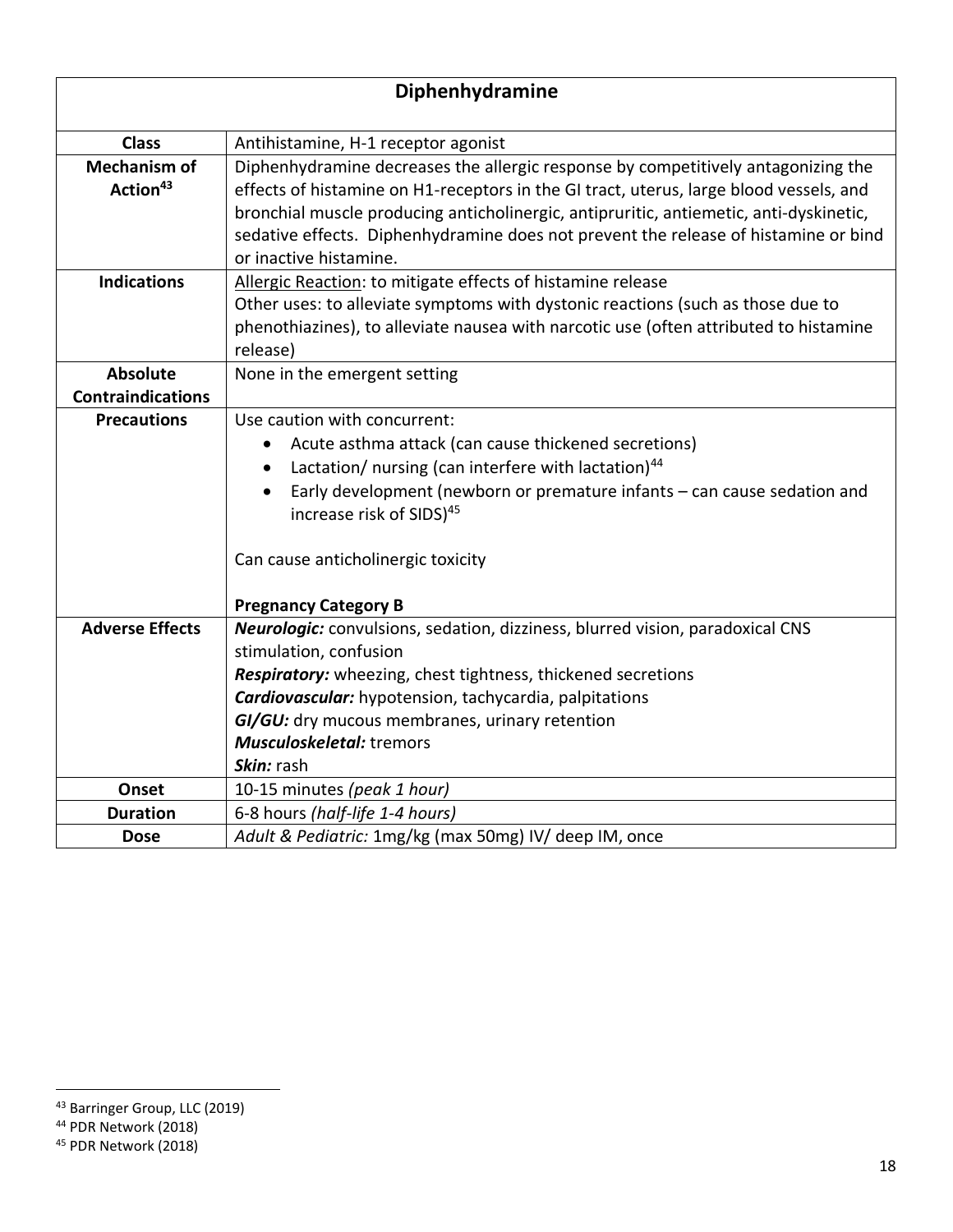| Diphenhydramine | |
|---|---|
| **Class** | Antihistamine, H-1 receptor agonist |
| **Mechanism of Action**[43] | Diphenhydramine decreases the allergic response by competitively antagonizing the effects of histamine on H1-receptors in the GI tract, uterus, large blood vessels, and bronchial muscle producing anticholinergic, antipruritic, antiemetic, anti-dyskinetic, sedative effects. Diphenhydramine does not prevent the release of histamine or bind or inactive histamine. |
| **Indications** | <u>Allergic Reaction</u>: to mitigate effects of histamine release<br>Other uses: to alleviate symptoms with dystonic reactions (such as those due to phenothiazines), to alleviate nausea with narcotic use (often attributed to histamine release) |
| **Absolute Contraindications** | None in the emergent setting |
| **Precautions** | Use caution with concurrent:<br>• Acute asthma attack (can cause thickened secretions)<br>• Lactation/ nursing (can interfere with lactation)[44]<br>• Early development (newborn or premature infants – can cause sedation and increase risk of SIDS)[45]<br><br>Can cause anticholinergic toxicity<br><br>**Pregnancy Category B** |
| **Adverse Effects** | ***Neurologic:*** convulsions, sedation, dizziness, blurred vision, paradoxical CNS stimulation, confusion<br>***Respiratory:*** wheezing, chest tightness, thickened secretions<br>***Cardiovascular:*** hypotension, tachycardia, palpitations<br>***GI/GU:*** dry mucous membranes, urinary retention<br>***Musculoskeletal:*** tremors<br>***Skin:*** rash |
| **Onset** | 10-15 minutes *(peak 1 hour)* |
| **Duration** | 6-8 hours *(half-life 1-4 hours)* |
| **Dose** | *Adult & Pediatric:* 1mg/kg (max 50mg) IV/ deep IM, once |

[43] Barringer Group, LLC (2019)
[44] PDR Network (2018)
[45] PDR Network (2018)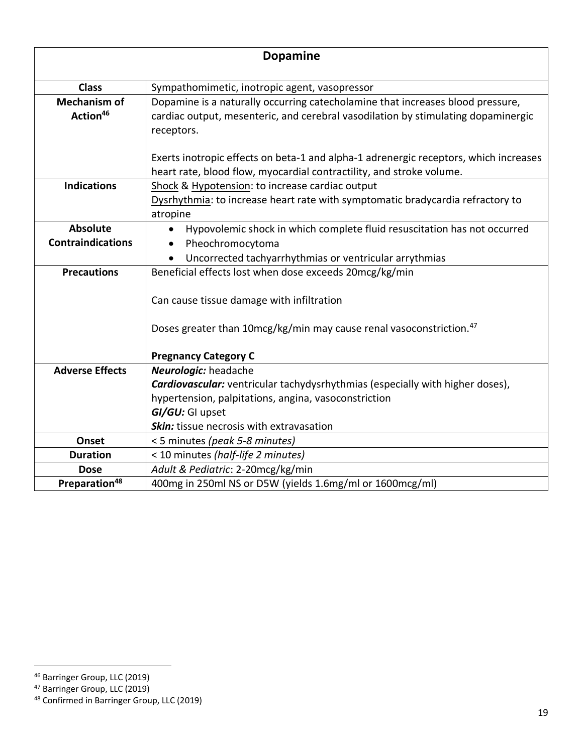| Dopamine | |
|---|---|
| **Class** | Sympathomimetic, inotropic agent, vasopressor |
| **Mechanism of Action**[46] | Dopamine is a naturally occurring catecholamine that increases blood pressure, cardiac output, mesenteric, and cerebral vasodilation by stimulating dopaminergic receptors.<br><br>Exerts inotropic effects on beta-1 and alpha-1 adrenergic receptors, which increases heart rate, blood flow, myocardial contractility, and stroke volume. |
| **Indications** | Shock & Hypotension: to increase cardiac output<br>Dysrhythmia: to increase heart rate with symptomatic bradycardia refractory to atropine |
| **Absolute Contraindications** | • Hypovolemic shock in which complete fluid resuscitation has not occurred<br>• Pheochromocytoma<br>• Uncorrected tachyarrhythmias or ventricular arrythmias |
| **Precautions** | Beneficial effects lost when dose exceeds 20mcg/kg/min<br><br>Can cause tissue damage with infiltration<br><br>Doses greater than 10mcg/kg/min may cause renal vasoconstriction.[47]<br><br>**Pregnancy Category C** |
| **Adverse Effects** | ***Neurologic:*** headache<br>***Cardiovascular:*** ventricular tachydysrhythmias (especially with higher doses), hypertension, palpitations, angina, vasoconstriction<br>***GI/GU:*** GI upset<br>***Skin:*** tissue necrosis with extravasation |
| **Onset** | < 5 minutes *(peak 5-8 minutes)* |
| **Duration** | < 10 minutes *(half-life 2 minutes)* |
| **Dose** | *Adult & Pediatric*: 2-20mcg/kg/min |
| **Preparation**[48] | 400mg in 250ml NS or D5W (yields 1.6mg/ml or 1600mcg/ml) |

[46] Barringer Group, LLC (2019)
[47] Barringer Group, LLC (2019)
[48] Confirmed in Barringer Group, LLC (2019)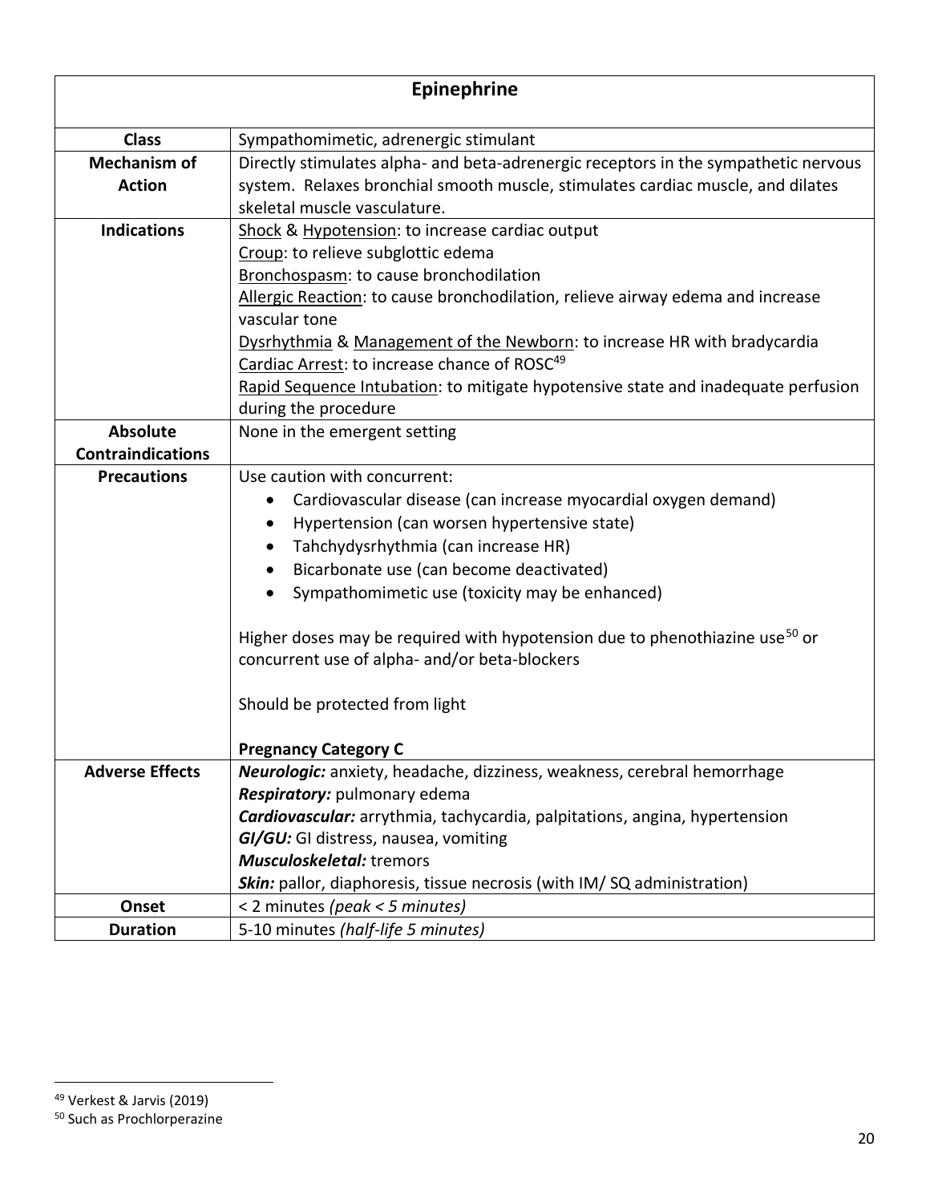| Epinephrine | |
|---|---|
| **Class** | Sympathomimetic, adrenergic stimulant |
| **Mechanism of Action** | Directly stimulates alpha- and beta-adrenergic receptors in the sympathetic nervous system. Relaxes bronchial smooth muscle, stimulates cardiac muscle, and dilates skeletal muscle vasculature. |
| **Indications** | <u>Shock</u> & <u>Hypotension</u>: to increase cardiac output<br><u>Croup</u>: to relieve subglottic edema<br><u>Bronchospasm</u>: to cause bronchodilation<br><u>Allergic Reaction</u>: to cause bronchodilation, relieve airway edema and increase vascular tone<br><u>Dysrhythmia</u> & <u>Management of the Newborn</u>: to increase HR with bradycardia<br><u>Cardiac Arrest</u>: to increase chance of ROSC[49]<br><u>Rapid Sequence Intubation</u>: to mitigate hypotensive state and inadequate perfusion during the procedure |
| **Absolute Contraindications** | None in the emergent setting |
| **Precautions** | Use caution with concurrent:<br>• Cardiovascular disease (can increase myocardial oxygen demand)<br>• Hypertension (can worsen hypertensive state)<br>• Tahchydysrhythmia (can increase HR)<br>• Bicarbonate use (can become deactivated)<br>• Sympathomimetic use (toxicity may be enhanced)<br><br>Higher doses may be required with hypotension due to phenothiazine use[50] or concurrent use of alpha- and/or beta-blockers<br><br>Should be protected from light<br><br>**Pregnancy Category C** |
| **Adverse Effects** | ***Neurologic:*** anxiety, headache, dizziness, weakness, cerebral hemorrhage<br>***Respiratory:*** pulmonary edema<br>***Cardiovascular:*** arrythmia, tachycardia, palpitations, angina, hypertension<br>***GI/GU:*** GI distress, nausea, vomiting<br>***Musculoskeletal:*** tremors<br>***Skin:*** pallor, diaphoresis, tissue necrosis (with IM/ SQ administration) |
| **Onset** | < 2 minutes *(peak < 5 minutes)* |
| **Duration** | 5-10 minutes *(half-life 5 minutes)* |

[49] Verkest & Jarvis (2019)

[50] Such as Prochlorperazine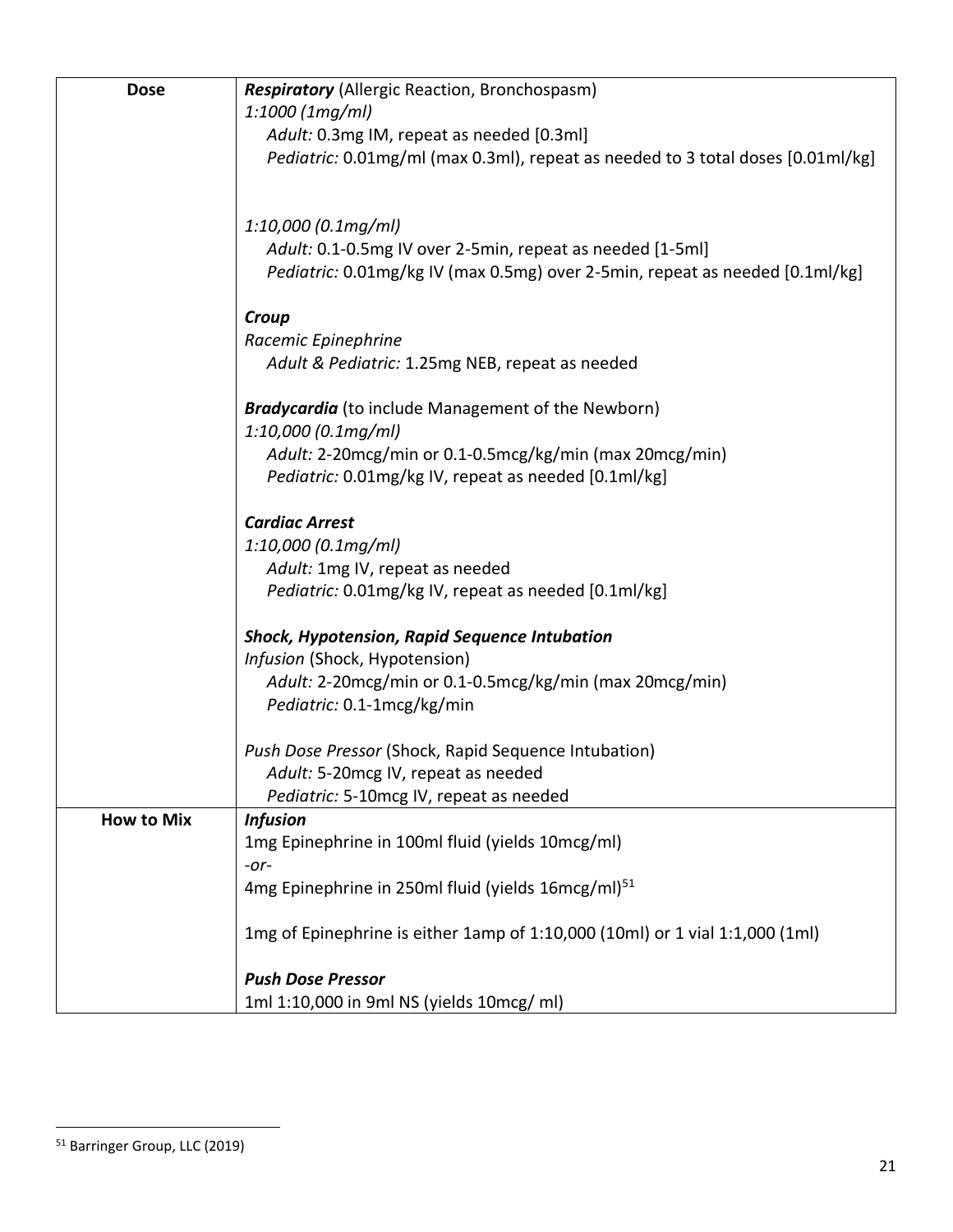| | |
|---|---|
| **Dose** | ***Respiratory*** (Allergic Reaction, Bronchospasm)<br>*1:1000 (1mg/ml)*<br>*Adult:* 0.3mg IM, repeat as needed [0.3ml]<br>*Pediatric:* 0.01mg/ml (max 0.3ml), repeat as needed to 3 total doses [0.01ml/kg]<br><br>*1:10,000 (0.1mg/ml)*<br>*Adult:* 0.1-0.5mg IV over 2-5min, repeat as needed [1-5ml]<br>*Pediatric:* 0.01mg/kg IV (max 0.5mg) over 2-5min, repeat as needed [0.1ml/kg]<br><br>***Croup***<br>*Racemic Epinephrine*<br>*Adult & Pediatric:* 1.25mg NEB, repeat as needed<br><br>***Bradycardia*** (to include Management of the Newborn)<br>*1:10,000 (0.1mg/ml)*<br>*Adult:* 2-20mcg/min or 0.1-0.5mcg/kg/min (max 20mcg/min)<br>*Pediatric:* 0.01mg/kg IV, repeat as needed [0.1ml/kg]<br><br>***Cardiac Arrest***<br>*1:10,000 (0.1mg/ml)*<br>*Adult:* 1mg IV, repeat as needed<br>*Pediatric:* 0.01mg/kg IV, repeat as needed [0.1ml/kg]<br><br>***Shock, Hypotension, Rapid Sequence Intubation***<br>*Infusion* (Shock, Hypotension)<br>*Adult:* 2-20mcg/min or 0.1-0.5mcg/kg/min (max 20mcg/min)<br>*Pediatric:* 0.1-1mcg/kg/min<br><br>*Push Dose Pressor* (Shock, Rapid Sequence Intubation)<br>*Adult:* 5-20mcg IV, repeat as needed<br>*Pediatric:* 5-10mcg IV, repeat as needed |
| **How to Mix** | ***Infusion***<br>1mg Epinephrine in 100ml fluid (yields 10mcg/ml)<br>*-or-*<br>4mg Epinephrine in 250ml fluid (yields 16mcg/ml)[51]<br><br>1mg of Epinephrine is either 1amp of 1:10,000 (10ml) or 1 vial 1:1,000 (1ml)<br><br>***Push Dose Pressor***<br>1ml 1:10,000 in 9ml NS (yields 10mcg/ ml) |

[51] Barringer Group, LLC (2019)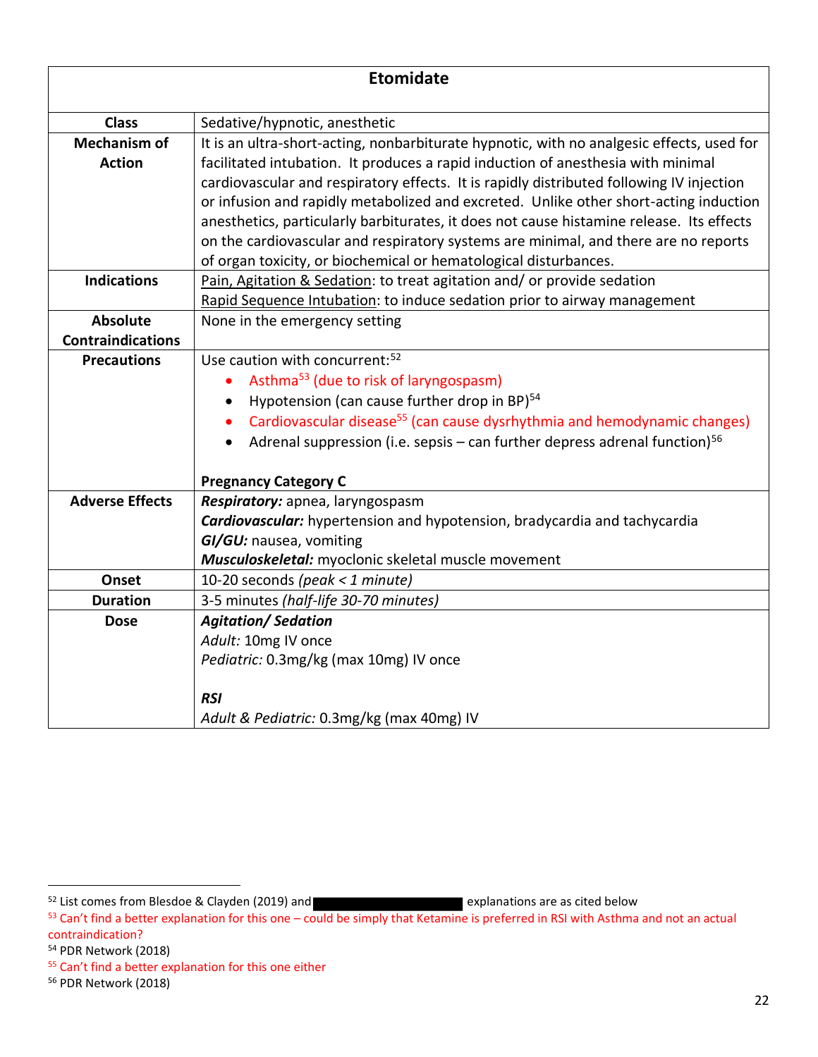| Etomidate | |
|---|---|
| **Class** | Sedative/hypnotic, anesthetic |
| **Mechanism of Action** | It is an ultra-short-acting, nonbarbiturate hypnotic, with no analgesic effects, used for facilitated intubation. It produces a rapid induction of anesthesia with minimal cardiovascular and respiratory effects. It is rapidly distributed following IV injection or infusion and rapidly metabolized and excreted. Unlike other short-acting induction anesthetics, particularly barbiturates, it does not cause histamine release. Its effects on the cardiovascular and respiratory systems are minimal, and there are no reports of organ toxicity, or biochemical or hematological disturbances. |
| **Indications** | Pain, Agitation & Sedation: to treat agitation and/ or provide sedation<br>Rapid Sequence Intubation: to induce sedation prior to airway management |
| **Absolute Contraindications** | None in the emergency setting |
| **Precautions** | Use caution with concurrent:[52]<br>• Asthma[53] (due to risk of laryngospasm)<br>• Hypotension (can cause further drop in BP)[54]<br>• Cardiovascular disease[55] (can cause dysrhythmia and hemodynamic changes)<br>• Adrenal suppression (i.e. sepsis – can further depress adrenal function)[56]<br><br>**Pregnancy Category C** |
| **Adverse Effects** | ***Respiratory:*** apnea, laryngospasm<br>***Cardiovascular:*** hypertension and hypotension, bradycardia and tachycardia<br>***GI/GU:*** nausea, vomiting<br>***Musculoskeletal:*** myoclonic skeletal muscle movement |
| **Onset** | 10-20 seconds *(peak < 1 minute)* |
| **Duration** | 3-5 minutes *(half-life 30-70 minutes)* |
| **Dose** | ***Agitation/ Sedation***<br>*Adult:* 10mg IV once<br>*Pediatric:* 0.3mg/kg (max 10mg) IV once<br><br>***RSI***<br>*Adult & Pediatric:* 0.3mg/kg (max 40mg) IV |

[52] List comes from Blesdoe & Clayden (2019) and [redacted] explanations are as cited below

[53] Can't find a better explanation for this one – could be simply that Ketamine is preferred in RSI with Asthma and not an actual contraindication?

[54] PDR Network (2018)

[55] Can't find a better explanation for this one either

[56] PDR Network (2018)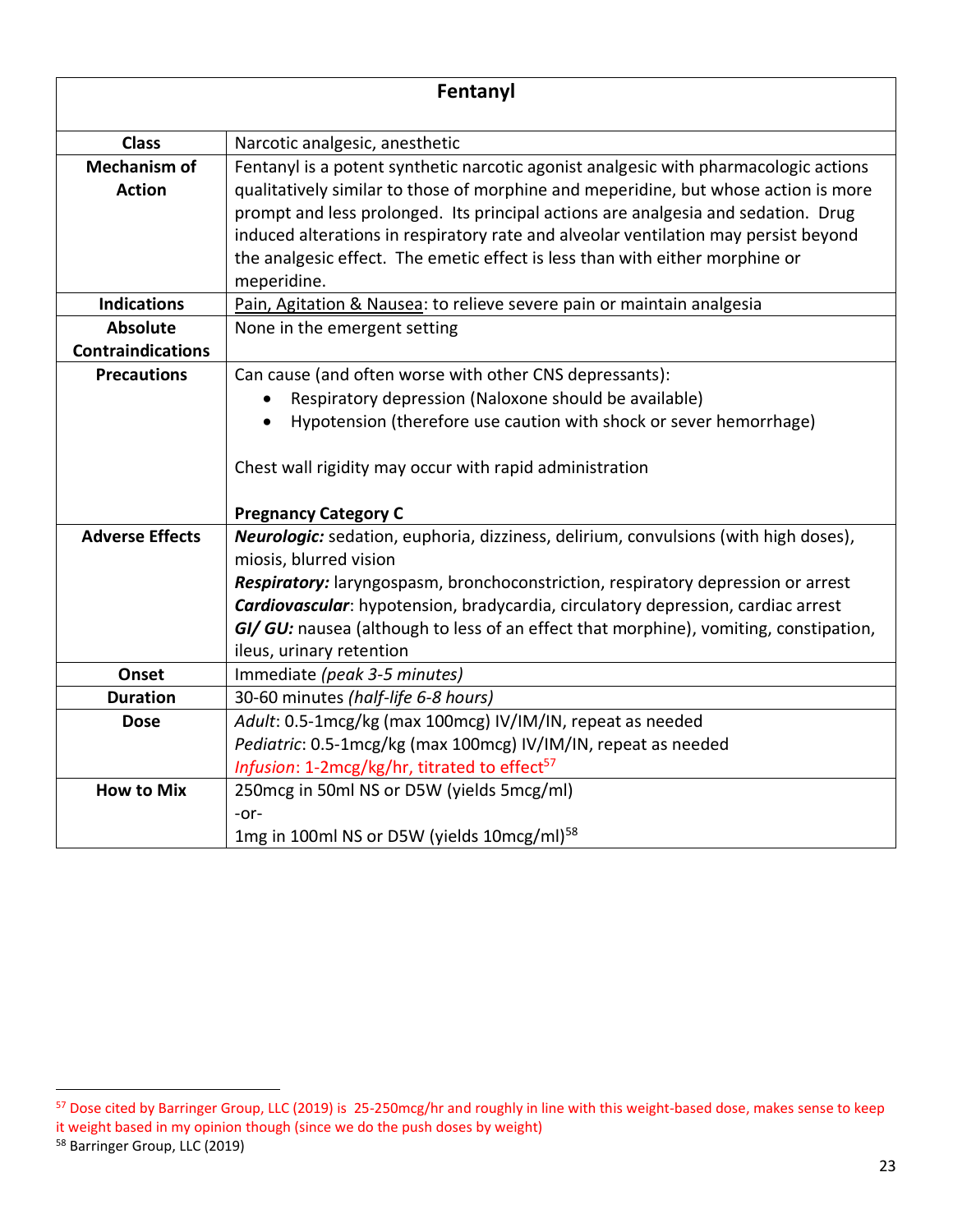| Fentanyl | |
|---|---|
| **Class** | Narcotic analgesic, anesthetic |
| **Mechanism of Action** | Fentanyl is a potent synthetic narcotic agonist analgesic with pharmacologic actions qualitatively similar to those of morphine and meperidine, but whose action is more prompt and less prolonged. Its principal actions are analgesia and sedation. Drug induced alterations in respiratory rate and alveolar ventilation may persist beyond the analgesic effect. The emetic effect is less than with either morphine or meperidine. |
| **Indications** | Pain, Agitation & Nausea: to relieve severe pain or maintain analgesia |
| **Absolute Contraindications** | None in the emergent setting |
| **Precautions** | Can cause (and often worse with other CNS depressants):<br>• Respiratory depression (Naloxone should be available)<br>• Hypotension (therefore use caution with shock or sever hemorrhage)<br><br>Chest wall rigidity may occur with rapid administration<br><br>**Pregnancy Category C** |
| **Adverse Effects** | ***Neurologic:*** sedation, euphoria, dizziness, delirium, convulsions (with high doses), miosis, blurred vision<br>***Respiratory:*** laryngospasm, bronchoconstriction, respiratory depression or arrest<br>***Cardiovascular***: hypotension, bradycardia, circulatory depression, cardiac arrest<br>***GI/ GU:*** nausea (although to less of an effect that morphine), vomiting, constipation, ileus, urinary retention |
| **Onset** | Immediate *(peak 3-5 minutes)* |
| **Duration** | 30-60 minutes *(half-life 6-8 hours)* |
| **Dose** | *Adult*: 0.5-1mcg/kg (max 100mcg) IV/IM/IN, repeat as needed<br>*Pediatric*: 0.5-1mcg/kg (max 100mcg) IV/IM/IN, repeat as needed<br>*Infusion*: 1-2mcg/kg/hr, titrated to effect[57] |
| **How to Mix** | 250mcg in 50ml NS or D5W (yields 5mcg/ml)<br>-or-<br>1mg in 100ml NS or D5W (yields 10mcg/ml)[58] |

[57] Dose cited by Barringer Group, LLC (2019) is 25-250mcg/hr and roughly in line with this weight-based dose, makes sense to keep it weight based in my opinion though (since we do the push doses by weight)

[58] Barringer Group, LLC (2019)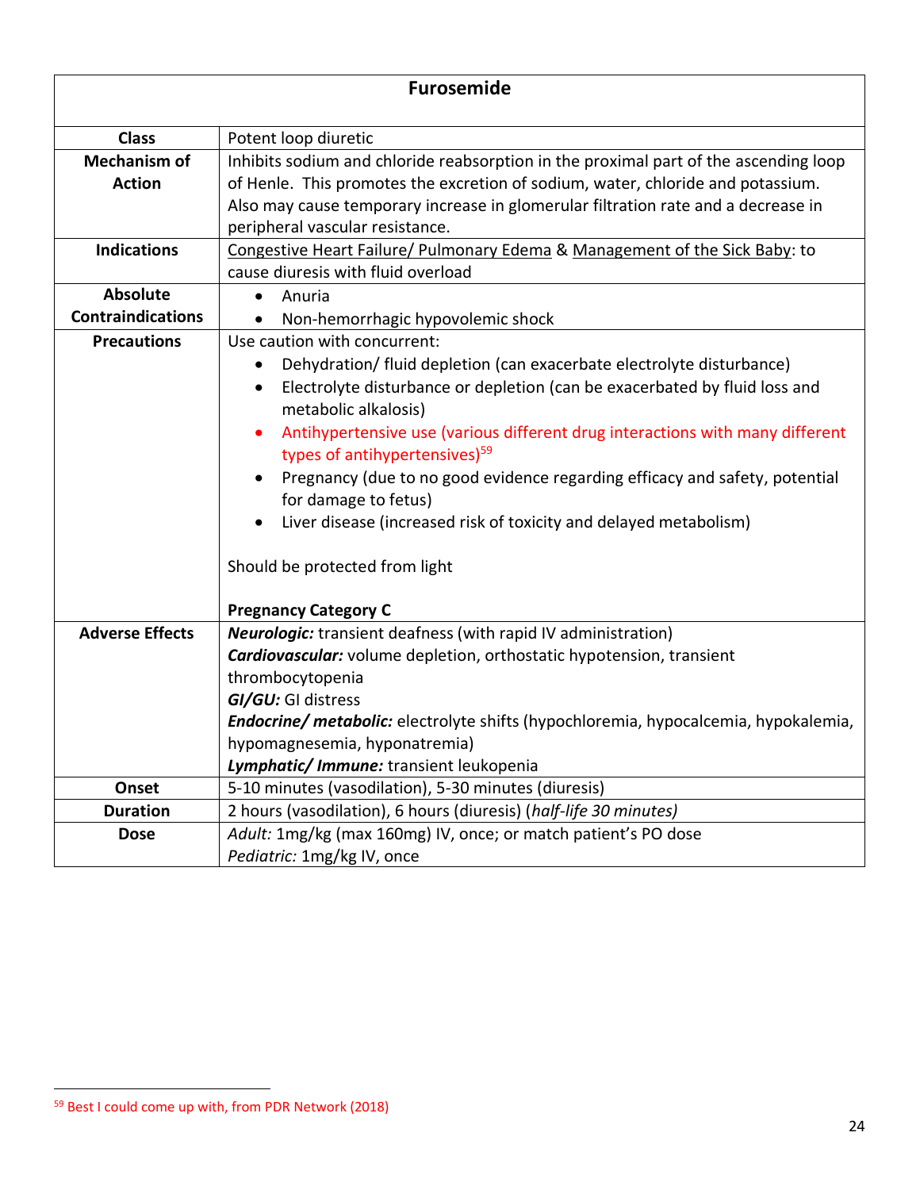| Furosemide | |
|---|---|
| **Class** | Potent loop diuretic |
| **Mechanism of Action** | Inhibits sodium and chloride reabsorption in the proximal part of the ascending loop of Henle. This promotes the excretion of sodium, water, chloride and potassium. Also may cause temporary increase in glomerular filtration rate and a decrease in peripheral vascular resistance. |
| **Indications** | Congestive Heart Failure/ Pulmonary Edema & Management of the Sick Baby: to cause diuresis with fluid overload |
| **Absolute Contraindications** | • Anuria<br>• Non-hemorrhagic hypovolemic shock |
| **Precautions** | Use caution with concurrent:<br>• Dehydration/ fluid depletion (can exacerbate electrolyte disturbance)<br>• Electrolyte disturbance or depletion (can be exacerbated by fluid loss and metabolic alkalosis)<br>• Antihypertensive use (various different drug interactions with many different types of antihypertensives)[59]<br>• Pregnancy (due to no good evidence regarding efficacy and safety, potential for damage to fetus)<br>• Liver disease (increased risk of toxicity and delayed metabolism)<br><br>Should be protected from light<br><br>**Pregnancy Category C** |
| **Adverse Effects** | ***Neurologic:*** transient deafness (with rapid IV administration)<br>***Cardiovascular:*** volume depletion, orthostatic hypotension, transient thrombocytopenia<br>***GI/GU:*** GI distress<br>***Endocrine/ metabolic:*** electrolyte shifts (hypochloremia, hypocalcemia, hypokalemia, hypomagnesemia, hyponatremia)<br>***Lymphatic/ Immune:*** transient leukopenia |
| **Onset** | 5-10 minutes (vasodilation), 5-30 minutes (diuresis) |
| **Duration** | 2 hours (vasodilation), 6 hours (diuresis) (*half-life 30 minutes)* |
| **Dose** | *Adult:* 1mg/kg (max 160mg) IV, once; or match patient's PO dose<br>*Pediatric:* 1mg/kg IV, once |

[59] Best I could come up with, from PDR Network (2018)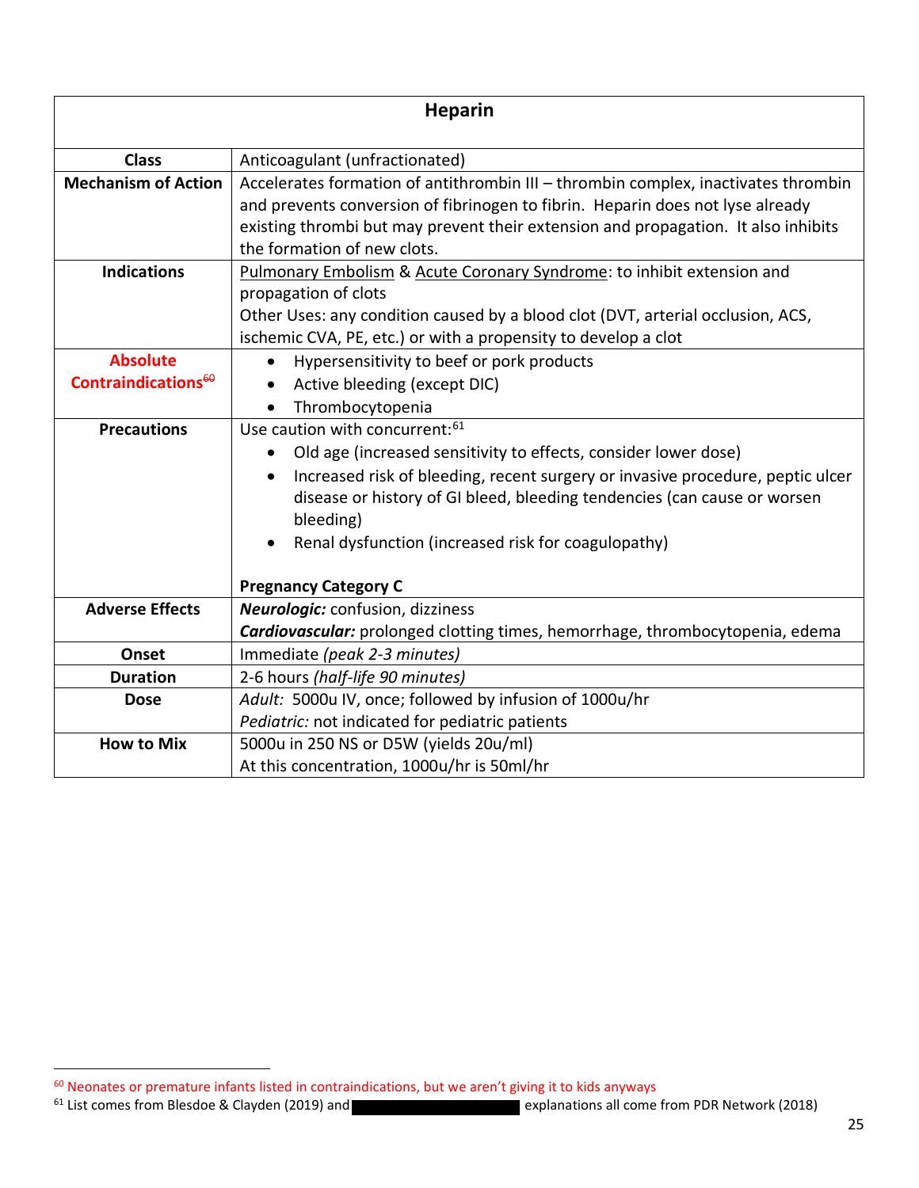| Heparin | |
|---|---|
| **Class** | Anticoagulant (unfractionated) |
| **Mechanism of Action** | Accelerates formation of antithrombin III – thrombin complex, inactivates thrombin and prevents conversion of fibrinogen to fibrin. Heparin does not lyse already existing thrombi but may prevent their extension and propagation. It also inhibits the formation of new clots. |
| **Indications** | Pulmonary Embolism & Acute Coronary Syndrome: to inhibit extension and propagation of clots<br>Other Uses: any condition caused by a blood clot (DVT, arterial occlusion, ACS, ischemic CVA, PE, etc.) or with a propensity to develop a clot |
| **Absolute Contraindications**[60] | • Hypersensitivity to beef or pork products<br>• Active bleeding (except DIC)<br>• Thrombocytopenia |
| **Precautions** | Use caution with concurrent:[61]<br>• Old age (increased sensitivity to effects, consider lower dose)<br>• Increased risk of bleeding, recent surgery or invasive procedure, peptic ulcer disease or history of GI bleed, bleeding tendencies (can cause or worsen bleeding)<br>• Renal dysfunction (increased risk for coagulopathy)<br><br>**Pregnancy Category C** |
| **Adverse Effects** | ***Neurologic:*** confusion, dizziness<br>***Cardiovascular:*** prolonged clotting times, hemorrhage, thrombocytopenia, edema |
| **Onset** | Immediate *(peak 2-3 minutes)* |
| **Duration** | 2-6 hours *(half-life 90 minutes)* |
| **Dose** | *Adult:* 5000u IV, once; followed by infusion of 1000u/hr<br>*Pediatric:* not indicated for pediatric patients |
| **How to Mix** | 5000u in 250 NS or D5W (yields 20u/ml)<br>At this concentration, 1000u/hr is 50ml/hr |

[60] Neonates or premature infants listed in contraindications, but we aren't giving it to kids anyways

[61] List comes from Blesdoe & Clayden (2019) and [redacted] explanations all come from PDR Network (2018)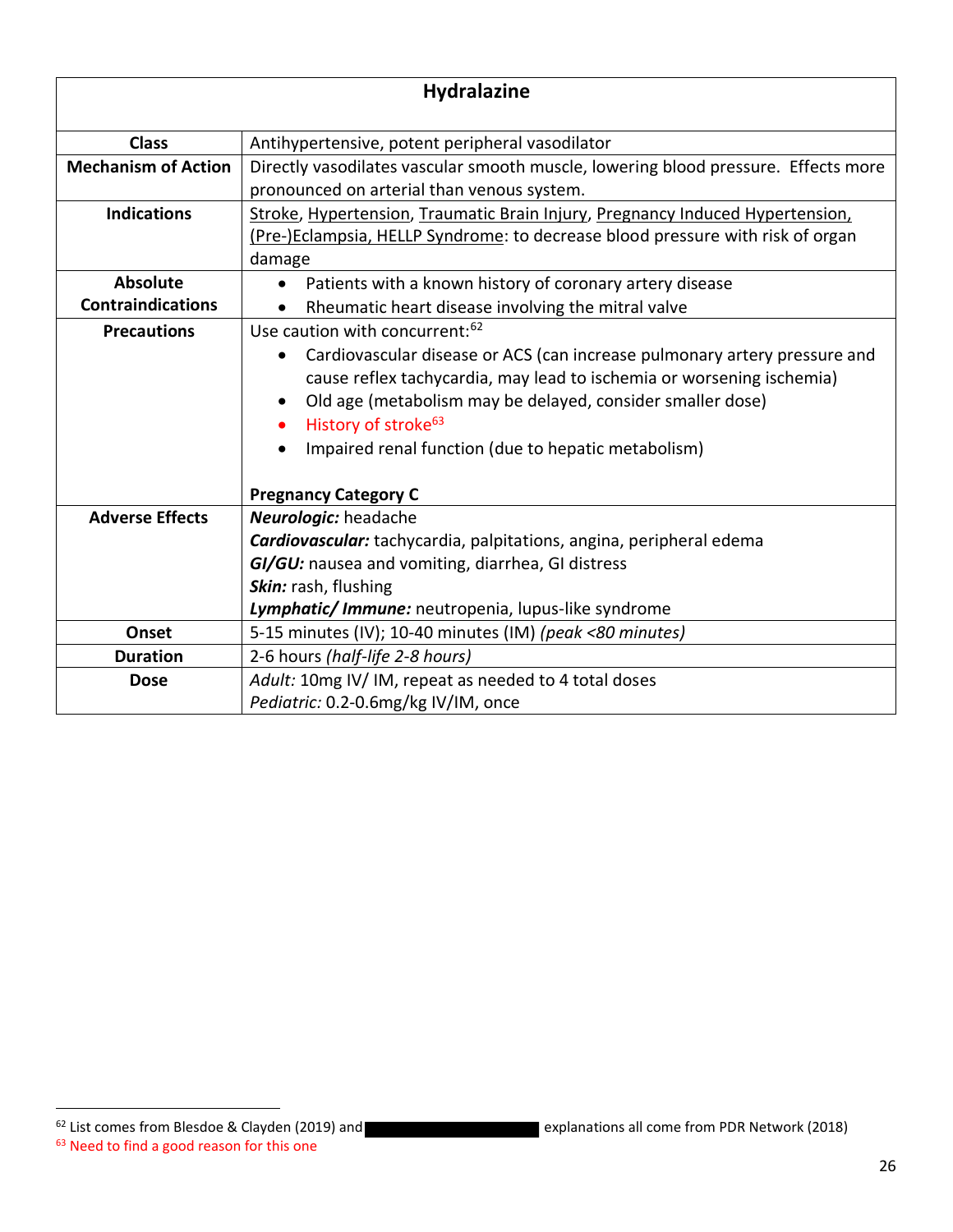| **Hydralazine** | |
|---|---|
| **Class** | Antihypertensive, potent peripheral vasodilator |
| **Mechanism of Action** | Directly vasodilates vascular smooth muscle, lowering blood pressure. Effects more pronounced on arterial than venous system. |
| **Indications** | Stroke, Hypertension, Traumatic Brain Injury, Pregnancy Induced Hypertension, (Pre-)Eclampsia, HELLP Syndrome: to decrease blood pressure with risk of organ damage |
| **Absolute Contraindications** | • Patients with a known history of coronary artery disease<br>• Rheumatic heart disease involving the mitral valve |
| **Precautions** | Use caution with concurrent:[62]<br>• Cardiovascular disease or ACS (can increase pulmonary artery pressure and cause reflex tachycardia, may lead to ischemia or worsening ischemia)<br>• Old age (metabolism may be delayed, consider smaller dose)<br>• History of stroke[63]<br>• Impaired renal function (due to hepatic metabolism)<br><br>**Pregnancy Category C** |
| **Adverse Effects** | ***Neurologic:*** headache<br>***Cardiovascular:*** tachycardia, palpitations, angina, peripheral edema<br>***GI/GU:*** nausea and vomiting, diarrhea, GI distress<br>***Skin:*** rash, flushing<br>***Lymphatic/ Immune:*** neutropenia, lupus-like syndrome |
| **Onset** | 5-15 minutes (IV); 10-40 minutes (IM) *(peak <80 minutes)* |
| **Duration** | 2-6 hours *(half-life 2-8 hours)* |
| **Dose** | *Adult:* 10mg IV/ IM, repeat as needed to 4 total doses<br>*Pediatric:* 0.2-0.6mg/kg IV/IM, once |

[62] List comes from Blesdoe & Clayden (2019) and [redacted] explanations all come from PDR Network (2018)

[63] Need to find a good reason for this one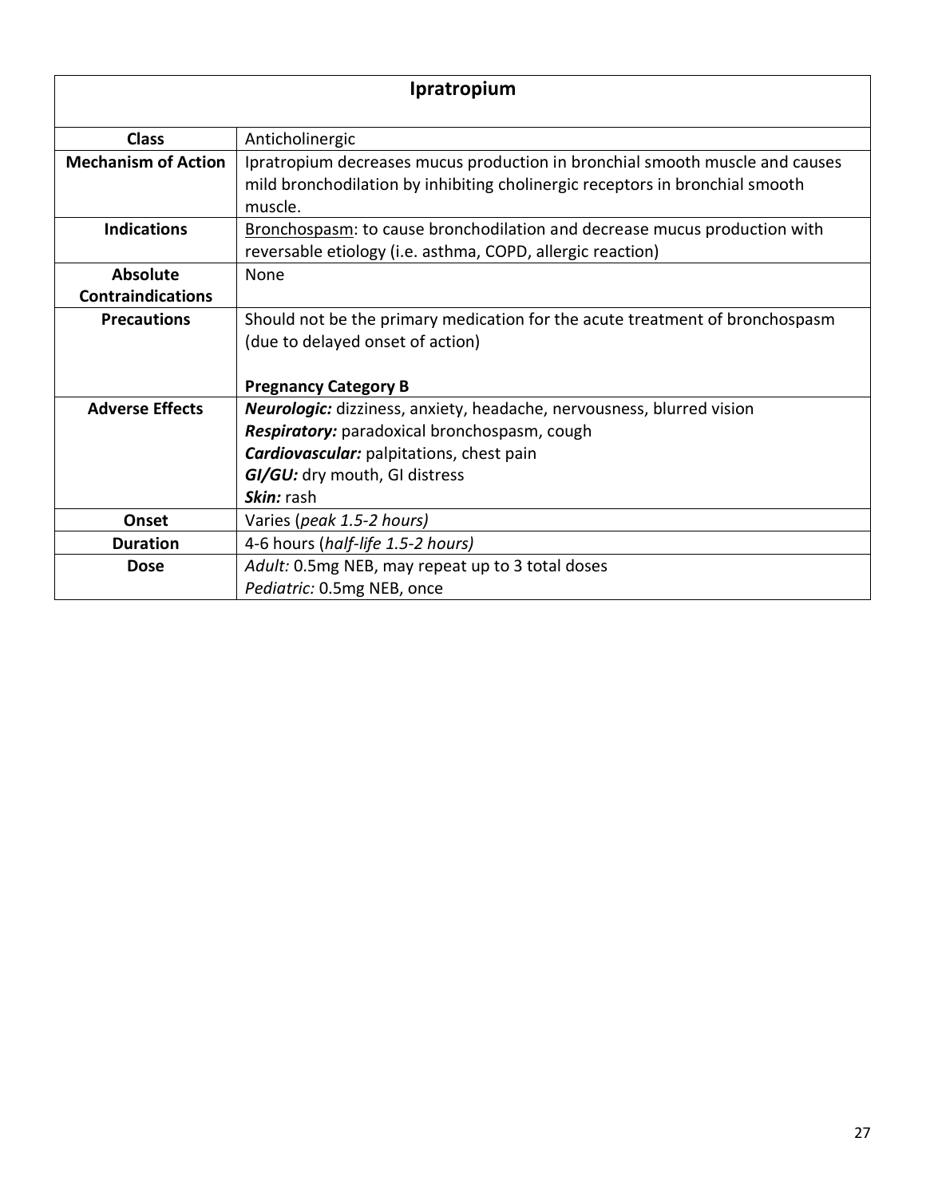| Ipratropium | |
|---|---|
| **Class** | Anticholinergic |
| **Mechanism of Action** | Ipratropium decreases mucus production in bronchial smooth muscle and causes mild bronchodilation by inhibiting cholinergic receptors in bronchial smooth muscle. |
| **Indications** | Bronchospasm: to cause bronchodilation and decrease mucus production with reversable etiology (i.e. asthma, COPD, allergic reaction) |
| **Absolute Contraindications** | None |
| **Precautions** | Should not be the primary medication for the acute treatment of bronchospasm (due to delayed onset of action)<br><br>**Pregnancy Category B** |
| **Adverse Effects** | ***Neurologic:*** dizziness, anxiety, headache, nervousness, blurred vision<br>***Respiratory:*** paradoxical bronchospasm, cough<br>***Cardiovascular:*** palpitations, chest pain<br>***GI/GU:*** dry mouth, GI distress<br>***Skin:*** rash |
| **Onset** | Varies (*peak 1.5-2 hours)* |
| **Duration** | 4-6 hours (*half-life 1.5-2 hours)* |
| **Dose** | *Adult:* 0.5mg NEB, may repeat up to 3 total doses<br>*Pediatric:* 0.5mg NEB, once |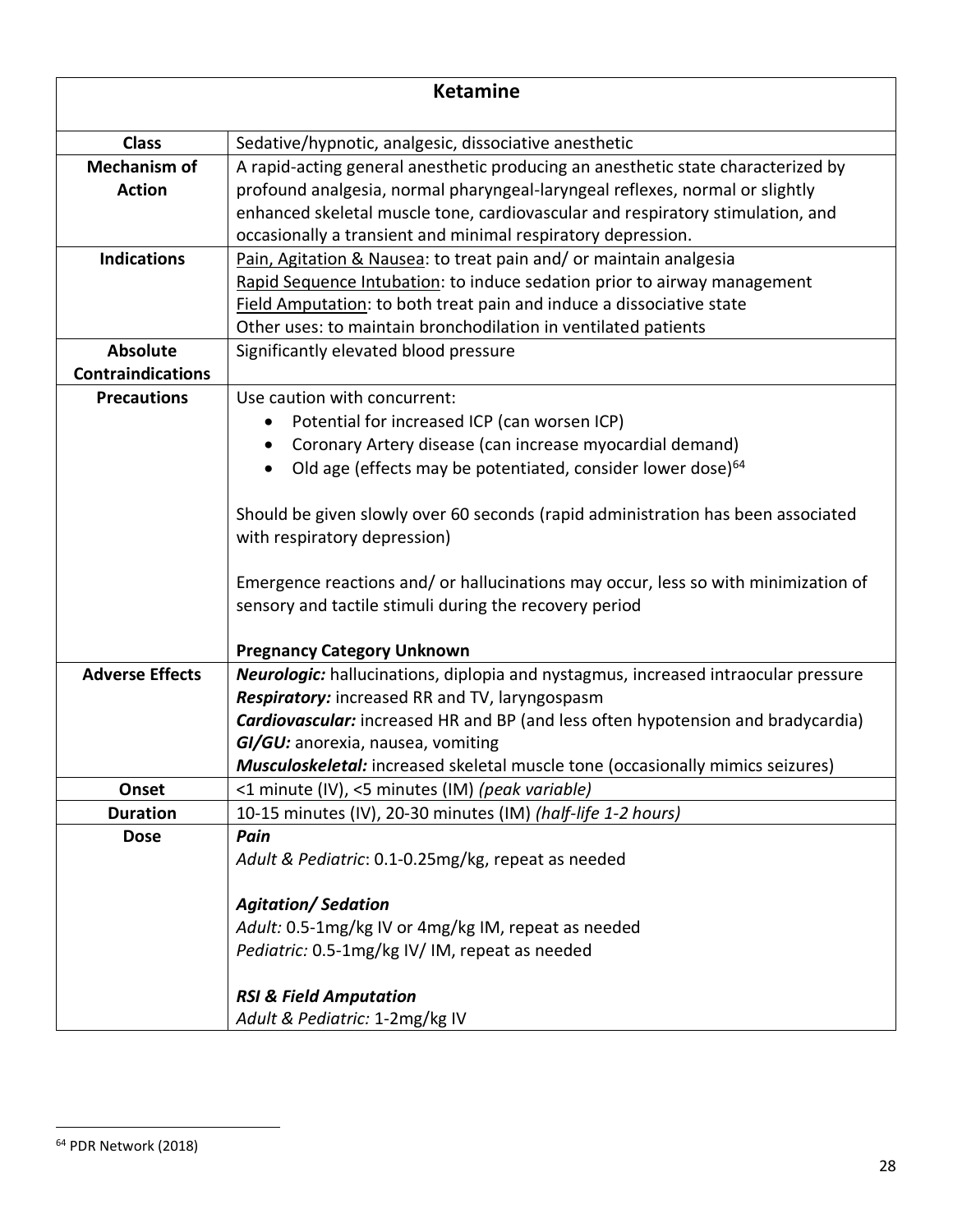| Ketamine | |
|---|---|
| **Class** | Sedative/hypnotic, analgesic, dissociative anesthetic |
| **Mechanism of Action** | A rapid-acting general anesthetic producing an anesthetic state characterized by profound analgesia, normal pharyngeal-laryngeal reflexes, normal or slightly enhanced skeletal muscle tone, cardiovascular and respiratory stimulation, and occasionally a transient and minimal respiratory depression. |
| **Indications** | <u>Pain, Agitation & Nausea</u>: to treat pain and/ or maintain analgesia<br><u>Rapid Sequence Intubation</u>: to induce sedation prior to airway management<br><u>Field Amputation</u>: to both treat pain and induce a dissociative state<br>Other uses: to maintain bronchodilation in ventilated patients |
| **Absolute Contraindications** | Significantly elevated blood pressure |
| **Precautions** | Use caution with concurrent:<br>• Potential for increased ICP (can worsen ICP)<br>• Coronary Artery disease (can increase myocardial demand)<br>• Old age (effects may be potentiated, consider lower dose)[64]<br><br>Should be given slowly over 60 seconds (rapid administration has been associated with respiratory depression)<br><br>Emergence reactions and/ or hallucinations may occur, less so with minimization of sensory and tactile stimuli during the recovery period<br><br>**Pregnancy Category Unknown** |
| **Adverse Effects** | ***Neurologic:*** hallucinations, diplopia and nystagmus, increased intraocular pressure<br>***Respiratory:*** increased RR and TV, laryngospasm<br>***Cardiovascular:*** increased HR and BP (and less often hypotension and bradycardia)<br>***GI/GU:*** anorexia, nausea, vomiting<br>***Musculoskeletal:*** increased skeletal muscle tone (occasionally mimics seizures) |
| **Onset** | <1 minute (IV), <5 minutes (IM) *(peak variable)* |
| **Duration** | 10-15 minutes (IV), 20-30 minutes (IM) *(half-life 1-2 hours)* |
| **Dose** | ***Pain***<br>*Adult & Pediatric*: 0.1-0.25mg/kg, repeat as needed<br><br>***Agitation/ Sedation***<br>*Adult:* 0.5-1mg/kg IV or 4mg/kg IM, repeat as needed<br>*Pediatric:* 0.5-1mg/kg IV/ IM, repeat as needed<br><br>***RSI & Field Amputation***<br>*Adult & Pediatric:* 1-2mg/kg IV |

[64] PDR Network (2018)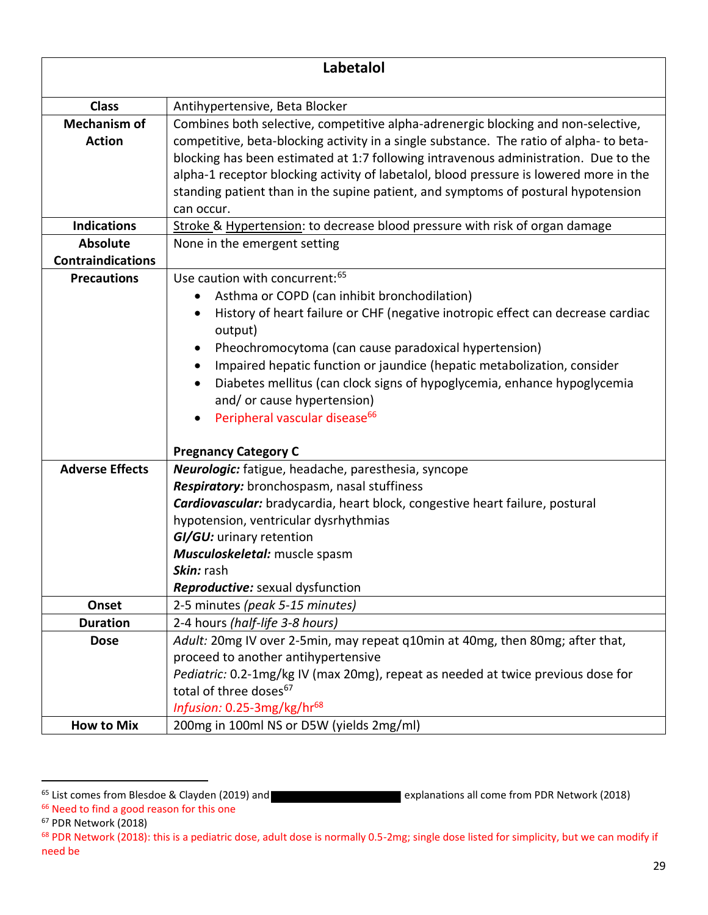| Labetalol | |
|---|---|
| **Class** | Antihypertensive, Beta Blocker |
| **Mechanism of Action** | Combines both selective, competitive alpha-adrenergic blocking and non-selective, competitive, beta-blocking activity in a single substance. The ratio of alpha- to beta-blocking has been estimated at 1:7 following intravenous administration. Due to the alpha-1 receptor blocking activity of labetalol, blood pressure is lowered more in the standing patient than in the supine patient, and symptoms of postural hypotension can occur. |
| **Indications** | Stroke & Hypertension: to decrease blood pressure with risk of organ damage |
| **Absolute Contraindications** | None in the emergent setting |
| **Precautions** | Use caution with concurrent:[65]<br>• Asthma or COPD (can inhibit bronchodilation)<br>• History of heart failure or CHF (negative inotropic effect can decrease cardiac output)<br>• Pheochromocytoma (can cause paradoxical hypertension)<br>• Impaired hepatic function or jaundice (hepatic metabolization, consider<br>• Diabetes mellitus (can clock signs of hypoglycemia, enhance hypoglycemia and/ or cause hypertension)<br>• Peripheral vascular disease[66]<br><br>**Pregnancy Category C** |
| **Adverse Effects** | ***Neurologic:*** fatigue, headache, paresthesia, syncope<br>***Respiratory:*** bronchospasm, nasal stuffiness<br>***Cardiovascular:*** bradycardia, heart block, congestive heart failure, postural hypotension, ventricular dysrhythmias<br>***GI/GU:*** urinary retention<br>***Musculoskeletal:*** muscle spasm<br>***Skin:*** rash<br>***Reproductive:*** sexual dysfunction |
| **Onset** | 2-5 minutes *(peak 5-15 minutes)* |
| **Duration** | 2-4 hours *(half-life 3-8 hours)* |
| **Dose** | *Adult:* 20mg IV over 2-5min, may repeat q10min at 40mg, then 80mg; after that, proceed to another antihypertensive<br>*Pediatric:* 0.2-1mg/kg IV (max 20mg), repeat as needed at twice previous dose for total of three doses[67]<br>*Infusion:* 0.25-3mg/kg/hr[68] |
| **How to Mix** | 200mg in 100ml NS or D5W (yields 2mg/ml) |

[65] List comes from Blesdoe & Clayden (2019) and ████████████ explanations all come from PDR Network (2018)

[66] Need to find a good reason for this one

[67] PDR Network (2018)

[68] PDR Network (2018): this is a pediatric dose, adult dose is normally 0.5-2mg; single dose listed for simplicity, but we can modify if need be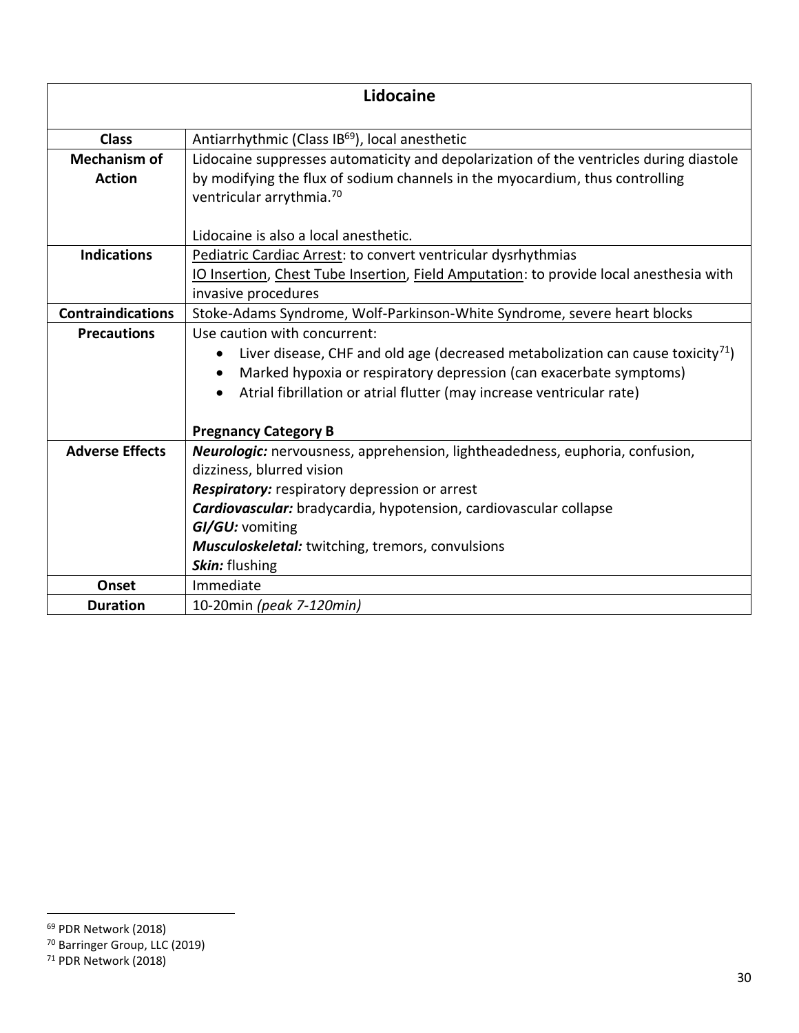| Lidocaine | |
|---|---|
| **Class** | Antiarrhythmic (Class IB[69]), local anesthetic |
| **Mechanism of Action** | Lidocaine suppresses automaticity and depolarization of the ventricles during diastole by modifying the flux of sodium channels in the myocardium, thus controlling ventricular arrythmia.[70]<br><br>Lidocaine is also a local anesthetic. |
| **Indications** | <u>Pediatric Cardiac Arrest</u>: to convert ventricular dysrhythmias<br><u>IO Insertion</u>, <u>Chest Tube Insertion</u>, <u>Field Amputation</u>: to provide local anesthesia with invasive procedures |
| **Contraindications** | Stoke-Adams Syndrome, Wolf-Parkinson-White Syndrome, severe heart blocks |
| **Precautions** | Use caution with concurrent:<br>• Liver disease, CHF and old age (decreased metabolization can cause toxicity[71])<br>• Marked hypoxia or respiratory depression (can exacerbate symptoms)<br>• Atrial fibrillation or atrial flutter (may increase ventricular rate)<br><br>**Pregnancy Category B** |
| **Adverse Effects** | ***Neurologic:*** nervousness, apprehension, lightheadedness, euphoria, confusion, dizziness, blurred vision<br>***Respiratory:*** respiratory depression or arrest<br>***Cardiovascular:*** bradycardia, hypotension, cardiovascular collapse<br>***GI/GU:*** vomiting<br>***Musculoskeletal:*** twitching, tremors, convulsions<br>***Skin:*** flushing |
| **Onset** | Immediate |
| **Duration** | 10-20min *(peak 7-120min)* |

[69] PDR Network (2018)
[70] Barringer Group, LLC (2019)
[71] PDR Network (2018)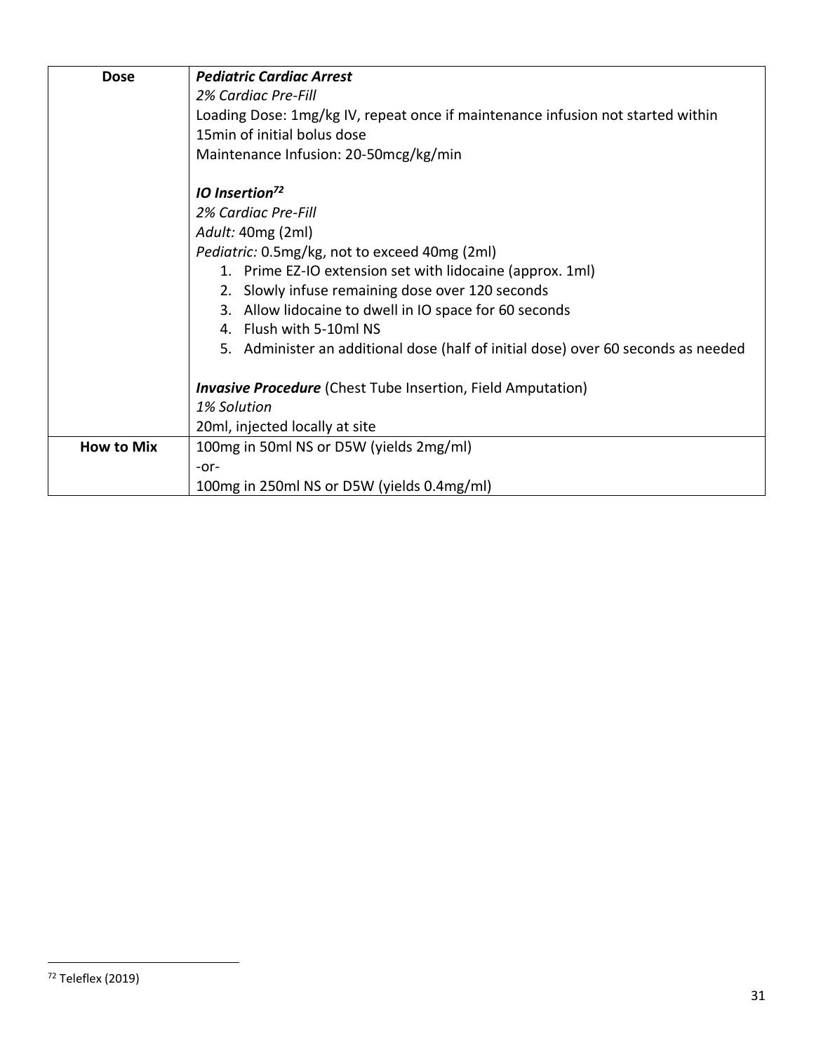| | |
|---|---|
| **Dose** | ***Pediatric Cardiac Arrest***<br>*2% Cardiac Pre-Fill*<br>Loading Dose: 1mg/kg IV, repeat once if maintenance infusion not started within 15min of initial bolus dose<br>Maintenance Infusion: 20-50mcg/kg/min<br><br>***IO Insertion***[72]<br>*2% Cardiac Pre-Fill*<br>*Adult:* 40mg (2ml)<br>*Pediatric:* 0.5mg/kg, not to exceed 40mg (2ml)<br>1. Prime EZ-IO extension set with lidocaine (approx. 1ml)<br>2. Slowly infuse remaining dose over 120 seconds<br>3. Allow lidocaine to dwell in IO space for 60 seconds<br>4. Flush with 5-10ml NS<br>5. Administer an additional dose (half of initial dose) over 60 seconds as needed<br><br>***Invasive Procedure*** (Chest Tube Insertion, Field Amputation)<br>*1% Solution*<br>20ml, injected locally at site |
| **How to Mix** | 100mg in 50ml NS or D5W (yields 2mg/ml)<br>-or-<br>100mg in 250ml NS or D5W (yields 0.4mg/ml) |

[72] Teleflex (2019)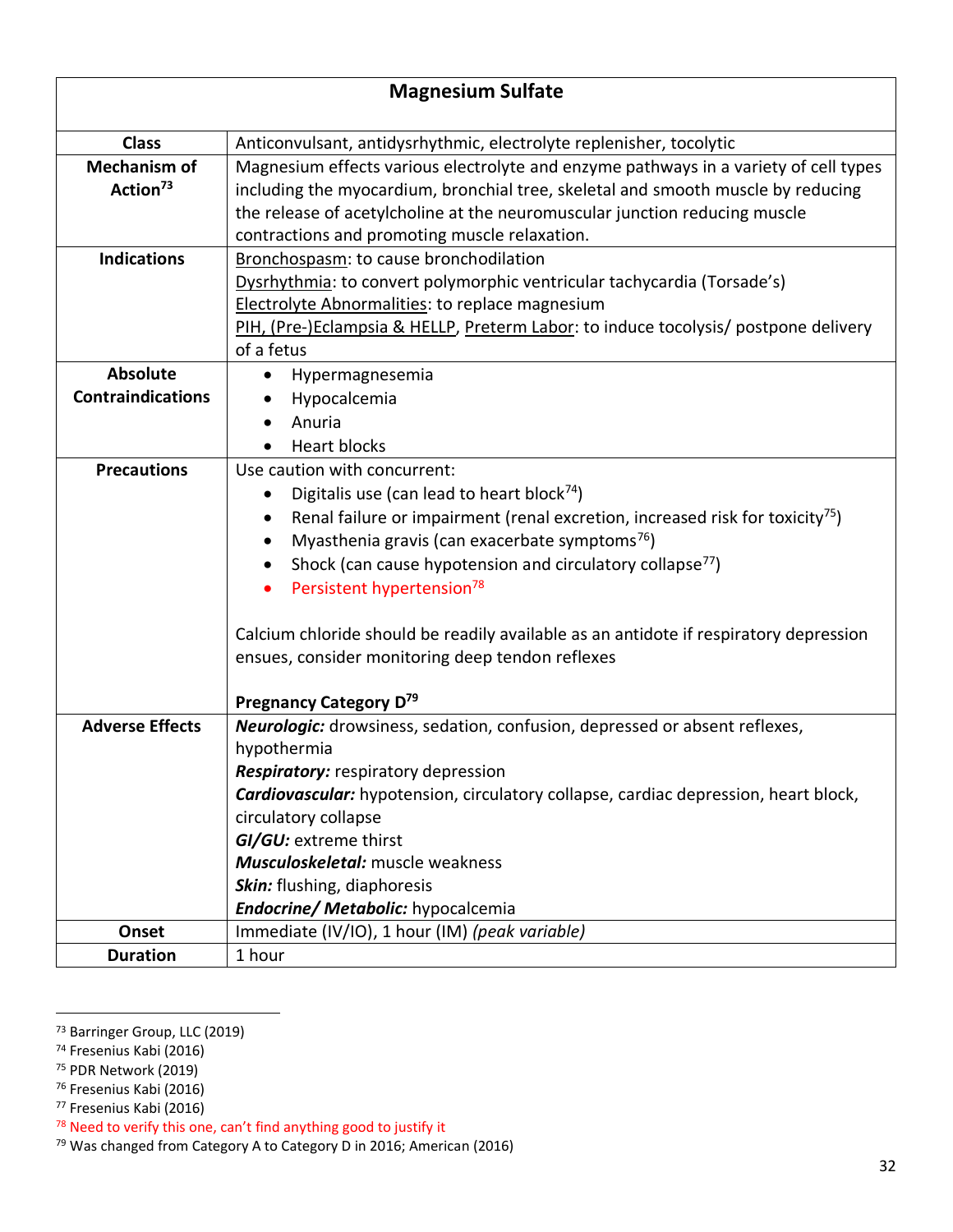| Magnesium Sulfate | |
|---|---|
| **Class** | Anticonvulsant, antidysrhythmic, electrolyte replenisher, tocolytic |
| **Mechanism of Action**[73] | Magnesium effects various electrolyte and enzyme pathways in a variety of cell types including the myocardium, bronchial tree, skeletal and smooth muscle by reducing the release of acetylcholine at the neuromuscular junction reducing muscle contractions and promoting muscle relaxation. |
| **Indications** | <u>Bronchospasm</u>: to cause bronchodilation<br><u>Dysrhythmia</u>: to convert polymorphic ventricular tachycardia (Torsade's)<br><u>Electrolyte Abnormalities</u>: to replace magnesium<br><u>PIH, (Pre-)Eclampsia & HELLP</u>, <u>Preterm Labor</u>: to induce tocolysis/ postpone delivery of a fetus |
| **Absolute Contraindications** | • Hypermagnesemia<br>• Hypocalcemia<br>• Anuria<br>• Heart blocks |
| **Precautions** | Use caution with concurrent:<br>• Digitalis use (can lead to heart block[74])<br>• Renal failure or impairment (renal excretion, increased risk for toxicity[75])<br>• Myasthenia gravis (can exacerbate symptoms[76])<br>• Shock (can cause hypotension and circulatory collapse[77])<br>• Persistent hypertension[78]<br><br>Calcium chloride should be readily available as an antidote if respiratory depression ensues, consider monitoring deep tendon reflexes<br><br>**Pregnancy Category D**[79] |
| **Adverse Effects** | ***Neurologic:*** drowsiness, sedation, confusion, depressed or absent reflexes, hypothermia<br>***Respiratory:*** respiratory depression<br>***Cardiovascular:*** hypotension, circulatory collapse, cardiac depression, heart block, circulatory collapse<br>***GI/GU:*** extreme thirst<br>***Musculoskeletal:*** muscle weakness<br>***Skin:*** flushing, diaphoresis<br>***Endocrine/ Metabolic:*** hypocalcemia |
| **Onset** | Immediate (IV/IO), 1 hour (IM) *(peak variable)* |
| **Duration** | 1 hour |

[73] Barringer Group, LLC (2019)
[74] Fresenius Kabi (2016)
[75] PDR Network (2019)
[76] Fresenius Kabi (2016)
[77] Fresenius Kabi (2016)
[78] Need to verify this one, can't find anything good to justify it
[79] Was changed from Category A to Category D in 2016; American (2016)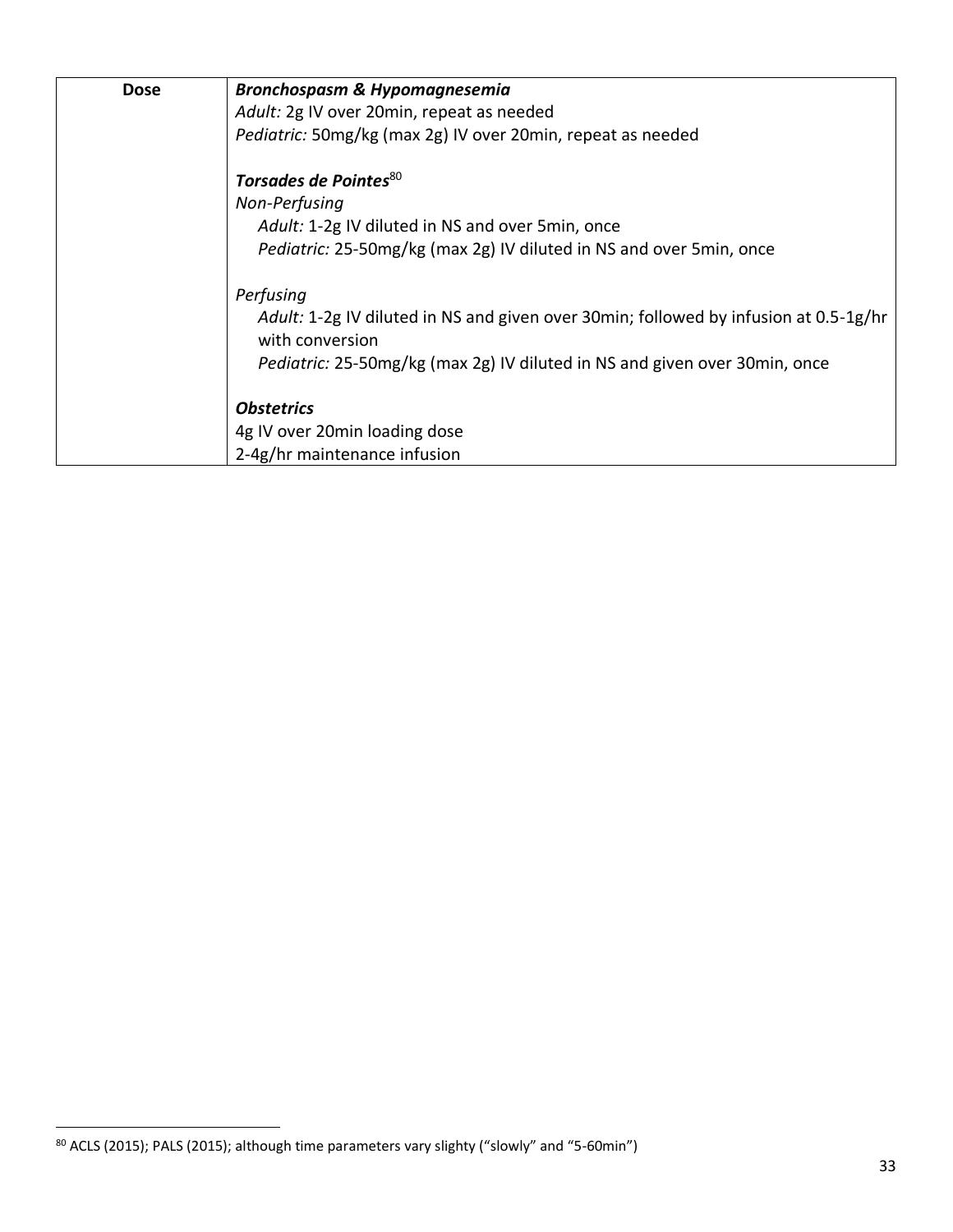| Dose | ***Bronchospasm & Hypomagnesemia***<br>*Adult:* 2g IV over 20min, repeat as needed<br>*Pediatric:* 50mg/kg (max 2g) IV over 20min, repeat as needed<br><br>***Torsades de Pointes***[80]<br>*Non-Perfusing*<br>*Adult:* 1-2g IV diluted in NS and over 5min, once<br>*Pediatric:* 25-50mg/kg (max 2g) IV diluted in NS and over 5min, once<br><br>*Perfusing*<br>*Adult:* 1-2g IV diluted in NS and given over 30min; followed by infusion at 0.5-1g/hr with conversion<br>*Pediatric:* 25-50mg/kg (max 2g) IV diluted in NS and given over 30min, once<br><br>***Obstetrics***<br>4g IV over 20min loading dose<br>2-4g/hr maintenance infusion |
|---|---|

[80] ACLS (2015); PALS (2015); although time parameters vary slighty ("slowly" and "5-60min")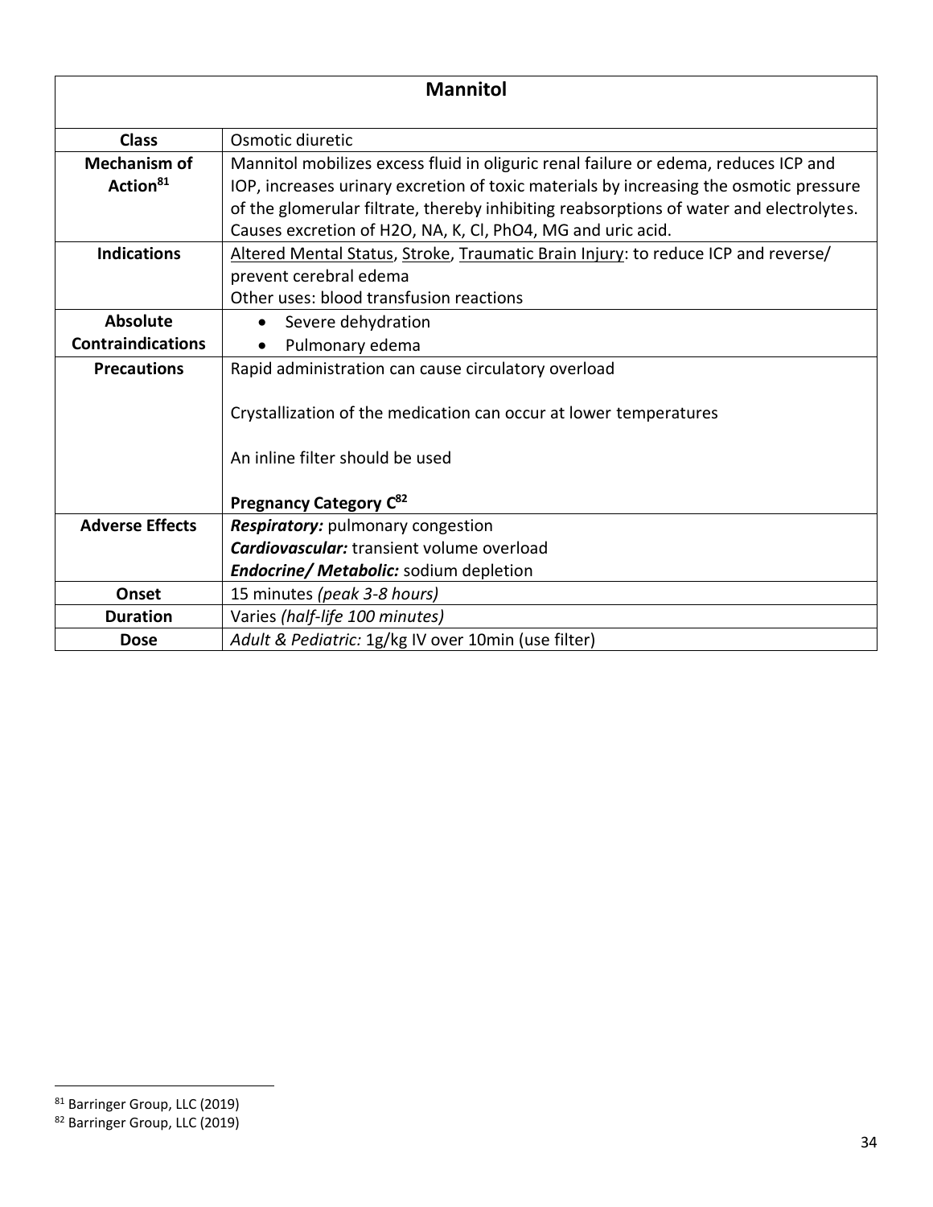| Mannitol | |
|---|---|
| **Class** | Osmotic diuretic |
| **Mechanism of Action**[81] | Mannitol mobilizes excess fluid in oliguric renal failure or edema, reduces ICP and IOP, increases urinary excretion of toxic materials by increasing the osmotic pressure of the glomerular filtrate, thereby inhibiting reabsorptions of water and electrolytes. Causes excretion of H2O, NA, K, Cl, PhO4, MG and uric acid. |
| **Indications** | <u>Altered Mental Status</u>, <u>Stroke</u>, <u>Traumatic Brain Injury</u>: to reduce ICP and reverse/ prevent cerebral edema<br>Other uses: blood transfusion reactions |
| **Absolute Contraindications** | • Severe dehydration<br>• Pulmonary edema |
| **Precautions** | Rapid administration can cause circulatory overload<br><br>Crystallization of the medication can occur at lower temperatures<br><br>An inline filter should be used<br><br>**Pregnancy Category C**[82] |
| **Adverse Effects** | ***Respiratory:*** pulmonary congestion<br>***Cardiovascular:*** transient volume overload<br>***Endocrine/ Metabolic:*** sodium depletion |
| **Onset** | 15 minutes *(peak 3-8 hours)* |
| **Duration** | Varies *(half-life 100 minutes)* |
| **Dose** | *Adult & Pediatric:* 1g/kg IV over 10min (use filter) |

[81] Barringer Group, LLC (2019)

[82] Barringer Group, LLC (2019)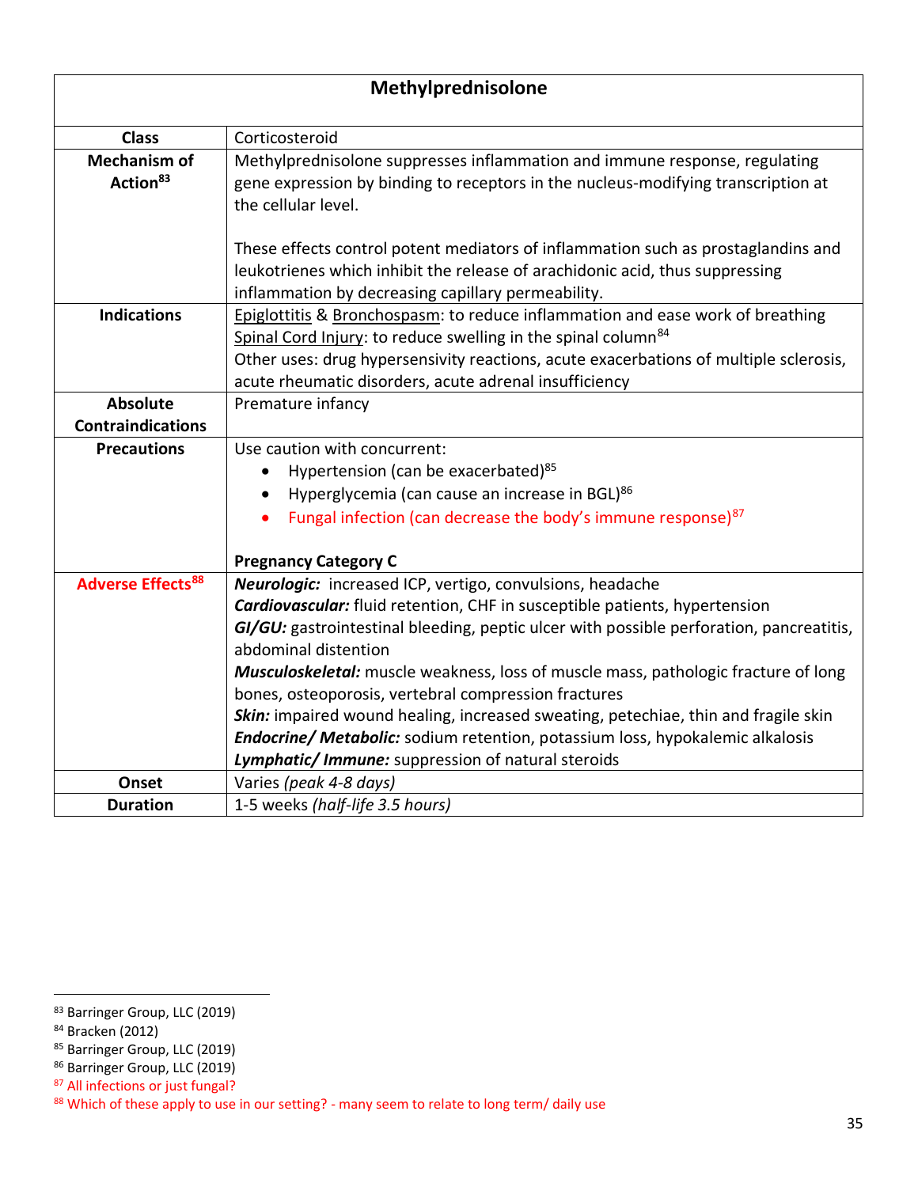| Methylprednisolone | |
|---|---|
| **Class** | Corticosteroid |
| **Mechanism of Action**[83] | Methylprednisolone suppresses inflammation and immune response, regulating gene expression by binding to receptors in the nucleus-modifying transcription at the cellular level.<br><br>These effects control potent mediators of inflammation such as prostaglandins and leukotrienes which inhibit the release of arachidonic acid, thus suppressing inflammation by decreasing capillary permeability. |
| **Indications** | Epiglottitis & Bronchospasm: to reduce inflammation and ease work of breathing<br>Spinal Cord Injury: to reduce swelling in the spinal column[84]<br>Other uses: drug hypersensitivity reactions, acute exacerbations of multiple sclerosis, acute rheumatic disorders, acute adrenal insufficiency |
| **Absolute Contraindications** | Premature infancy |
| **Precautions** | Use caution with concurrent:<br>• Hypertension (can be exacerbated)[85]<br>• Hyperglycemia (can cause an increase in BGL)[86]<br>• Fungal infection (can decrease the body's immune response)[87]<br><br>**Pregnancy Category C** |
| **Adverse Effects**[88] | ***Neurologic:*** increased ICP, vertigo, convulsions, headache<br>***Cardiovascular:*** fluid retention, CHF in susceptible patients, hypertension<br>***GI/GU:*** gastrointestinal bleeding, peptic ulcer with possible perforation, pancreatitis, abdominal distention<br>***Musculoskeletal:*** muscle weakness, loss of muscle mass, pathologic fracture of long bones, osteoporosis, vertebral compression fractures<br>***Skin:*** impaired wound healing, increased sweating, petechiae, thin and fragile skin<br>***Endocrine/ Metabolic:*** sodium retention, potassium loss, hypokalemic alkalosis<br>***Lymphatic/ Immune:*** suppression of natural steroids |
| **Onset** | Varies *(peak 4-8 days)* |
| **Duration** | 1-5 weeks *(half-life 3.5 hours)* |

[83] Barringer Group, LLC (2019)
[84] Bracken (2012)
[85] Barringer Group, LLC (2019)
[86] Barringer Group, LLC (2019)
[87] All infections or just fungal?
[88] Which of these apply to use in our setting? - many seem to relate to long term/ daily use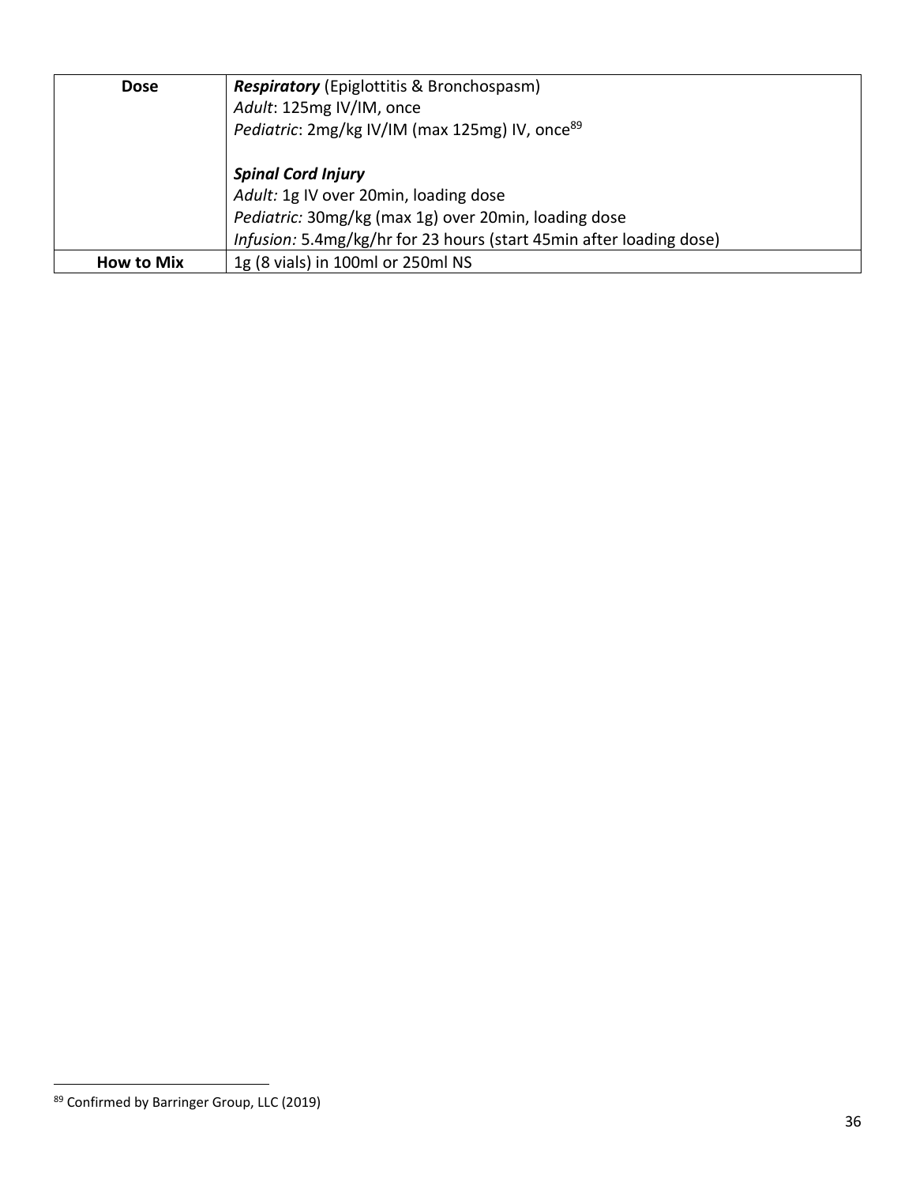| | |
|---|---|
| **Dose** | ***Respiratory*** (Epiglottitis & Bronchospasm)<br>*Adult*: 125mg IV/IM, once<br>*Pediatric*: 2mg/kg IV/IM (max 125mg) IV, once[89]<br><br>***Spinal Cord Injury***<br>*Adult:* 1g IV over 20min, loading dose<br>*Pediatric:* 30mg/kg (max 1g) over 20min, loading dose<br>*Infusion:* 5.4mg/kg/hr for 23 hours (start 45min after loading dose) |
| **How to Mix** | 1g (8 vials) in 100ml or 250ml NS |

[89] Confirmed by Barringer Group, LLC (2019)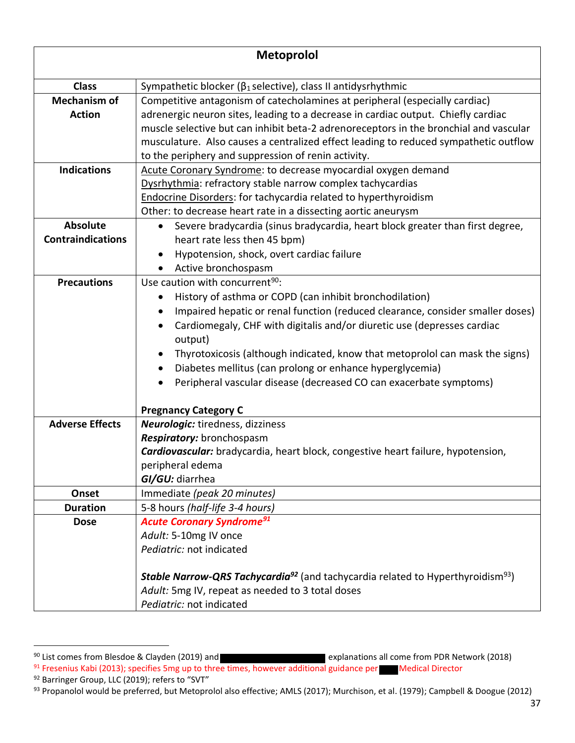| Metoprolol | |
|---|---|
| **Class** | Sympathetic blocker ($\beta_1$ selective), class II antidysrhythmic |
| **Mechanism of Action** | Competitive antagonism of catecholamines at peripheral (especially cardiac) adrenergic neuron sites, leading to a decrease in cardiac output. Chiefly cardiac muscle selective but can inhibit beta-2 adrenoreceptors in the bronchial and vascular musculature. Also causes a centralized effect leading to reduced sympathetic outflow to the periphery and suppression of renin activity. |
| **Indications** | Acute Coronary Syndrome: to decrease myocardial oxygen demand<br>Dysrhythmia: refractory stable narrow complex tachycardias<br>Endocrine Disorders: for tachycardia related to hyperthyroidism<br>Other: to decrease heart rate in a dissecting aortic aneurysm |
| **Absolute Contraindications** | • Severe bradycardia (sinus bradycardia, heart block greater than first degree, heart rate less then 45 bpm)<br>• Hypotension, shock, overt cardiac failure<br>• Active bronchospasm |
| **Precautions** | Use caution with concurrent[90]:<br>• History of asthma or COPD (can inhibit bronchodilation)<br>• Impaired hepatic or renal function (reduced clearance, consider smaller doses)<br>• Cardiomegaly, CHF with digitalis and/or diuretic use (depresses cardiac output)<br>• Thyrotoxicosis (although indicated, know that metoprolol can mask the signs)<br>• Diabetes mellitus (can prolong or enhance hyperglycemia)<br>• Peripheral vascular disease (decreased CO can exacerbate symptoms)<br><br>**Pregnancy Category C** |
| **Adverse Effects** | ***Neurologic:*** tiredness, dizziness<br>***Respiratory:*** bronchospasm<br>***Cardiovascular:*** bradycardia, heart block, congestive heart failure, hypotension, peripheral edema<br>***GI/GU:*** diarrhea |
| **Onset** | Immediate *(peak 20 minutes)* |
| **Duration** | 5-8 hours *(half-life 3-4 hours)* |
| **Dose** | ***Acute Coronary Syndrome[91]***<br>*Adult:* 5-10mg IV once<br>*Pediatric:* not indicated<br><br>***Stable Narrow-QRS Tachycardia[92]*** (and tachycardia related to Hyperthyroidism[93])<br>*Adult:* 5mg IV, repeat as needed to 3 total doses<br>*Pediatric:* not indicated |

[90] List comes from Blesdoe & Clayden (2019) and [REDACTED] explanations all come from PDR Network (2018)

[91] Fresenius Kabi (2013); specifies 5mg up to three times, however additional guidance per [REDACTED] Medical Director

[92] Barringer Group, LLC (2019); refers to "SVT"

[93] Propanolol would be preferred, but Metoprolol also effective; AMLS (2017); Murchison, et al. (1979); Campbell & Doogue (2012)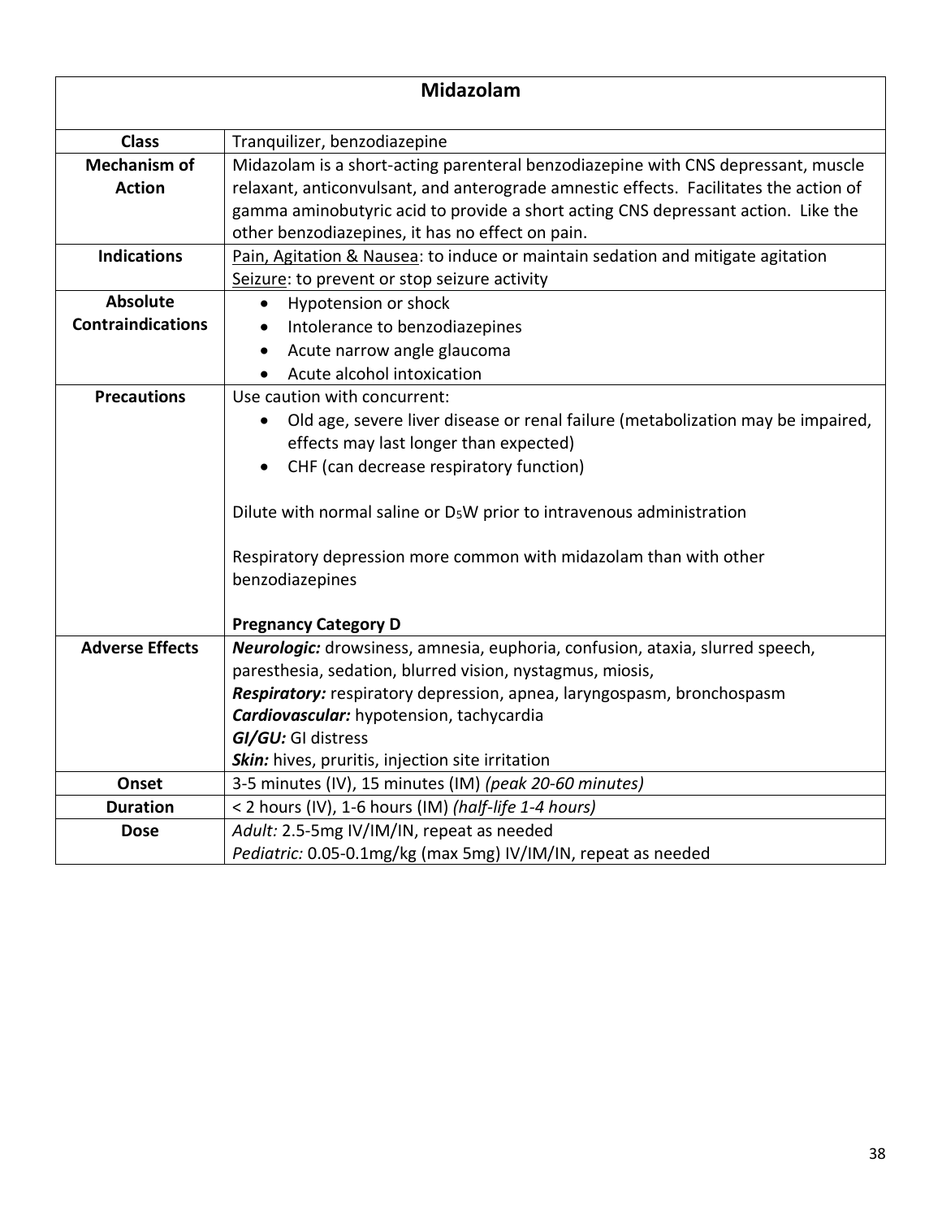| Midazolam | |
|---|---|
| **Class** | Tranquilizer, benzodiazepine |
| **Mechanism of Action** | Midazolam is a short-acting parenteral benzodiazepine with CNS depressant, muscle relaxant, anticonvulsant, and anterograde amnestic effects. Facilitates the action of gamma aminobutyric acid to provide a short acting CNS depressant action. Like the other benzodiazepines, it has no effect on pain. |
| **Indications** | <u>Pain, Agitation & Nausea</u>: to induce or maintain sedation and mitigate agitation<br><u>Seizure</u>: to prevent or stop seizure activity |
| **Absolute Contraindications** | • Hypotension or shock<br>• Intolerance to benzodiazepines<br>• Acute narrow angle glaucoma<br>• Acute alcohol intoxication |
| **Precautions** | Use caution with concurrent:<br>• Old age, severe liver disease or renal failure (metabolization may be impaired, effects may last longer than expected)<br>• CHF (can decrease respiratory function)<br><br>Dilute with normal saline or $D_5W$ prior to intravenous administration<br><br>Respiratory depression more common with midazolam than with other benzodiazepines<br><br>**Pregnancy Category D** |
| **Adverse Effects** | ***Neurologic:*** drowsiness, amnesia, euphoria, confusion, ataxia, slurred speech, paresthesia, sedation, blurred vision, nystagmus, miosis,<br>***Respiratory:*** respiratory depression, apnea, laryngospasm, bronchospasm<br>***Cardiovascular:*** hypotension, tachycardia<br>***GI/GU:*** GI distress<br>***Skin:*** hives, pruritis, injection site irritation |
| **Onset** | 3-5 minutes (IV), 15 minutes (IM) *(peak 20-60 minutes)* |
| **Duration** | < 2 hours (IV), 1-6 hours (IM) *(half-life 1-4 hours)* |
| **Dose** | *Adult:* 2.5-5mg IV/IM/IN, repeat as needed<br>*Pediatric:* 0.05-0.1mg/kg (max 5mg) IV/IM/IN, repeat as needed |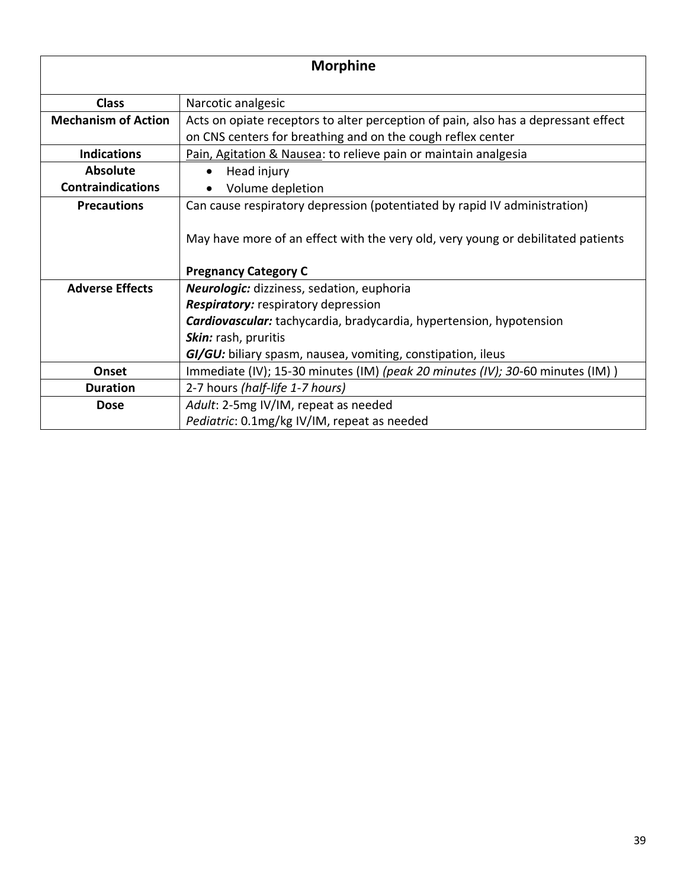| Morphine | |
|---|---|
| **Class** | Narcotic analgesic |
| **Mechanism of Action** | Acts on opiate receptors to alter perception of pain, also has a depressant effect on CNS centers for breathing and on the cough reflex center |
| **Indications** | <u>Pain, Agitation & Nausea</u>: to relieve pain or maintain analgesia |
| **Absolute Contraindications** | • Head injury<br>• Volume depletion |
| **Precautions** | Can cause respiratory depression (potentiated by rapid IV administration)<br><br>May have more of an effect with the very old, very young or debilitated patients<br><br>**Pregnancy Category C** |
| **Adverse Effects** | ***Neurologic:*** dizziness, sedation, euphoria<br>***Respiratory:*** respiratory depression<br>***Cardiovascular:*** tachycardia, bradycardia, hypertension, hypotension<br>***Skin:*** rash, pruritis<br>***GI/GU:*** biliary spasm, nausea, vomiting, constipation, ileus |
| **Onset** | Immediate (IV); 15-30 minutes (IM) *(peak 20 minutes (IV); 30*-60 minutes (IM) ) |
| **Duration** | 2-7 hours *(half-life 1-7 hours)* |
| **Dose** | *Adult*: 2-5mg IV/IM, repeat as needed<br>*Pediatric*: 0.1mg/kg IV/IM, repeat as needed |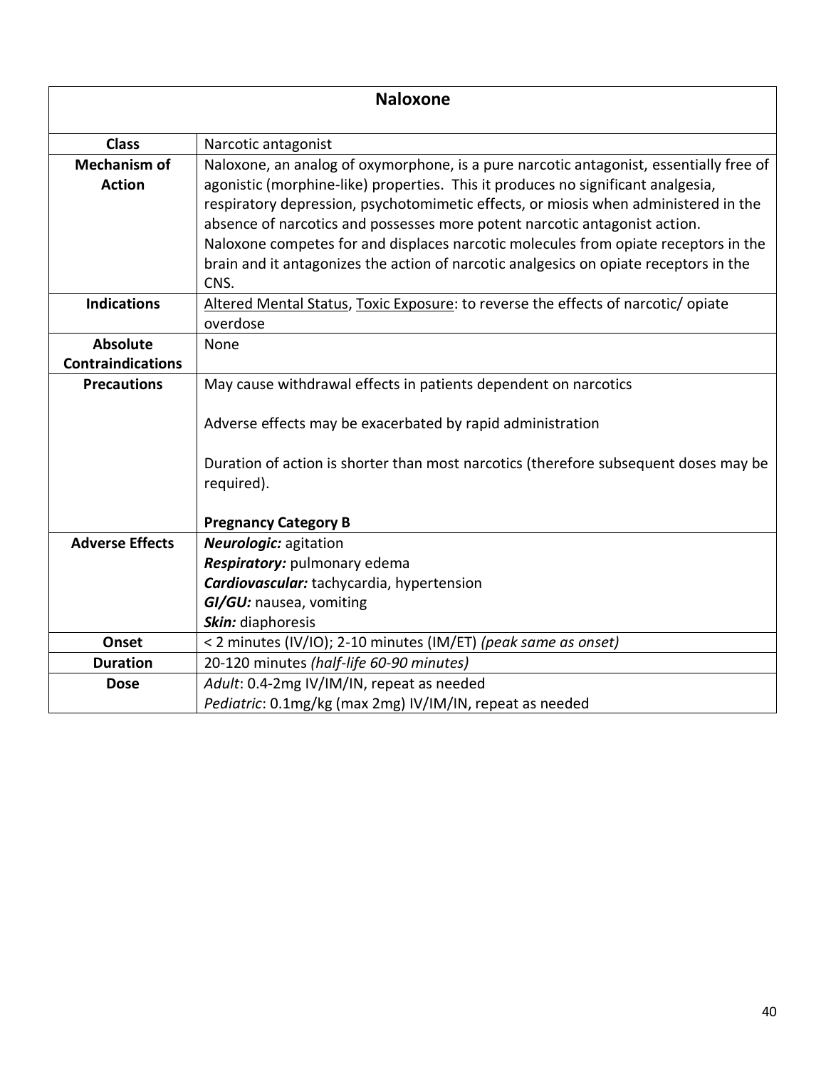| Naloxone | |
|---|---|
| **Class** | Narcotic antagonist |
| **Mechanism of Action** | Naloxone, an analog of oxymorphone, is a pure narcotic antagonist, essentially free of agonistic (morphine-like) properties. This it produces no significant analgesia, respiratory depression, psychotomimetic effects, or miosis when administered in the absence of narcotics and possesses more potent narcotic antagonist action. Naloxone competes for and displaces narcotic molecules from opiate receptors in the brain and it antagonizes the action of narcotic analgesics on opiate receptors in the CNS. |
| **Indications** | Altered Mental Status, Toxic Exposure: to reverse the effects of narcotic/ opiate overdose |
| **Absolute Contraindications** | None |
| **Precautions** | May cause withdrawal effects in patients dependent on narcotics<br><br>Adverse effects may be exacerbated by rapid administration<br><br>Duration of action is shorter than most narcotics (therefore subsequent doses may be required).<br><br>**Pregnancy Category B** |
| **Adverse Effects** | ***Neurologic:*** agitation<br>***Respiratory:*** pulmonary edema<br>***Cardiovascular:*** tachycardia, hypertension<br>***GI/GU:*** nausea, vomiting<br>***Skin:*** diaphoresis |
| **Onset** | < 2 minutes (IV/IO); 2-10 minutes (IM/ET) *(peak same as onset)* |
| **Duration** | 20-120 minutes *(half-life 60-90 minutes)* |
| **Dose** | *Adult*: 0.4-2mg IV/IM/IN, repeat as needed<br>*Pediatric*: 0.1mg/kg (max 2mg) IV/IM/IN, repeat as needed |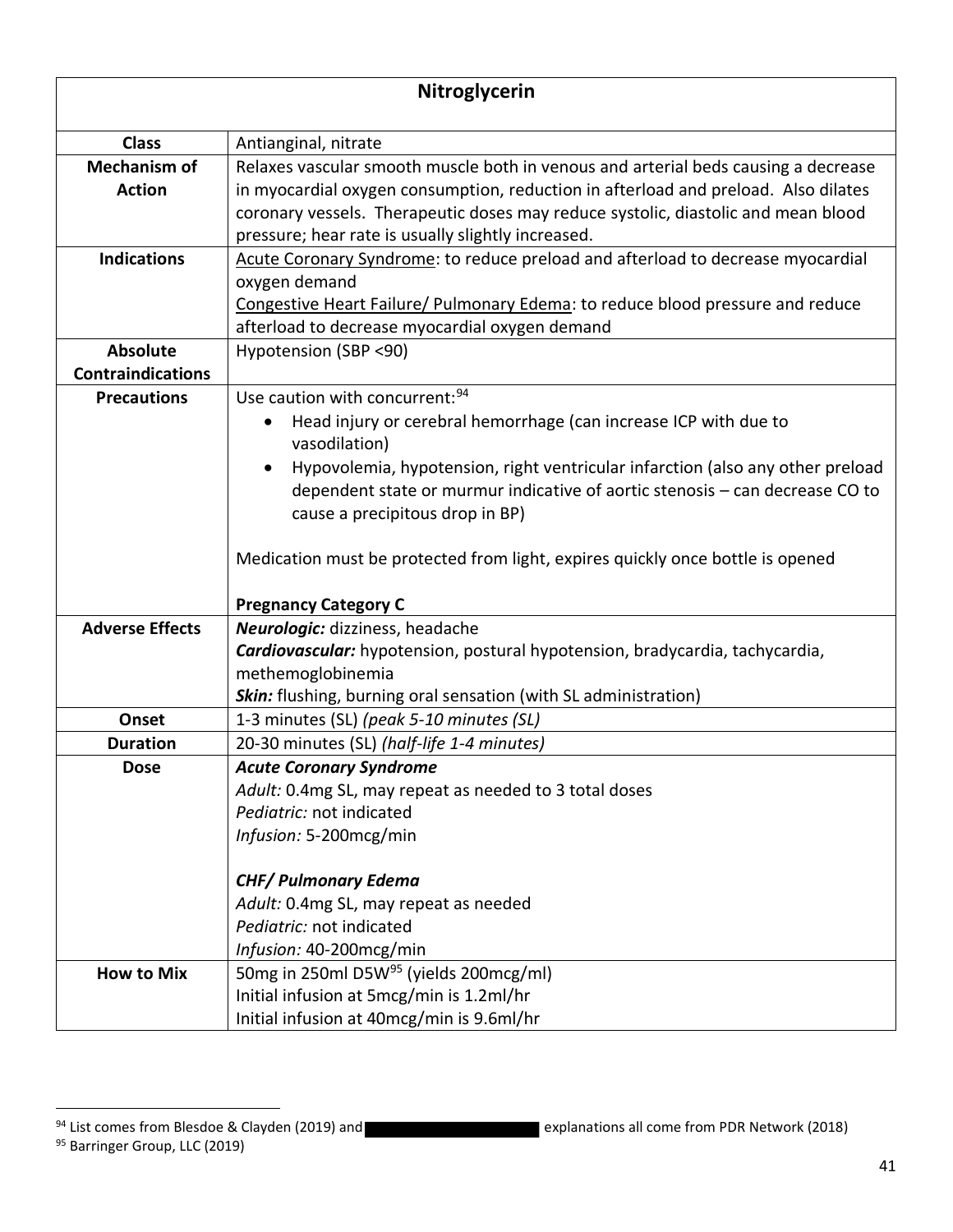| Nitroglycerin | |
|---|---|
| **Class** | Antianginal, nitrate |
| **Mechanism of Action** | Relaxes vascular smooth muscle both in venous and arterial beds causing a decrease in myocardial oxygen consumption, reduction in afterload and preload. Also dilates coronary vessels. Therapeutic doses may reduce systolic, diastolic and mean blood pressure; hear rate is usually slightly increased. |
| **Indications** | <u>Acute Coronary Syndrome</u>: to reduce preload and afterload to decrease myocardial oxygen demand<br><u>Congestive Heart Failure/ Pulmonary Edema</u>: to reduce blood pressure and reduce afterload to decrease myocardial oxygen demand |
| **Absolute Contraindications** | Hypotension (SBP <90) |
| **Precautions** | Use caution with concurrent:[94]<br>• Head injury or cerebral hemorrhage (can increase ICP with due to vasodilation)<br>• Hypovolemia, hypotension, right ventricular infarction (also any other preload dependent state or murmur indicative of aortic stenosis – can decrease CO to cause a precipitous drop in BP)<br><br>Medication must be protected from light, expires quickly once bottle is opened<br><br>**Pregnancy Category C** |
| **Adverse Effects** | ***Neurologic:*** dizziness, headache<br>***Cardiovascular:*** hypotension, postural hypotension, bradycardia, tachycardia, methemoglobinemia<br>***Skin:*** flushing, burning oral sensation (with SL administration) |
| **Onset** | 1-3 minutes (SL) *(peak 5-10 minutes (SL)* |
| **Duration** | 20-30 minutes (SL) *(half-life 1-4 minutes)* |
| **Dose** | ***Acute Coronary Syndrome***<br>*Adult:* 0.4mg SL, may repeat as needed to 3 total doses<br>*Pediatric:* not indicated<br>*Infusion:* 5-200mcg/min<br><br>***CHF/ Pulmonary Edema***<br>*Adult:* 0.4mg SL, may repeat as needed<br>*Pediatric:* not indicated<br>*Infusion:* 40-200mcg/min |
| **How to Mix** | 50mg in 250ml D5W[95] (yields 200mcg/ml)<br>Initial infusion at 5mcg/min is 1.2ml/hr<br>Initial infusion at 40mcg/min is 9.6ml/hr |

[94] List comes from Blesdoe & Clayden (2019) and ██████████ explanations all come from PDR Network (2018)

[95] Barringer Group, LLC (2019)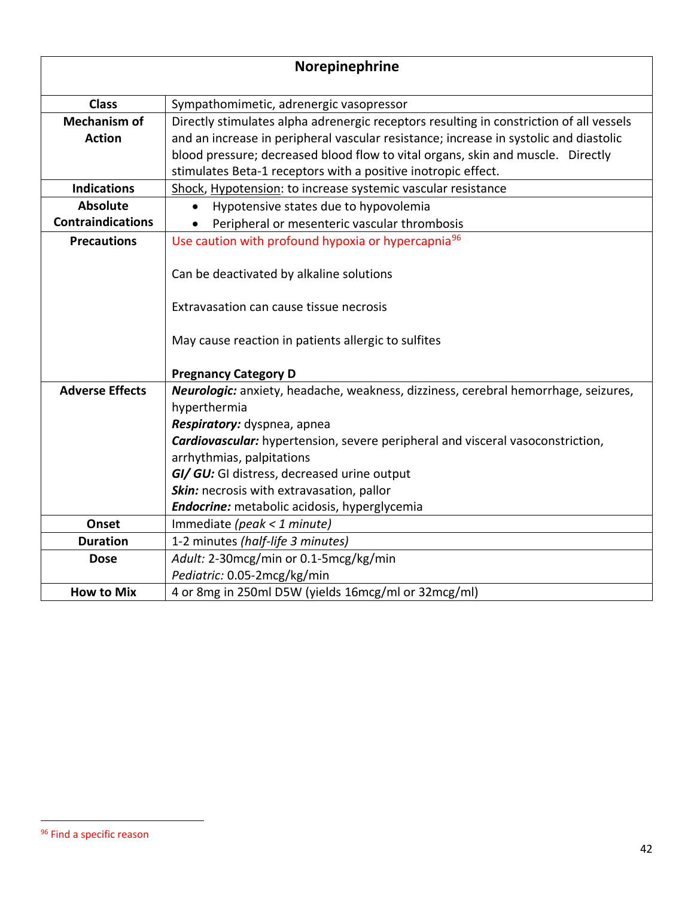| Norepinephrine | |
|---|---|
| **Class** | Sympathomimetic, adrenergic vasopressor |
| **Mechanism of Action** | Directly stimulates alpha adrenergic receptors resulting in constriction of all vessels and an increase in peripheral vascular resistance; increase in systolic and diastolic blood pressure; decreased blood flow to vital organs, skin and muscle. Directly stimulates Beta-1 receptors with a positive inotropic effect. |
| **Indications** | Shock, Hypotension: to increase systemic vascular resistance |
| **Absolute Contraindications** | • Hypotensive states due to hypovolemia<br>• Peripheral or mesenteric vascular thrombosis |
| **Precautions** | Use caution with profound hypoxia or hypercapnia[96]<br><br>Can be deactivated by alkaline solutions<br><br>Extravasation can cause tissue necrosis<br><br>May cause reaction in patients allergic to sulfites<br><br>**Pregnancy Category D** |
| **Adverse Effects** | ***Neurologic:*** anxiety, headache, weakness, dizziness, cerebral hemorrhage, seizures, hyperthermia<br>***Respiratory:*** dyspnea, apnea<br>***Cardiovascular:*** hypertension, severe peripheral and visceral vasoconstriction, arrhythmias, palpitations<br>***GI/ GU:*** GI distress, decreased urine output<br>***Skin:*** necrosis with extravasation, pallor<br>***Endocrine:*** metabolic acidosis, hyperglycemia |
| **Onset** | Immediate *(peak < 1 minute)* |
| **Duration** | 1-2 minutes *(half-life 3 minutes)* |
| **Dose** | *Adult:* 2-30mcg/min or 0.1-5mcg/kg/min<br>*Pediatric:* 0.05-2mcg/kg/min |
| **How to Mix** | 4 or 8mg in 250ml D5W (yields 16mcg/ml or 32mcg/ml) |

[96] Find a specific reason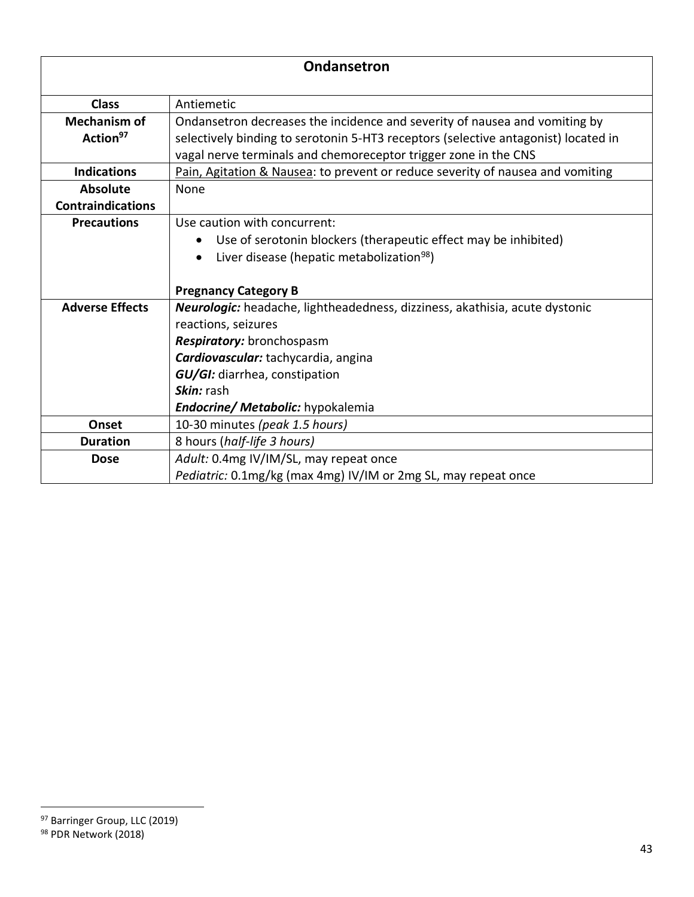| Ondansetron | |
|---|---|
| **Class** | Antiemetic |
| **Mechanism of Action**[97] | Ondansetron decreases the incidence and severity of nausea and vomiting by selectively binding to serotonin 5-HT3 receptors (selective antagonist) located in vagal nerve terminals and chemoreceptor trigger zone in the CNS |
| **Indications** | <u>Pain, Agitation & Nausea</u>: to prevent or reduce severity of nausea and vomiting |
| **Absolute Contraindications** | None |
| **Precautions** | Use caution with concurrent:<br>• Use of serotonin blockers (therapeutic effect may be inhibited)<br>• Liver disease (hepatic metabolization[98])<br><br>**Pregnancy Category B** |
| **Adverse Effects** | ***Neurologic:*** headache, lightheadedness, dizziness, akathisia, acute dystonic reactions, seizures<br>***Respiratory:*** bronchospasm<br>***Cardiovascular:*** tachycardia, angina<br>***GU/GI:*** diarrhea, constipation<br>***Skin:*** rash<br>***Endocrine/ Metabolic:*** hypokalemia |
| **Onset** | 10-30 minutes *(peak 1.5 hours)* |
| **Duration** | 8 hours (*half-life 3 hours)* |
| **Dose** | *Adult:* 0.4mg IV/IM/SL, may repeat once<br>*Pediatric:* 0.1mg/kg (max 4mg) IV/IM or 2mg SL, may repeat once |

[97] Barringer Group, LLC (2019)
[98] PDR Network (2018)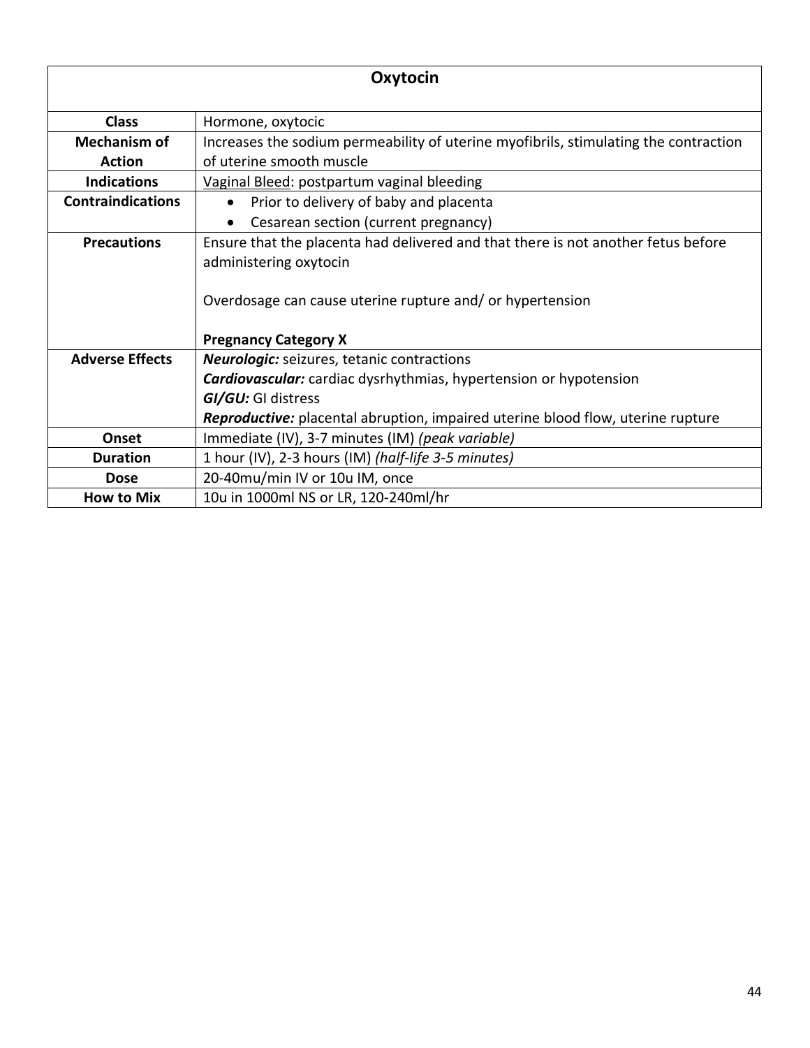| Oxytocin | |
|---|---|
| **Class** | Hormone, oxytocic |
| **Mechanism of Action** | Increases the sodium permeability of uterine myofibrils, stimulating the contraction of uterine smooth muscle |
| **Indications** | <u>Vaginal Bleed</u>: postpartum vaginal bleeding |
| **Contraindications** | • Prior to delivery of baby and placenta<br>• Cesarean section (current pregnancy) |
| **Precautions** | Ensure that the placenta had delivered and that there is not another fetus before administering oxytocin<br><br>Overdosage can cause uterine rupture and/ or hypertension<br><br>**Pregnancy Category X** |
| **Adverse Effects** | ***Neurologic:*** seizures, tetanic contractions<br>***Cardiovascular:*** cardiac dysrhythmias, hypertension or hypotension<br>***GI/GU:*** GI distress<br>***Reproductive:*** placental abruption, impaired uterine blood flow, uterine rupture |
| **Onset** | Immediate (IV), 3-7 minutes (IM) *(peak variable)* |
| **Duration** | 1 hour (IV), 2-3 hours (IM) *(half-life 3-5 minutes)* |
| **Dose** | 20-40mu/min IV or 10u IM, once |
| **How to Mix** | 10u in 1000ml NS or LR, 120-240ml/hr |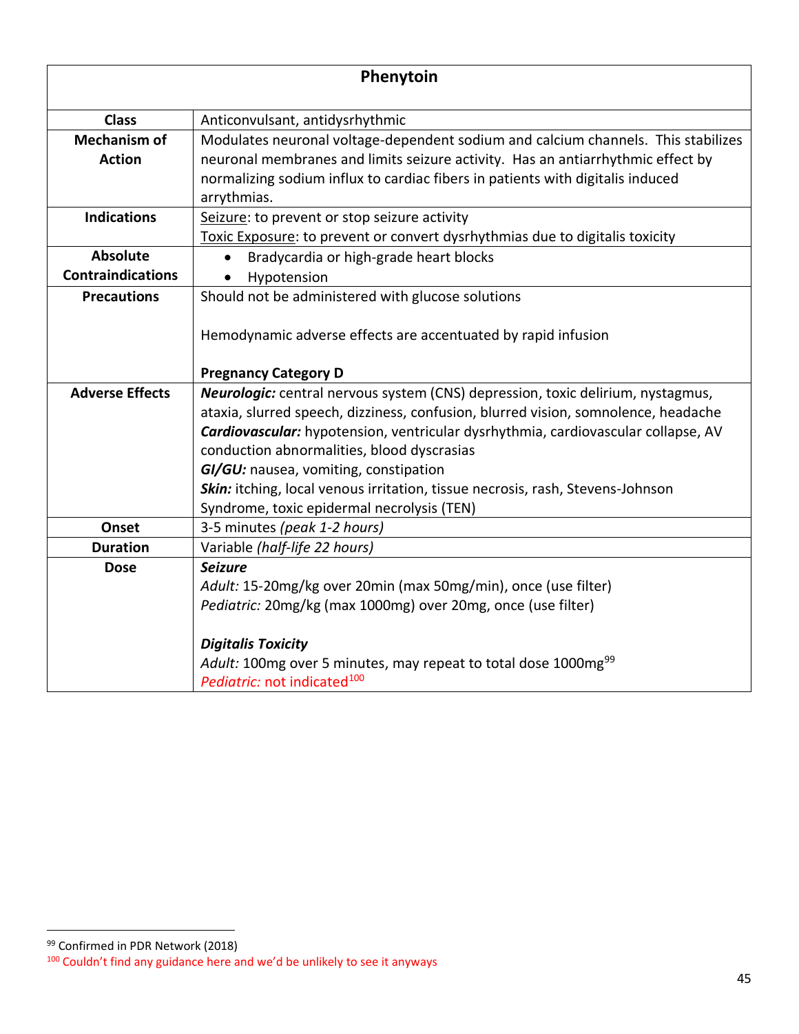| Phenytoin | |
|---|---|
| **Class** | Anticonvulsant, antidysrhythmic |
| **Mechanism of Action** | Modulates neuronal voltage-dependent sodium and calcium channels. This stabilizes neuronal membranes and limits seizure activity. Has an antiarrhythmic effect by normalizing sodium influx to cardiac fibers in patients with digitalis induced arrythmias. |
| **Indications** | Seizure: to prevent or stop seizure activity<br>Toxic Exposure: to prevent or convert dysrhythmias due to digitalis toxicity |
| **Absolute Contraindications** | • Bradycardia or high-grade heart blocks<br>• Hypotension |
| **Precautions** | Should not be administered with glucose solutions<br><br>Hemodynamic adverse effects are accentuated by rapid infusion<br><br>**Pregnancy Category D** |
| **Adverse Effects** | ***Neurologic:*** central nervous system (CNS) depression, toxic delirium, nystagmus, ataxia, slurred speech, dizziness, confusion, blurred vision, somnolence, headache<br>***Cardiovascular:*** hypotension, ventricular dysrhythmia, cardiovascular collapse, AV conduction abnormalities, blood dyscrasias<br>***GI/GU:*** nausea, vomiting, constipation<br>***Skin:*** itching, local venous irritation, tissue necrosis, rash, Stevens-Johnson Syndrome, toxic epidermal necrolysis (TEN) |
| **Onset** | 3-5 minutes *(peak 1-2 hours)* |
| **Duration** | Variable *(half-life 22 hours)* |
| **Dose** | ***Seizure***<br>*Adult:* 15-20mg/kg over 20min (max 50mg/min), once (use filter)<br>*Pediatric:* 20mg/kg (max 1000mg) over 20mg, once (use filter)<br><br>***Digitalis Toxicity***<br>*Adult:* 100mg over 5 minutes, may repeat to total dose 1000mg[99]<br>*Pediatric:* not indicated[100] |

[99] Confirmed in PDR Network (2018)

[100] Couldn't find any guidance here and we'd be unlikely to see it anyways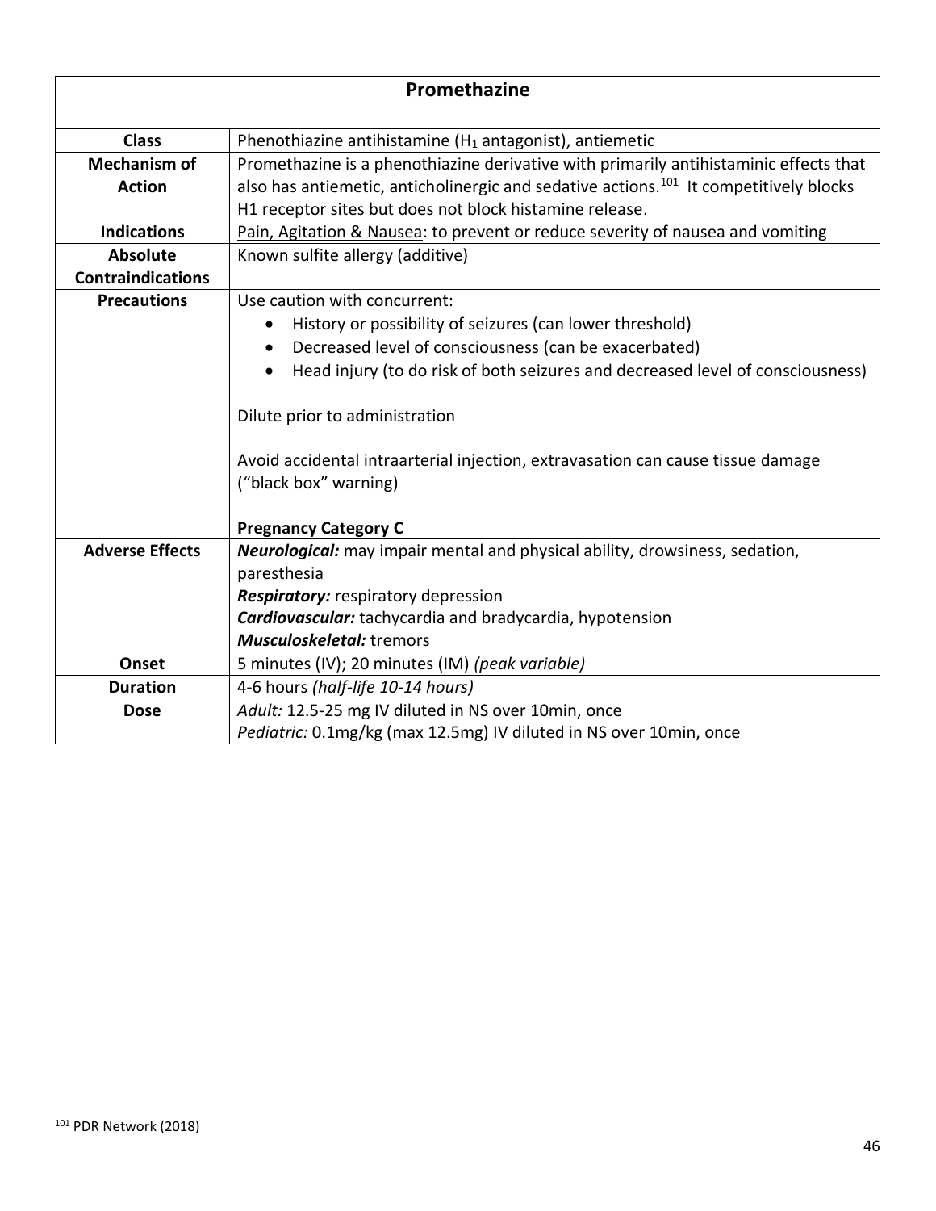| Promethazine | |
|---|---|
| **Class** | Phenothiazine antihistamine ($H_1$ antagonist), antiemetic |
| **Mechanism of Action** | Promethazine is a phenothiazine derivative with primarily antihistaminic effects that also has antiemetic, anticholinergic and sedative actions.[101] It competitively blocks H1 receptor sites but does not block histamine release. |
| **Indications** | Pain, Agitation & Nausea: to prevent or reduce severity of nausea and vomiting |
| **Absolute Contraindications** | Known sulfite allergy (additive) |
| **Precautions** | Use caution with concurrent:<br>• History or possibility of seizures (can lower threshold)<br>• Decreased level of consciousness (can be exacerbated)<br>• Head injury (to do risk of both seizures and decreased level of consciousness)<br><br>Dilute prior to administration<br><br>Avoid accidental intraarterial injection, extravasation can cause tissue damage ("black box" warning)<br><br>**Pregnancy Category C** |
| **Adverse Effects** | ***Neurological:*** may impair mental and physical ability, drowsiness, sedation, paresthesia<br>***Respiratory:*** respiratory depression<br>***Cardiovascular:*** tachycardia and bradycardia, hypotension<br>***Musculoskeletal:*** tremors |
| **Onset** | 5 minutes (IV); 20 minutes (IM) *(peak variable)* |
| **Duration** | 4-6 hours *(half-life 10-14 hours)* |
| **Dose** | *Adult:* 12.5-25 mg IV diluted in NS over 10min, once<br>*Pediatric:* 0.1mg/kg (max 12.5mg) IV diluted in NS over 10min, once |

[101] PDR Network (2018)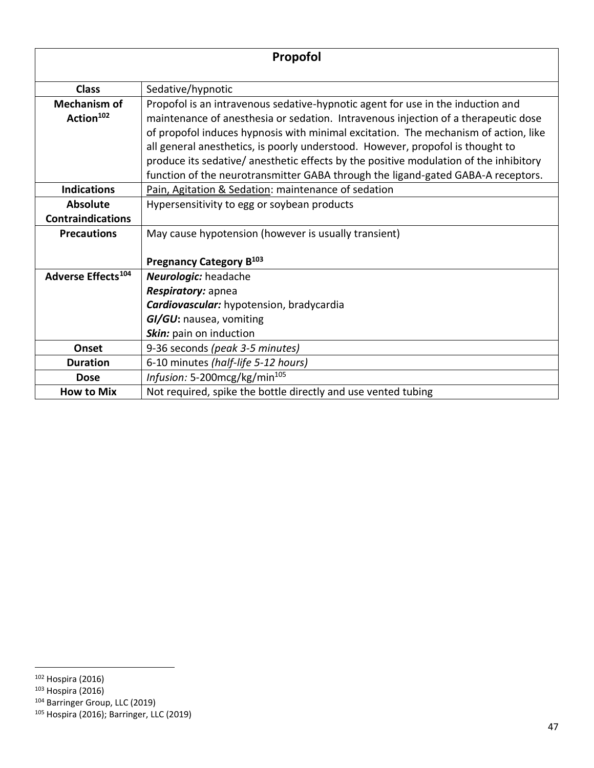| Propofol | |
|---|---|
| **Class** | Sedative/hypnotic |
| **Mechanism of Action**[102] | Propofol is an intravenous sedative-hypnotic agent for use in the induction and maintenance of anesthesia or sedation. Intravenous injection of a therapeutic dose of propofol induces hypnosis with minimal excitation. The mechanism of action, like all general anesthetics, is poorly understood. However, propofol is thought to produce its sedative/ anesthetic effects by the positive modulation of the inhibitory function of the neurotransmitter GABA through the ligand-gated GABA-A receptors. |
| **Indications** | Pain, Agitation & Sedation: maintenance of sedation |
| **Absolute Contraindications** | Hypersensitivity to egg or soybean products |
| **Precautions** | May cause hypotension (however is usually transient)<br><br>**Pregnancy Category B**[103] |
| **Adverse Effects**[104] | ***Neurologic:*** headache<br>***Respiratory:*** apnea<br>***Cardiovascular:*** hypotension, bradycardia<br>***GI/GU*:** nausea, vomiting<br>***Skin:*** pain on induction |
| **Onset** | 9-36 seconds *(peak 3-5 minutes)* |
| **Duration** | 6-10 minutes *(half-life 5-12 hours)* |
| **Dose** | *Infusion:* 5-200mcg/kg/min[105] |
| **How to Mix** | Not required, spike the bottle directly and use vented tubing |

[102] Hospira (2016)
[103] Hospira (2016)
[104] Barringer Group, LLC (2019)
[105] Hospira (2016); Barringer, LLC (2019)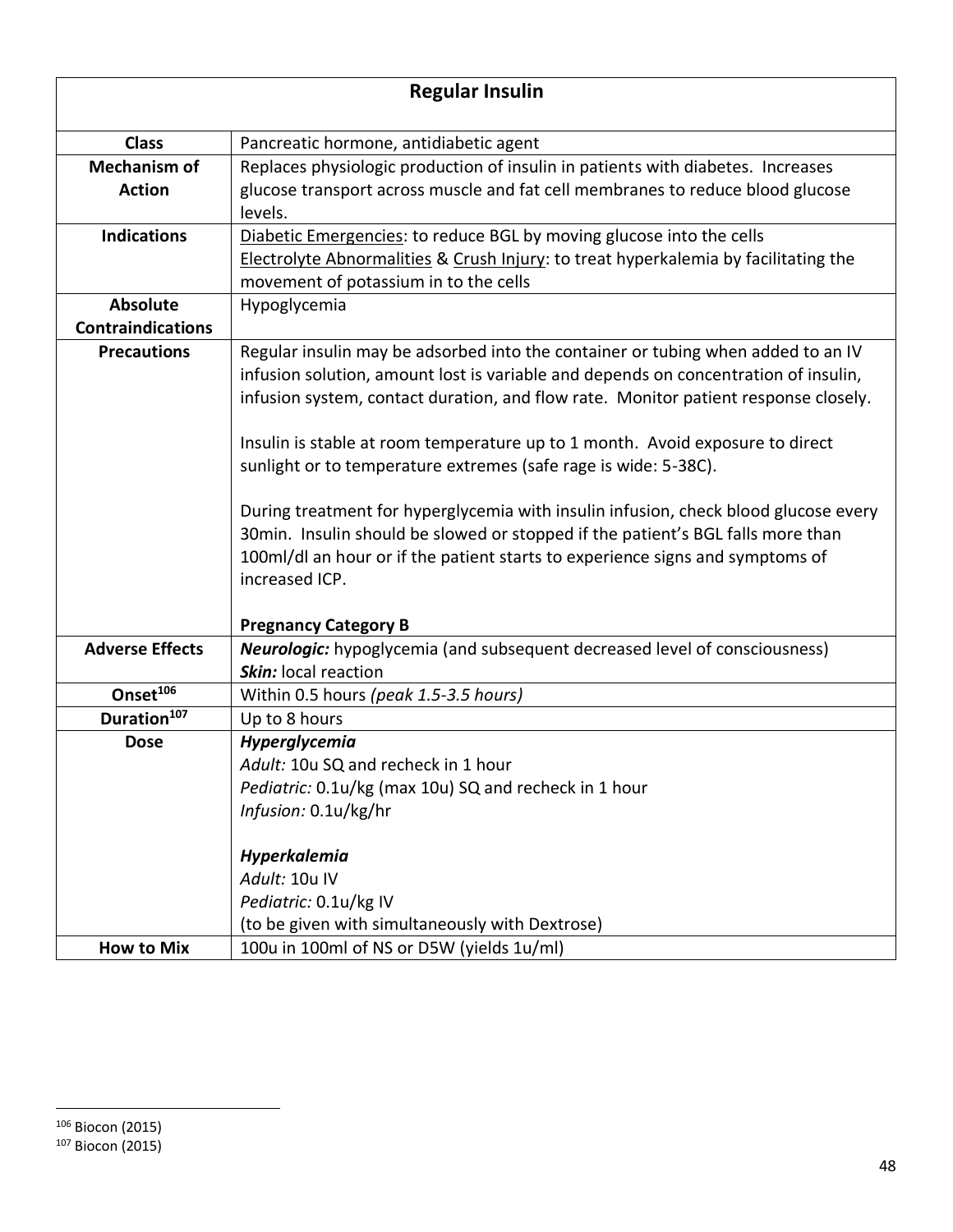| Regular Insulin | |
|---|---|
| **Class** | Pancreatic hormone, antidiabetic agent |
| **Mechanism of Action** | Replaces physiologic production of insulin in patients with diabetes. Increases glucose transport across muscle and fat cell membranes to reduce blood glucose levels. |
| **Indications** | Diabetic Emergencies: to reduce BGL by moving glucose into the cells<br>Electrolyte Abnormalities & Crush Injury: to treat hyperkalemia by facilitating the movement of potassium in to the cells |
| **Absolute Contraindications** | Hypoglycemia |
| **Precautions** | Regular insulin may be adsorbed into the container or tubing when added to an IV infusion solution, amount lost is variable and depends on concentration of insulin, infusion system, contact duration, and flow rate. Monitor patient response closely.<br><br>Insulin is stable at room temperature up to 1 month. Avoid exposure to direct sunlight or to temperature extremes (safe rage is wide: 5-38C).<br><br>During treatment for hyperglycemia with insulin infusion, check blood glucose every 30min. Insulin should be slowed or stopped if the patient's BGL falls more than 100ml/dl an hour or if the patient starts to experience signs and symptoms of increased ICP.<br><br>**Pregnancy Category B** |
| **Adverse Effects** | ***Neurologic:*** hypoglycemia (and subsequent decreased level of consciousness)<br>***Skin:*** local reaction |
| **Onset**[106] | Within 0.5 hours *(peak 1.5-3.5 hours)* |
| **Duration**[107] | Up to 8 hours |
| **Dose** | ***Hyperglycemia***<br>*Adult:* 10u SQ and recheck in 1 hour<br>*Pediatric:* 0.1u/kg (max 10u) SQ and recheck in 1 hour<br>*Infusion:* 0.1u/kg/hr<br><br>***Hyperkalemia***<br>*Adult:* 10u IV<br>*Pediatric:* 0.1u/kg IV<br>(to be given with simultaneously with Dextrose) |
| **How to Mix** | 100u in 100ml of NS or D5W (yields 1u/ml) |

[106] Biocon (2015)
[107] Biocon (2015)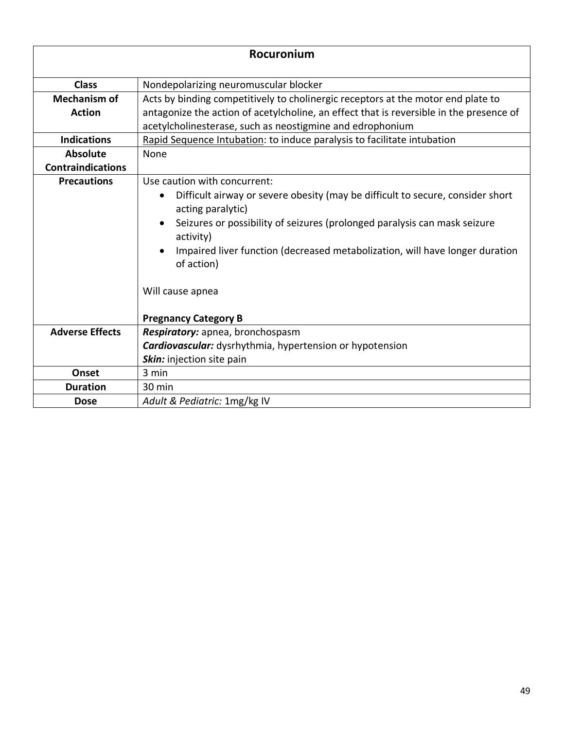| Rocuronium | |
|---|---|
| **Class** | Nondepolarizing neuromuscular blocker |
| **Mechanism of Action** | Acts by binding competitively to cholinergic receptors at the motor end plate to antagonize the action of acetylcholine, an effect that is reversible in the presence of acetylcholinesterase, such as neostigmine and edrophonium |
| **Indications** | <u>Rapid Sequence Intubation</u>: to induce paralysis to facilitate intubation |
| **Absolute Contraindications** | None |
| **Precautions** | Use caution with concurrent:<br>• Difficult airway or severe obesity (may be difficult to secure, consider short acting paralytic)<br>• Seizures or possibility of seizures (prolonged paralysis can mask seizure activity)<br>• Impaired liver function (decreased metabolization, will have longer duration of action)<br><br>Will cause apnea<br><br>**Pregnancy Category B** |
| **Adverse Effects** | ***Respiratory:*** apnea, bronchospasm<br>***Cardiovascular:*** dysrhythmia, hypertension or hypotension<br>***Skin:*** injection site pain |
| **Onset** | 3 min |
| **Duration** | 30 min |
| **Dose** | *Adult & Pediatric:* 1mg/kg IV |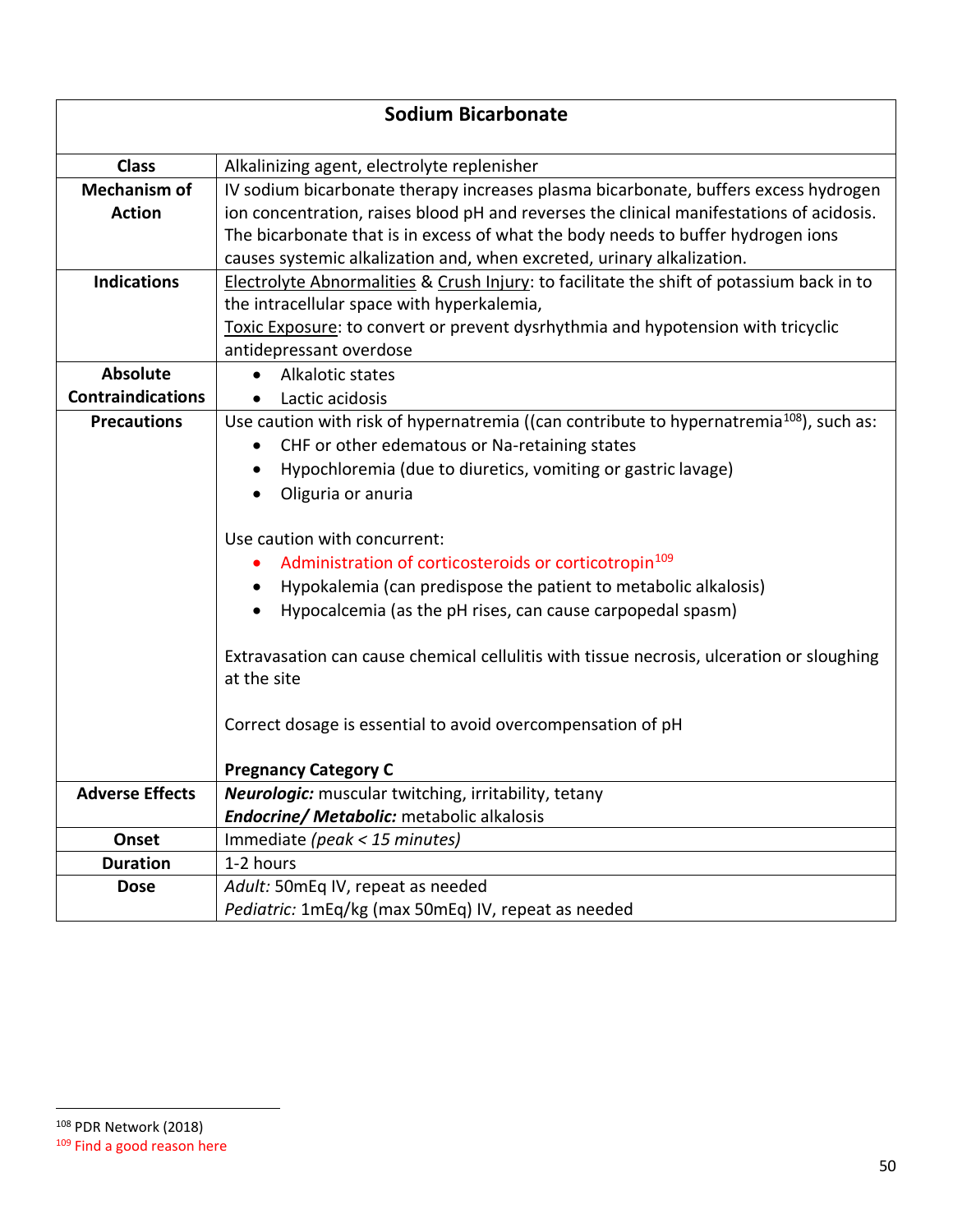| Sodium Bicarbonate | |
|---|---|
| **Class** | Alkalinizing agent, electrolyte replenisher |
| **Mechanism of Action** | IV sodium bicarbonate therapy increases plasma bicarbonate, buffers excess hydrogen ion concentration, raises blood pH and reverses the clinical manifestations of acidosis. The bicarbonate that is in excess of what the body needs to buffer hydrogen ions causes systemic alkalization and, when excreted, urinary alkalization. |
| **Indications** | Electrolyte Abnormalities & Crush Injury: to facilitate the shift of potassium back in to the intracellular space with hyperkalemia,<br>Toxic Exposure: to convert or prevent dysrhythmia and hypotension with tricyclic antidepressant overdose |
| **Absolute Contraindications** | • Alkalotic states<br>• Lactic acidosis |
| **Precautions** | Use caution with risk of hypernatremia ((can contribute to hypernatremia[108]), such as:<br>• CHF or other edematous or Na-retaining states<br>• Hypochloremia (due to diuretics, vomiting or gastric lavage)<br>• Oliguria or anuria<br><br>Use caution with concurrent:<br>• Administration of corticosteroids or corticotropin[109]<br>• Hypokalemia (can predispose the patient to metabolic alkalosis)<br>• Hypocalcemia (as the pH rises, can cause carpopedal spasm)<br><br>Extravasation can cause chemical cellulitis with tissue necrosis, ulceration or sloughing at the site<br><br>Correct dosage is essential to avoid overcompensation of pH<br><br>**Pregnancy Category C** |
| **Adverse Effects** | ***Neurologic:*** muscular twitching, irritability, tetany<br>***Endocrine/ Metabolic:*** metabolic alkalosis |
| **Onset** | Immediate *(peak < 15 minutes)* |
| **Duration** | 1-2 hours |
| **Dose** | *Adult:* 50mEq IV, repeat as needed<br>*Pediatric:* 1mEq/kg (max 50mEq) IV, repeat as needed |

[108] PDR Network (2018)

[109] Find a good reason here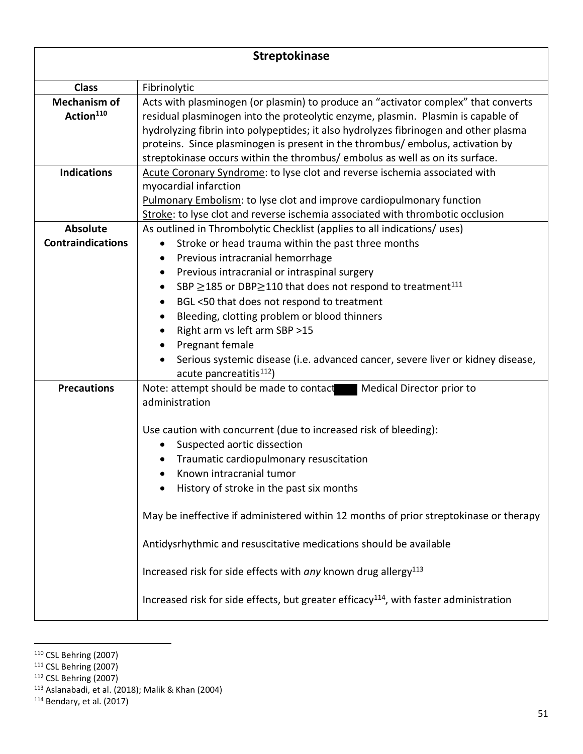| Streptokinase | |
|---|---|
| **Class** | Fibrinolytic |
| **Mechanism of Action**[110] | Acts with plasminogen (or plasmin) to produce an "activator complex" that converts residual plasminogen into the proteolytic enzyme, plasmin. Plasmin is capable of hydrolyzing fibrin into polypeptides; it also hydrolyzes fibrinogen and other plasma proteins. Since plasminogen is present in the thrombus/ embolus, activation by streptokinase occurs within the thrombus/ embolus as well as on its surface. |
| **Indications** | Acute Coronary Syndrome: to lyse clot and reverse ischemia associated with myocardial infarction<br>Pulmonary Embolism: to lyse clot and improve cardiopulmonary function<br>Stroke: to lyse clot and reverse ischemia associated with thrombotic occlusion |
| **Absolute Contraindications** | As outlined in Thrombolytic Checklist (applies to all indications/ uses)<br>• Stroke or head trauma within the past three months<br>• Previous intracranial hemorrhage<br>• Previous intracranial or intraspinal surgery<br>• SBP ≥185 or DBP≥110 that does not respond to treatment[111]<br>• BGL <50 that does not respond to treatment<br>• Bleeding, clotting problem or blood thinners<br>• Right arm vs left arm SBP >15<br>• Pregnant female<br>• Serious systemic disease (i.e. advanced cancer, severe liver or kidney disease, acute pancreatitis[112]) |
| **Precautions** | Note: attempt should be made to contact ████ Medical Director prior to administration<br><br>Use caution with concurrent (due to increased risk of bleeding):<br>• Suspected aortic dissection<br>• Traumatic cardiopulmonary resuscitation<br>• Known intracranial tumor<br>• History of stroke in the past six months<br><br>May be ineffective if administered within 12 months of prior streptokinase or therapy<br><br>Antidysrhythmic and resuscitative medications should be available<br><br>Increased risk for side effects with *any* known drug allergy[113]<br><br>Increased risk for side effects, but greater efficacy[114], with faster administration |

[110] CSL Behring (2007)
[111] CSL Behring (2007)
[112] CSL Behring (2007)
[113] Aslanabadi, et al. (2018); Malik & Khan (2004)
[114] Bendary, et al. (2017)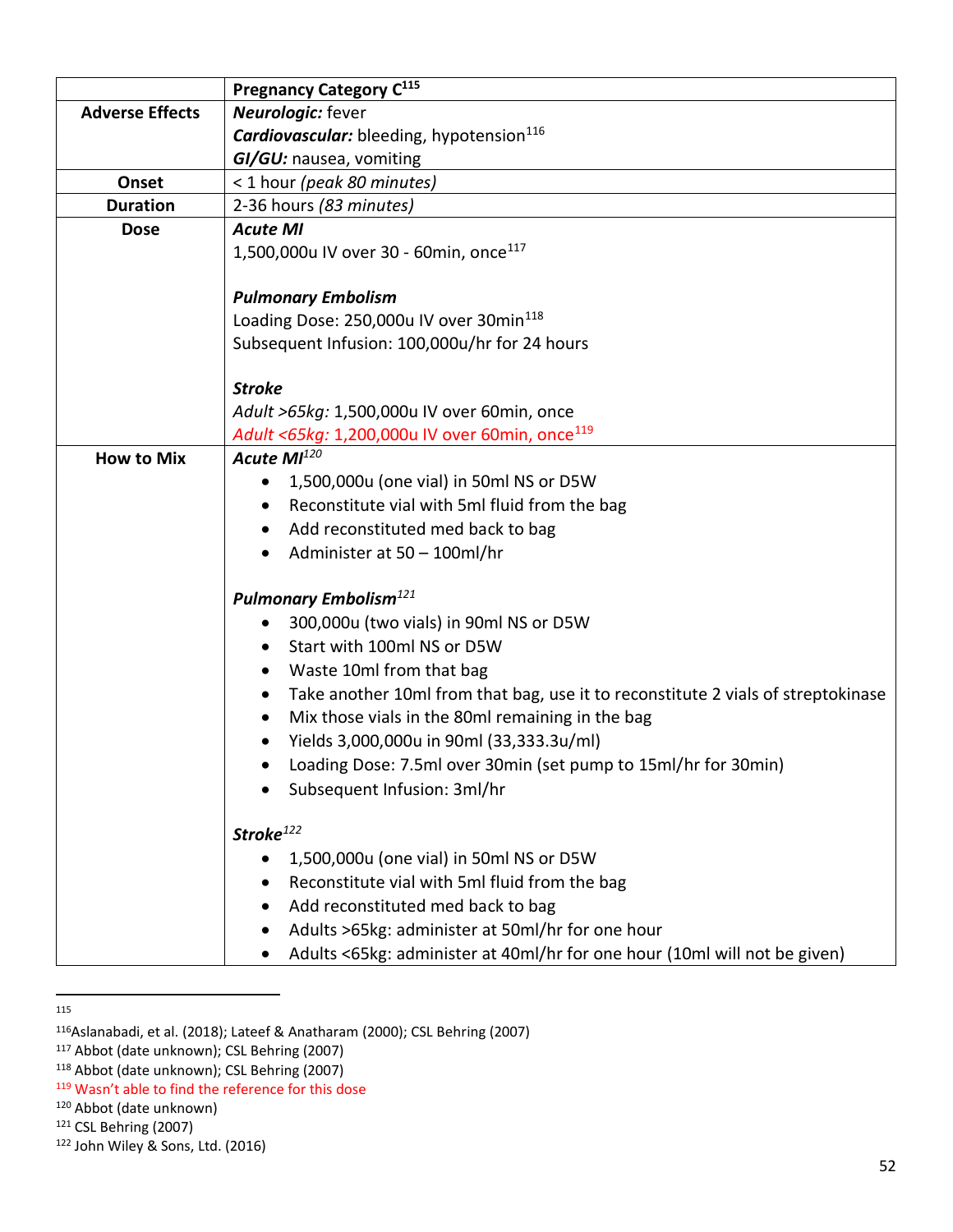| | **Pregnancy Category C**[115] |
|---|---|
| **Adverse Effects** | ***Neurologic:*** fever<br>***Cardiovascular:*** bleeding, hypotension[116]<br>***GI/GU:*** nausea, vomiting |
| **Onset** | < 1 hour *(peak 80 minutes)* |
| **Duration** | 2-36 hours *(83 minutes)* |
| **Dose** | ***Acute MI***<br>1,500,000u IV over 30 - 60min, once[117]<br><br>***Pulmonary Embolism***<br>Loading Dose: 250,000u IV over 30min[118]<br>Subsequent Infusion: 100,000u/hr for 24 hours<br><br>***Stroke***<br>*Adult >65kg:* 1,500,000u IV over 60min, once<br>*Adult <65kg:* 1,200,000u IV over 60min, once[119] |
| **How to Mix** | ***Acute MI***[120]<br>• 1,500,000u (one vial) in 50ml NS or D5W<br>• Reconstitute vial with 5ml fluid from the bag<br>• Add reconstituted med back to bag<br>• Administer at 50 – 100ml/hr<br><br>***Pulmonary Embolism***[121]<br>• 300,000u (two vials) in 90ml NS or D5W<br>• Start with 100ml NS or D5W<br>• Waste 10ml from that bag<br>• Take another 10ml from that bag, use it to reconstitute 2 vials of streptokinase<br>• Mix those vials in the 80ml remaining in the bag<br>• Yields 3,000,000u in 90ml (33,333.3u/ml)<br>• Loading Dose: 7.5ml over 30min (set pump to 15ml/hr for 30min)<br>• Subsequent Infusion: 3ml/hr<br><br>***Stroke***[122]<br>• 1,500,000u (one vial) in 50ml NS or D5W<br>• Reconstitute vial with 5ml fluid from the bag<br>• Add reconstituted med back to bag<br>• Adults >65kg: administer at 50ml/hr for one hour<br>• Adults <65kg: administer at 40ml/hr for one hour (10ml will not be given) |

[115]

[116] Aslanabadi, et al. (2018); Lateef & Anatharam (2000); CSL Behring (2007)

[117] Abbot (date unknown); CSL Behring (2007)

[118] Abbot (date unknown); CSL Behring (2007)

[119] Wasn't able to find the reference for this dose

[120] Abbot (date unknown)

[121] CSL Behring (2007)

[122] John Wiley & Sons, Ltd. (2016)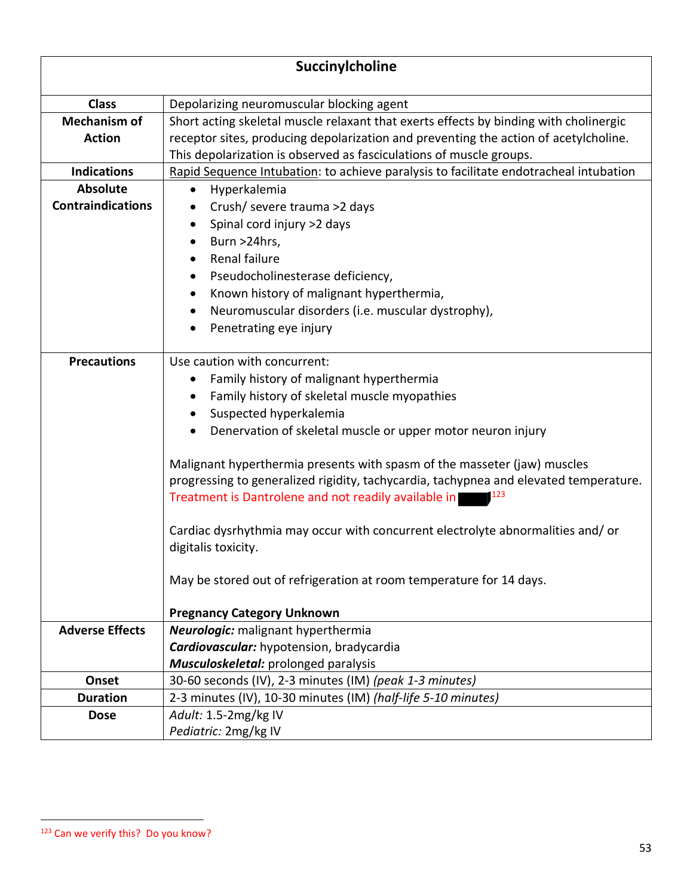| Succinylcholine | |
|---|---|
| **Class** | Depolarizing neuromuscular blocking agent |
| **Mechanism of Action** | Short acting skeletal muscle relaxant that exerts effects by binding with cholinergic receptor sites, producing depolarization and preventing the action of acetylcholine. This depolarization is observed as fasciculations of muscle groups. |
| **Indications** | Rapid Sequence Intubation: to achieve paralysis to facilitate endotracheal intubation |
| **Absolute Contraindications** | • Hyperkalemia<br>• Crush/ severe trauma >2 days<br>• Spinal cord injury >2 days<br>• Burn >24hrs,<br>• Renal failure<br>• Pseudocholinesterase deficiency,<br>• Known history of malignant hyperthermia,<br>• Neuromuscular disorders (i.e. muscular dystrophy),<br>• Penetrating eye injury |
| **Precautions** | Use caution with concurrent:<br>• Family history of malignant hyperthermia<br>• Family history of skeletal muscle myopathies<br>• Suspected hyperkalemia<br>• Denervation of skeletal muscle or upper motor neuron injury<br><br>Malignant hyperthermia presents with spasm of the masseter (jaw) muscles progressing to generalized rigidity, tachycardia, tachypnea and elevated temperature. Treatment is Dantrolene and not readily available in ████[123]<br><br>Cardiac dysrhythmia may occur with concurrent electrolyte abnormalities and/ or digitalis toxicity.<br><br>May be stored out of refrigeration at room temperature for 14 days.<br><br>**Pregnancy Category Unknown** |
| **Adverse Effects** | ***Neurologic:*** malignant hyperthermia<br>***Cardiovascular:*** hypotension, bradycardia<br>***Musculoskeletal:*** prolonged paralysis |
| **Onset** | 30-60 seconds (IV), 2-3 minutes (IM) *(peak 1-3 minutes)* |
| **Duration** | 2-3 minutes (IV), 10-30 minutes (IM) *(half-life 5-10 minutes)* |
| **Dose** | *Adult:* 1.5-2mg/kg IV<br>*Pediatric:* 2mg/kg IV |

[123] Can we verify this? Do you know?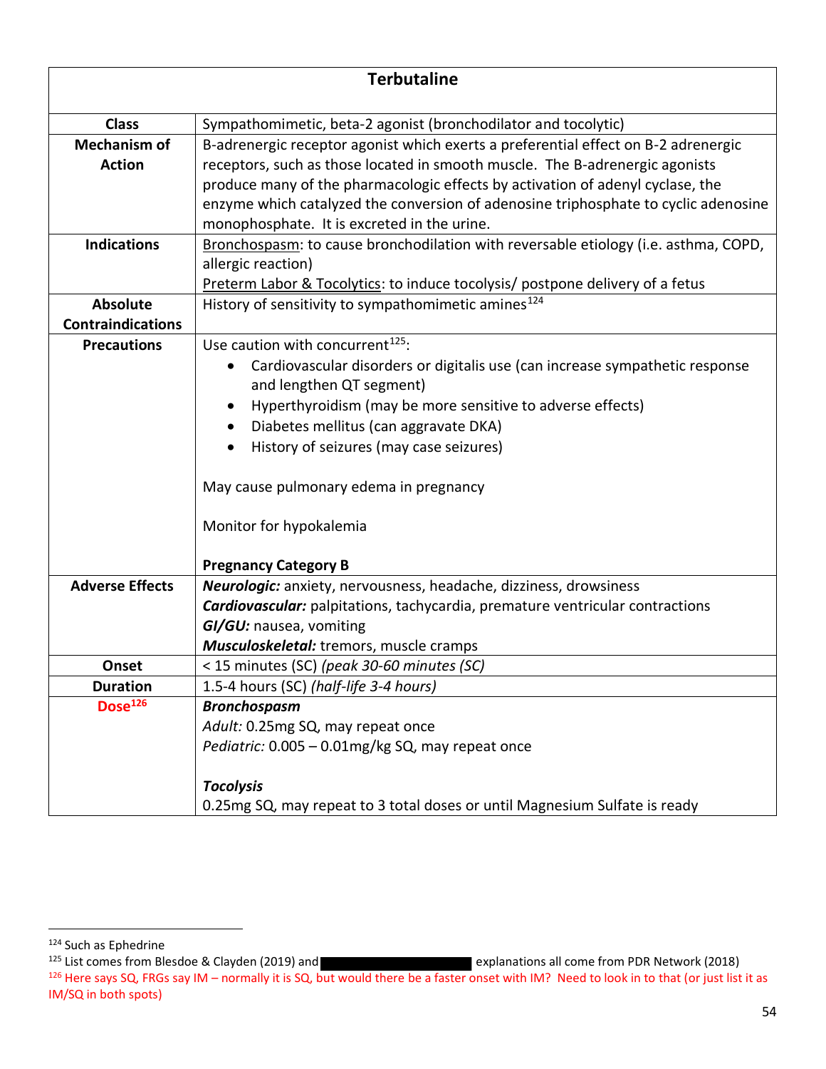| Terbutaline | |
|---|---|
| **Class** | Sympathomimetic, beta-2 agonist (bronchodilator and tocolytic) |
| **Mechanism of Action** | B-adrenergic receptor agonist which exerts a preferential effect on B-2 adrenergic receptors, such as those located in smooth muscle. The B-adrenergic agonists produce many of the pharmacologic effects by activation of adenyl cyclase, the enzyme which catalyzed the conversion of adenosine triphosphate to cyclic adenosine monophosphate. It is excreted in the urine. |
| **Indications** | Bronchospasm: to cause bronchodilation with reversable etiology (i.e. asthma, COPD, allergic reaction)<br>Preterm Labor & Tocolytics: to induce tocolysis/ postpone delivery of a fetus |
| **Absolute Contraindications** | History of sensitivity to sympathomimetic amines[124] |
| **Precautions** | Use caution with concurrent[125]:<br>• Cardiovascular disorders or digitalis use (can increase sympathetic response and lengthen QT segment)<br>• Hyperthyroidism (may be more sensitive to adverse effects)<br>• Diabetes mellitus (can aggravate DKA)<br>• History of seizures (may case seizures)<br><br>May cause pulmonary edema in pregnancy<br><br>Monitor for hypokalemia<br><br>**Pregnancy Category B** |
| **Adverse Effects** | ***Neurologic:*** anxiety, nervousness, headache, dizziness, drowsiness<br>***Cardiovascular:*** palpitations, tachycardia, premature ventricular contractions<br>***GI/GU:*** nausea, vomiting<br>***Musculoskeletal:*** tremors, muscle cramps |
| **Onset** | < 15 minutes (SC) *(peak 30-60 minutes (SC)* |
| **Duration** | 1.5-4 hours (SC) *(half-life 3-4 hours)* |
| **Dose[126]** | ***Bronchospasm***<br>*Adult:* 0.25mg SQ, may repeat once<br>*Pediatric:* 0.005 – 0.01mg/kg SQ, may repeat once<br><br>***Tocolysis***<br>0.25mg SQ, may repeat to 3 total doses or until Magnesium Sulfate is ready |

[124] Such as Ephedrine

[125] List comes from Blesdoe & Clayden (2019) and [redacted] explanations all come from PDR Network (2018)

[126] Here says SQ, FRGs say IM – normally it is SQ, but would there be a faster onset with IM? Need to look in to that (or just list it as IM/SQ in both spots)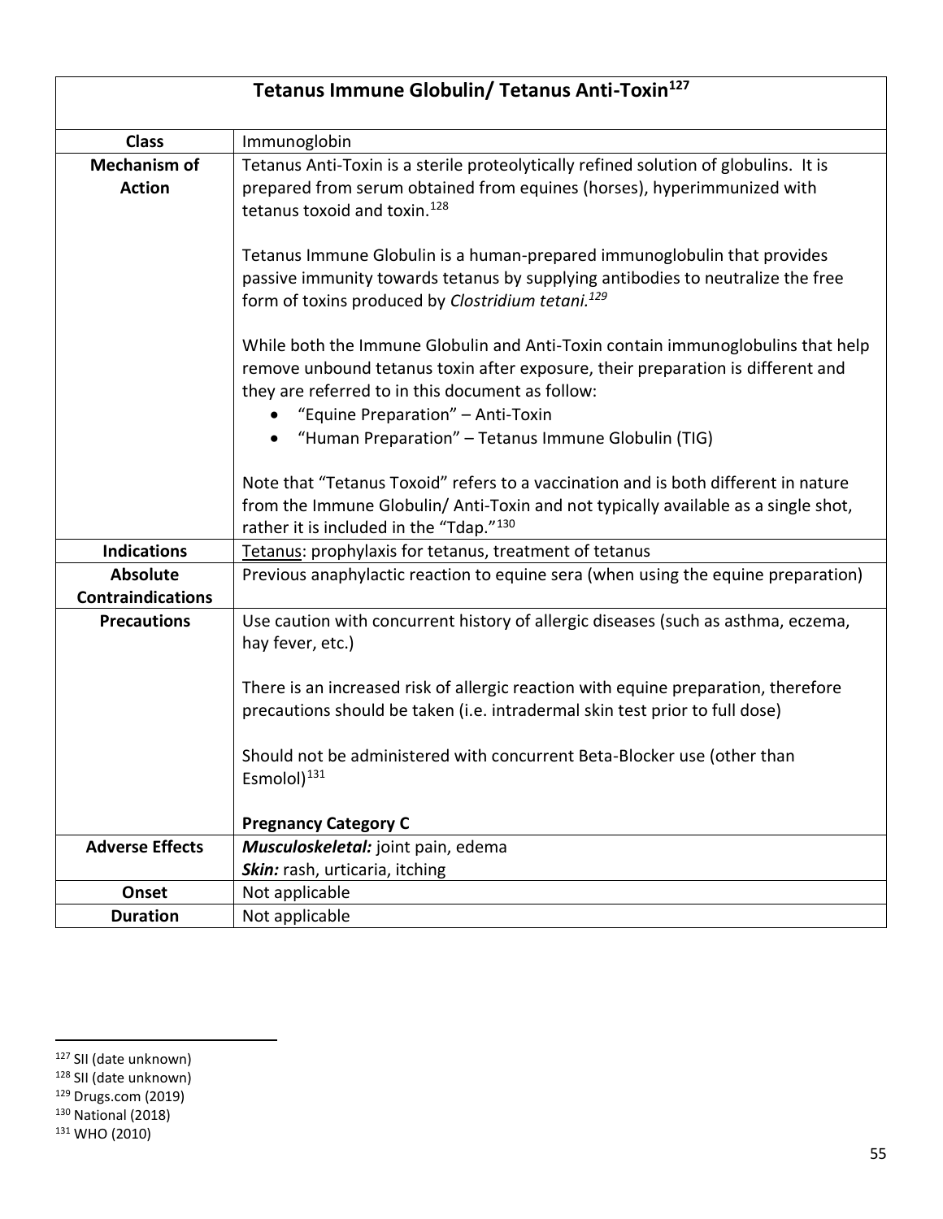| Tetanus Immune Globulin/ Tetanus Anti-Toxin[127] | |
|---|---|
| **Class** | Immunoglobin |
| **Mechanism of Action** | Tetanus Anti-Toxin is a sterile proteolytically refined solution of globulins. It is prepared from serum obtained from equines (horses), hyperimmunized with tetanus toxoid and toxin.[128]<br><br>Tetanus Immune Globulin is a human-prepared immunoglobulin that provides passive immunity towards tetanus by supplying antibodies to neutralize the free form of toxins produced by *Clostridium tetani.[129]*<br><br>While both the Immune Globulin and Anti-Toxin contain immunoglobulins that help remove unbound tetanus toxin after exposure, their preparation is different and they are referred to in this document as follow:<br>• "Equine Preparation" – Anti-Toxin<br>• "Human Preparation" – Tetanus Immune Globulin (TIG)<br><br>Note that "Tetanus Toxoid" refers to a vaccination and is both different in nature from the Immune Globulin/ Anti-Toxin and not typically available as a single shot, rather it is included in the "Tdap."[130] |
| **Indications** | Tetanus: prophylaxis for tetanus, treatment of tetanus |
| **Absolute Contraindications** | Previous anaphylactic reaction to equine sera (when using the equine preparation) |
| **Precautions** | Use caution with concurrent history of allergic diseases (such as asthma, eczema, hay fever, etc.)<br><br>There is an increased risk of allergic reaction with equine preparation, therefore precautions should be taken (i.e. intradermal skin test prior to full dose)<br><br>Should not be administered with concurrent Beta-Blocker use (other than Esmolol)[131]<br><br>**Pregnancy Category C** |
| **Adverse Effects** | ***Musculoskeletal:*** joint pain, edema<br>***Skin:*** rash, urticaria, itching |
| **Onset** | Not applicable |
| **Duration** | Not applicable |

[127] SII (date unknown)
[128] SII (date unknown)
[129] Drugs.com (2019)
[130] National (2018)
[131] WHO (2010)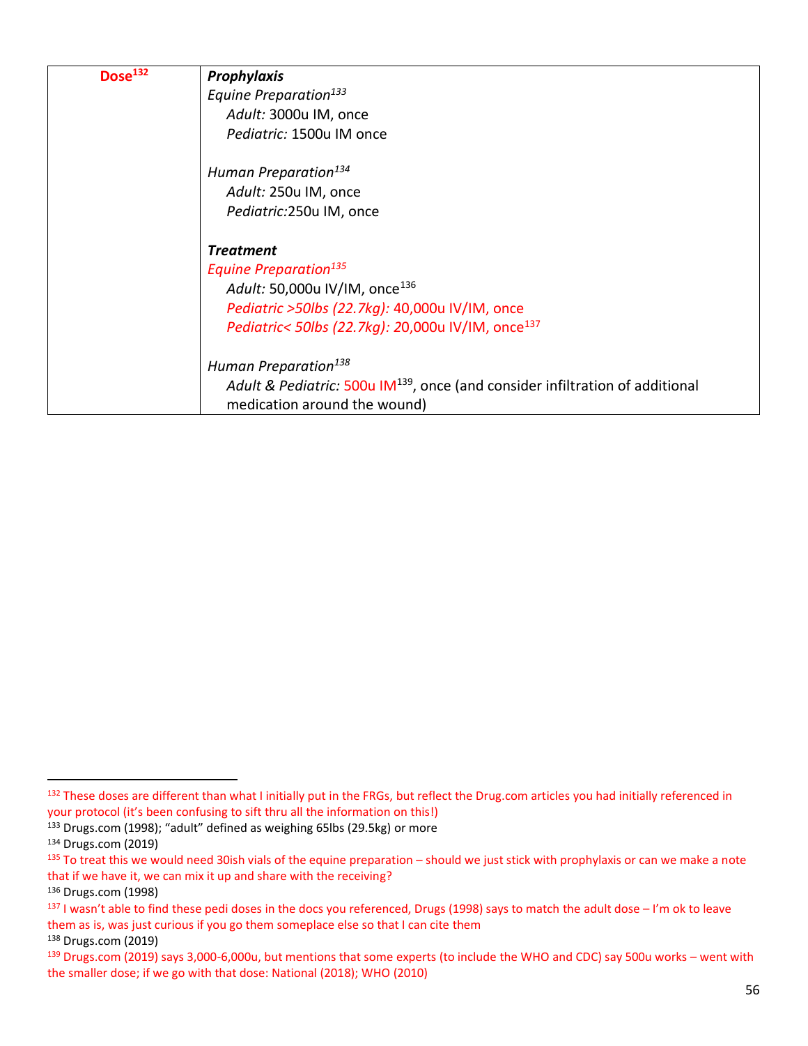| Dose[132] | ***Prophylaxis*** *Equine Preparation*[133] *Adult:* 3000u IM, once *Pediatric:* 1500u IM once *Human Preparation*[134] *Adult:* 250u IM, once *Pediatric:*250u IM, once ***Treatment*** *Equine Preparation*[135] *Adult:* 50,000u IV/IM, once[136] *Pediatric >50lbs (22.7kg):* 40,000u IV/IM, once *Pediatric< 50lbs (22.7kg):* 20,000u IV/IM, once[137] *Human Preparation*[138] *Adult & Pediatric:* 500u IM[139], once (and consider infiltration of additional medication around the wound) |
|---|---|

[132] These doses are different than what I initially put in the FRGs, but reflect the Drug.com articles you had initially referenced in your protocol (it's been confusing to sift thru all the information on this!)

[133] Drugs.com (1998); "adult" defined as weighing 65lbs (29.5kg) or more

[134] Drugs.com (2019)

[135] To treat this we would need 30ish vials of the equine preparation – should we just stick with prophylaxis or can we make a note that if we have it, we can mix it up and share with the receiving?

[136] Drugs.com (1998)

[137] I wasn't able to find these pedi doses in the docs you referenced, Drugs (1998) says to match the adult dose – I'm ok to leave them as is, was just curious if you go them someplace else so that I can cite them

[138] Drugs.com (2019)

[139] Drugs.com (2019) says 3,000-6,000u, but mentions that some experts (to include the WHO and CDC) say 500u works – went with the smaller dose; if we go with that dose: National (2018); WHO (2010)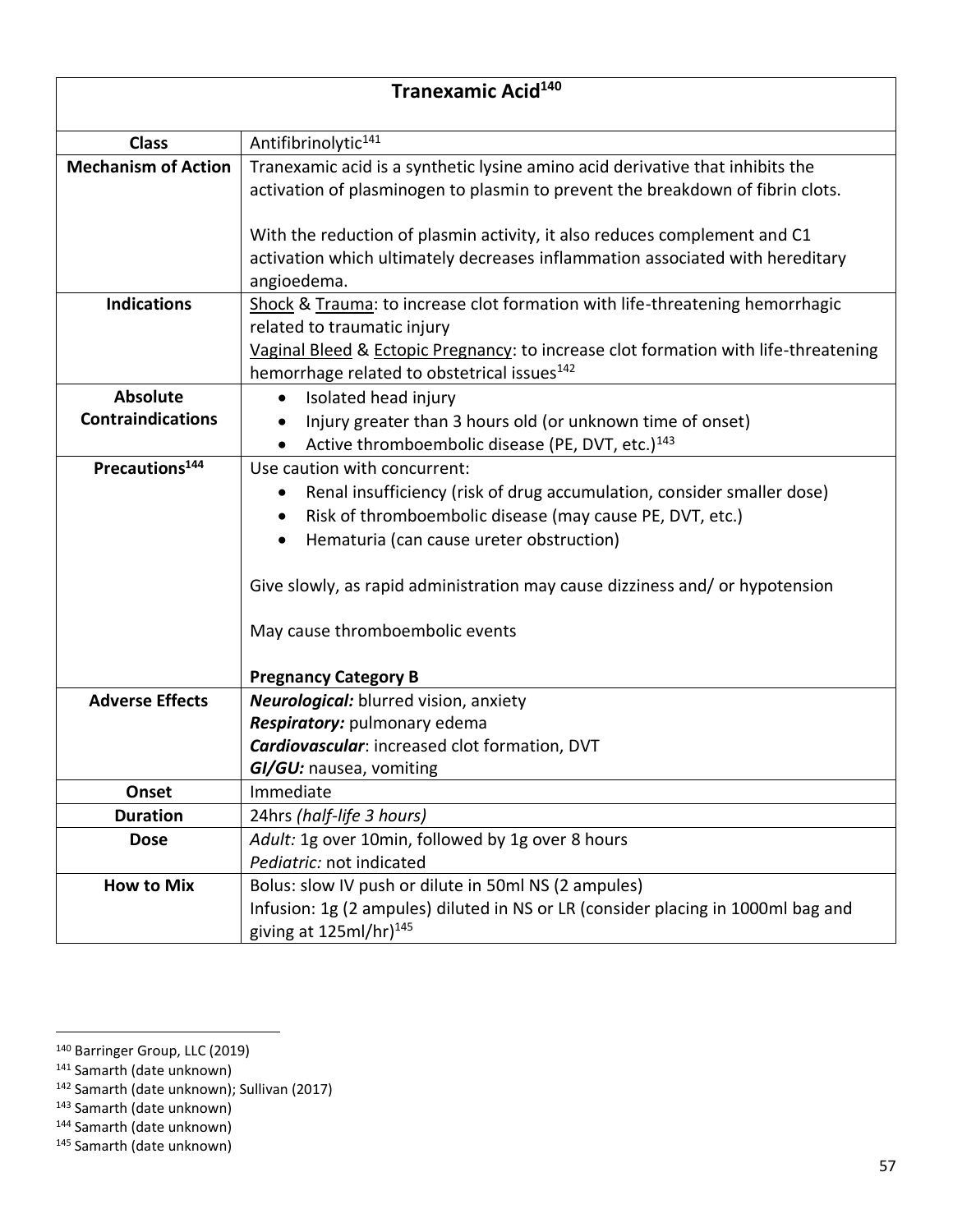| Tranexamic Acid[140] | |
|---|---|
| **Class** | Antifibrinolytic[141] |
| **Mechanism of Action** | Tranexamic acid is a synthetic lysine amino acid derivative that inhibits the activation of plasminogen to plasmin to prevent the breakdown of fibrin clots.<br><br>With the reduction of plasmin activity, it also reduces complement and C1 activation which ultimately decreases inflammation associated with hereditary angioedema. |
| **Indications** | Shock & Trauma: to increase clot formation with life-threatening hemorrhagic related to traumatic injury<br>Vaginal Bleed & Ectopic Pregnancy: to increase clot formation with life-threatening hemorrhage related to obstetrical issues[142] |
| **Absolute Contraindications** | • Isolated head injury<br>• Injury greater than 3 hours old (or unknown time of onset)<br>• Active thromboembolic disease (PE, DVT, etc.)[143] |
| **Precautions[144]** | Use caution with concurrent:<br>• Renal insufficiency (risk of drug accumulation, consider smaller dose)<br>• Risk of thromboembolic disease (may cause PE, DVT, etc.)<br>• Hematuria (can cause ureter obstruction)<br><br>Give slowly, as rapid administration may cause dizziness and/ or hypotension<br><br>May cause thromboembolic events<br><br>**Pregnancy Category B** |
| **Adverse Effects** | ***Neurological:*** blurred vision, anxiety<br>***Respiratory:*** pulmonary edema<br>***Cardiovascular***: increased clot formation, DVT<br>***GI/GU:*** nausea, vomiting |
| **Onset** | Immediate |
| **Duration** | 24hrs *(half-life 3 hours)* |
| **Dose** | *Adult:* 1g over 10min, followed by 1g over 8 hours<br>*Pediatric:* not indicated |
| **How to Mix** | Bolus: slow IV push or dilute in 50ml NS (2 ampules)<br>Infusion: 1g (2 ampules) diluted in NS or LR (consider placing in 1000ml bag and giving at 125ml/hr)[145] |

[140] Barringer Group, LLC (2019)
[141] Samarth (date unknown)
[142] Samarth (date unknown); Sullivan (2017)
[143] Samarth (date unknown)
[144] Samarth (date unknown)
[145] Samarth (date unknown)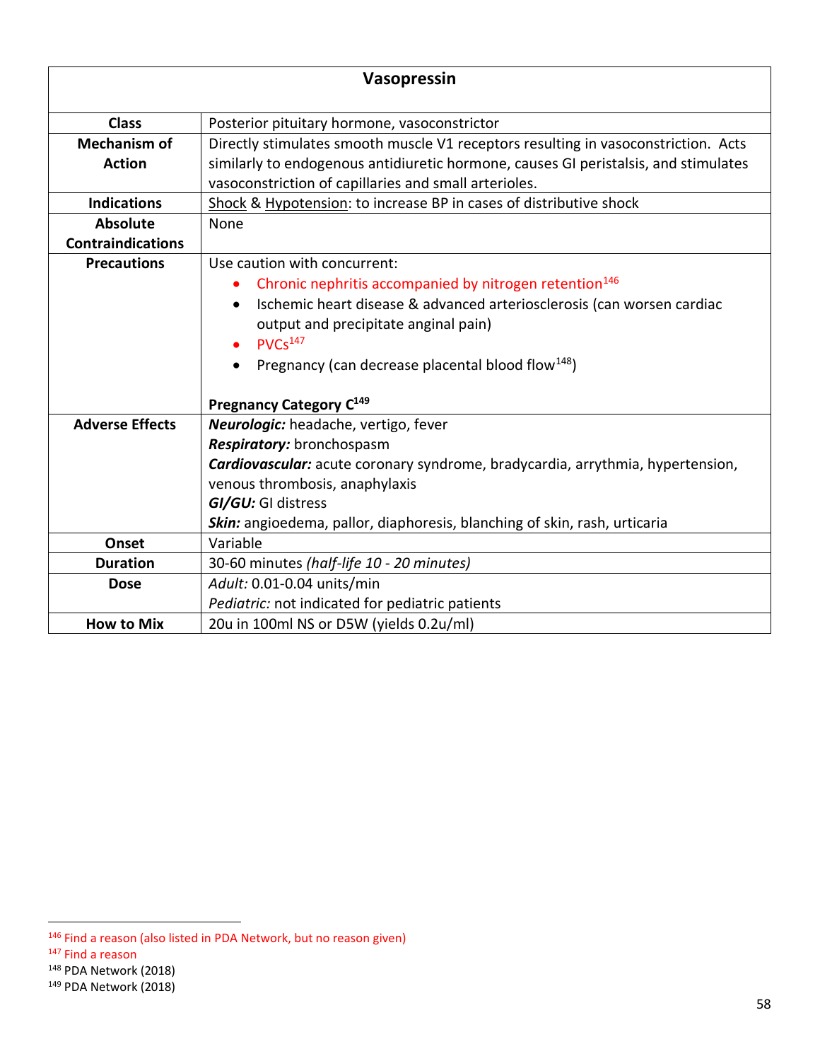| Vasopressin | |
|---|---|
| **Class** | Posterior pituitary hormone, vasoconstrictor |
| **Mechanism of Action** | Directly stimulates smooth muscle V1 receptors resulting in vasoconstriction. Acts similarly to endogenous antidiuretic hormone, causes GI peristalsis, and stimulates vasoconstriction of capillaries and small arterioles. |
| **Indications** | Shock & Hypotension: to increase BP in cases of distributive shock |
| **Absolute Contraindications** | None |
| **Precautions** | Use caution with concurrent:<br>• Chronic nephritis accompanied by nitrogen retention[146]<br>• Ischemic heart disease & advanced arteriosclerosis (can worsen cardiac output and precipitate anginal pain)<br>• PVCs[147]<br>• Pregnancy (can decrease placental blood flow[148])<br><br>**Pregnancy Category C[149]** |
| **Adverse Effects** | ***Neurologic:*** headache, vertigo, fever<br>***Respiratory:*** bronchospasm<br>***Cardiovascular:*** acute coronary syndrome, bradycardia, arrythmia, hypertension, venous thrombosis, anaphylaxis<br>***GI/GU:*** GI distress<br>***Skin:*** angioedema, pallor, diaphoresis, blanching of skin, rash, urticaria |
| **Onset** | Variable |
| **Duration** | 30-60 minutes *(half-life 10 - 20 minutes)* |
| **Dose** | *Adult:* 0.01-0.04 units/min<br>*Pediatric:* not indicated for pediatric patients |
| **How to Mix** | 20u in 100ml NS or D5W (yields 0.2u/ml) |

[146] Find a reason (also listed in PDA Network, but no reason given)
[147] Find a reason
[148] PDA Network (2018)
[149] PDA Network (2018)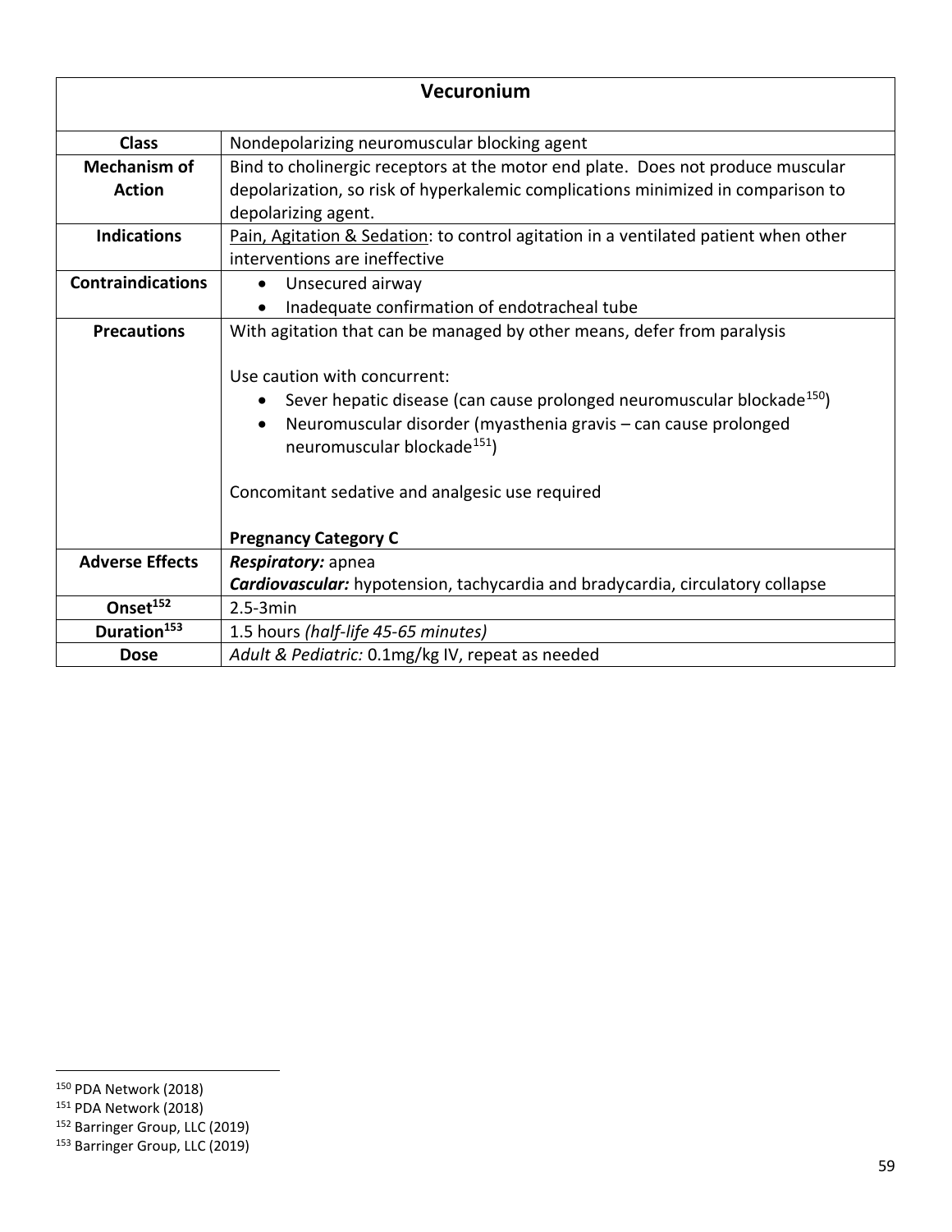| Vecuronium | |
|---|---|
| **Class** | Nondepolarizing neuromuscular blocking agent |
| **Mechanism of Action** | Bind to cholinergic receptors at the motor end plate. Does not produce muscular depolarization, so risk of hyperkalemic complications minimized in comparison to depolarizing agent. |
| **Indications** | Pain, Agitation & Sedation: to control agitation in a ventilated patient when other interventions are ineffective |
| **Contraindications** | • Unsecured airway<br>• Inadequate confirmation of endotracheal tube |
| **Precautions** | With agitation that can be managed by other means, defer from paralysis<br><br>Use caution with concurrent:<br>• Sever hepatic disease (can cause prolonged neuromuscular blockade[150])<br>• Neuromuscular disorder (myasthenia gravis – can cause prolonged neuromuscular blockade[151])<br><br>Concomitant sedative and analgesic use required<br><br>**Pregnancy Category C** |
| **Adverse Effects** | ***Respiratory:*** apnea<br>***Cardiovascular:*** hypotension, tachycardia and bradycardia, circulatory collapse |
| **Onset[152]** | 2.5-3min |
| **Duration[153]** | 1.5 hours *(half-life 45-65 minutes)* |
| **Dose** | *Adult & Pediatric:* 0.1mg/kg IV, repeat as needed |

[150] PDA Network (2018)
[151] PDA Network (2018)
[152] Barringer Group, LLC (2019)
[153] Barringer Group, LLC (2019)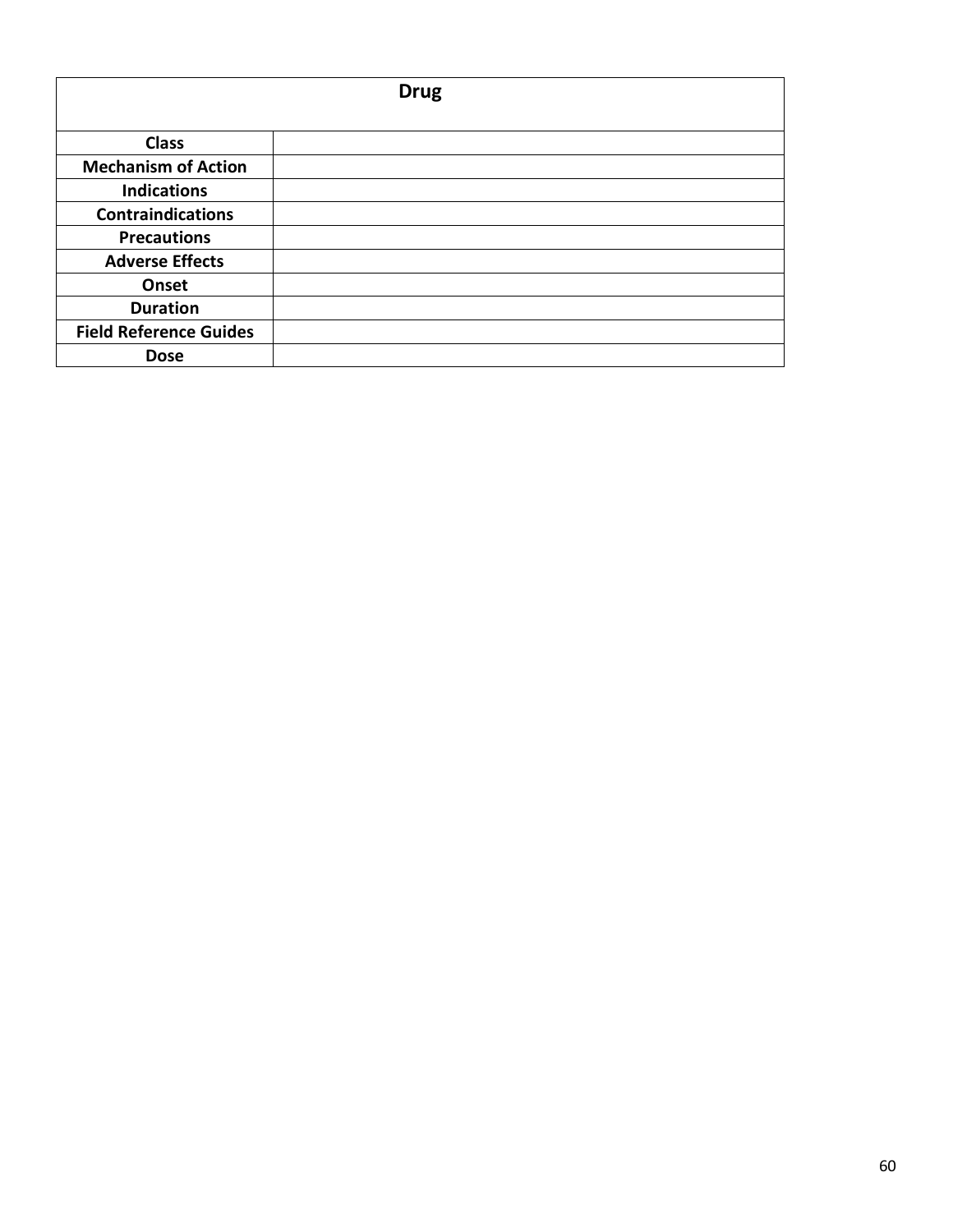| Drug | |
|---|---|
| **Class** | |
| **Mechanism of Action** | |
| **Indications** | |
| **Contraindications** | |
| **Precautions** | |
| **Adverse Effects** | |
| **Onset** | |
| **Duration** | |
| **Field Reference Guides** | |
| **Dose** | |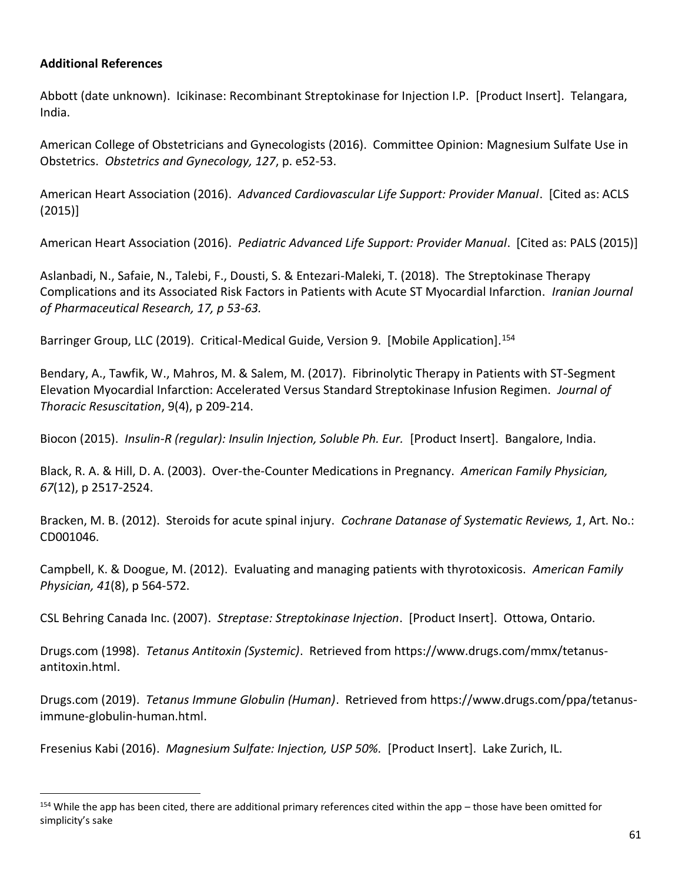**Additional References**

Abbott (date unknown). Icikinase: Recombinant Streptokinase for Injection I.P. [Product Insert]. Telangara, India.

American College of Obstetricians and Gynecologists (2016). Committee Opinion: Magnesium Sulfate Use in Obstetrics. *Obstetrics and Gynecology, 127*, p. e52-53.

American Heart Association (2016). *Advanced Cardiovascular Life Support: Provider Manual*. [Cited as: ACLS (2015)]

American Heart Association (2016). *Pediatric Advanced Life Support: Provider Manual*. [Cited as: PALS (2015)]

Aslanbadi, N., Safaie, N., Talebi, F., Dousti, S. & Entezari-Maleki, T. (2018). The Streptokinase Therapy Complications and its Associated Risk Factors in Patients with Acute ST Myocardial Infarction. *Iranian Journal of Pharmaceutical Research, 17, p 53-63.*

Barringer Group, LLC (2019). Critical-Medical Guide, Version 9. [Mobile Application].[154]

Bendary, A., Tawfik, W., Mahros, M. & Salem, M. (2017). Fibrinolytic Therapy in Patients with ST-Segment Elevation Myocardial Infarction: Accelerated Versus Standard Streptokinase Infusion Regimen. *Journal of Thoracic Resuscitation*, 9(4), p 209-214.

Biocon (2015). *Insulin-R (regular): Insulin Injection, Soluble Ph. Eur.* [Product Insert]. Bangalore, India.

Black, R. A. & Hill, D. A. (2003). Over-the-Counter Medications in Pregnancy. *American Family Physician, 67*(12), p 2517-2524.

Bracken, M. B. (2012). Steroids for acute spinal injury. *Cochrane Datanase of Systematic Reviews, 1*, Art. No.: CD001046.

Campbell, K. & Doogue, M. (2012). Evaluating and managing patients with thyrotoxicosis. *American Family Physician, 41*(8), p 564-572.

CSL Behring Canada Inc. (2007). *Streptase: Streptokinase Injection*. [Product Insert]. Ottowa, Ontario.

Drugs.com (1998). *Tetanus Antitoxin (Systemic)*. Retrieved from https://www.drugs.com/mmx/tetanus-antitoxin.html.

Drugs.com (2019). *Tetanus Immune Globulin (Human)*. Retrieved from https://www.drugs.com/ppa/tetanus-immune-globulin-human.html.

Fresenius Kabi (2016). *Magnesium Sulfate: Injection, USP 50%.* [Product Insert]. Lake Zurich, IL.

---

[154] While the app has been cited, there are additional primary references cited within the app – those have been omitted for simplicity's sake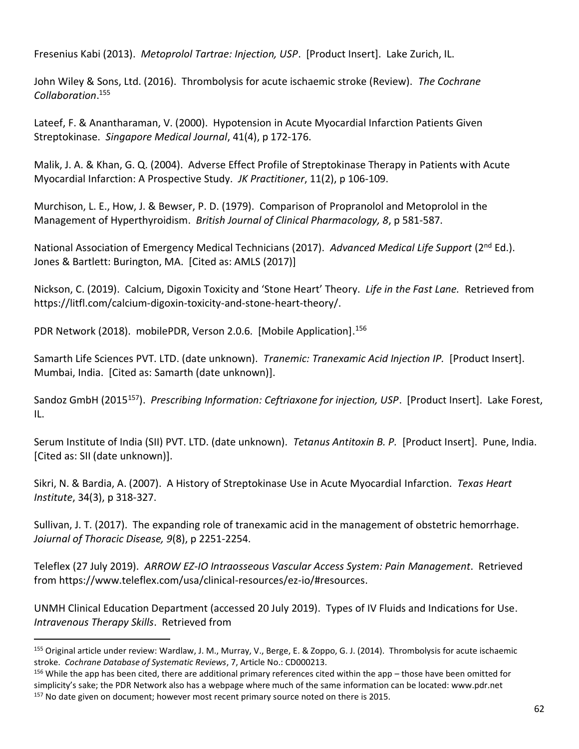Fresenius Kabi (2013). *Metoprolol Tartrae: Injection, USP*. [Product Insert]. Lake Zurich, IL.

John Wiley & Sons, Ltd. (2016). Thrombolysis for acute ischaemic stroke (Review). *The Cochrane Collaboration*.[155]

Lateef, F. & Anantharaman, V. (2000). Hypotension in Acute Myocardial Infarction Patients Given Streptokinase. *Singapore Medical Journal*, 41(4), p 172-176.

Malik, J. A. & Khan, G. Q. (2004). Adverse Effect Profile of Streptokinase Therapy in Patients with Acute Myocardial Infarction: A Prospective Study. *JK Practitioner*, 11(2), p 106-109.

Murchison, L. E., How, J. & Bewser, P. D. (1979). Comparison of Propranolol and Metoprolol in the Management of Hyperthyroidism. *British Journal of Clinical Pharmacology, 8*, p 581-587.

National Association of Emergency Medical Technicians (2017). *Advanced Medical Life Support* (2nd Ed.). Jones & Bartlett: Burington, MA. [Cited as: AMLS (2017)]

Nickson, C. (2019). Calcium, Digoxin Toxicity and 'Stone Heart' Theory. *Life in the Fast Lane.* Retrieved from https://litfl.com/calcium-digoxin-toxicity-and-stone-heart-theory/.

PDR Network (2018). mobilePDR, Verson 2.0.6. [Mobile Application].[156]

Samarth Life Sciences PVT. LTD. (date unknown). *Tranemic: Tranexamic Acid Injection IP.* [Product Insert]. Mumbai, India. [Cited as: Samarth (date unknown)].

Sandoz GmbH (2015[157]). *Prescribing Information: Ceftriaxone for injection, USP*. [Product Insert]. Lake Forest, IL.

Serum Institute of India (SII) PVT. LTD. (date unknown). *Tetanus Antitoxin B. P.* [Product Insert]. Pune, India. [Cited as: SII (date unknown)].

Sikri, N. & Bardia, A. (2007). A History of Streptokinase Use in Acute Myocardial Infarction. *Texas Heart Institute*, 34(3), p 318-327.

Sullivan, J. T. (2017). The expanding role of tranexamic acid in the management of obstetric hemorrhage. *Joiurnal of Thoracic Disease, 9*(8), p 2251-2254.

Teleflex (27 July 2019). *ARROW EZ-IO Intraosseous Vascular Access System: Pain Management*. Retrieved from https://www.teleflex.com/usa/clinical-resources/ez-io/#resources.

UNMH Clinical Education Department (accessed 20 July 2019). Types of IV Fluids and Indications for Use. *Intravenous Therapy Skills*. Retrieved from

---

[155] Original article under review: Wardlaw, J. M., Murray, V., Berge, E. & Zoppo, G. J. (2014). Thrombolysis for acute ischaemic stroke. *Cochrane Database of Systematic Reviews*, 7, Article No.: CD000213.

[156] While the app has been cited, there are additional primary references cited within the app – those have been omitted for simplicity's sake; the PDR Network also has a webpage where much of the same information can be located: www.pdr.net

[157] No date given on document; however most recent primary source noted on there is 2015.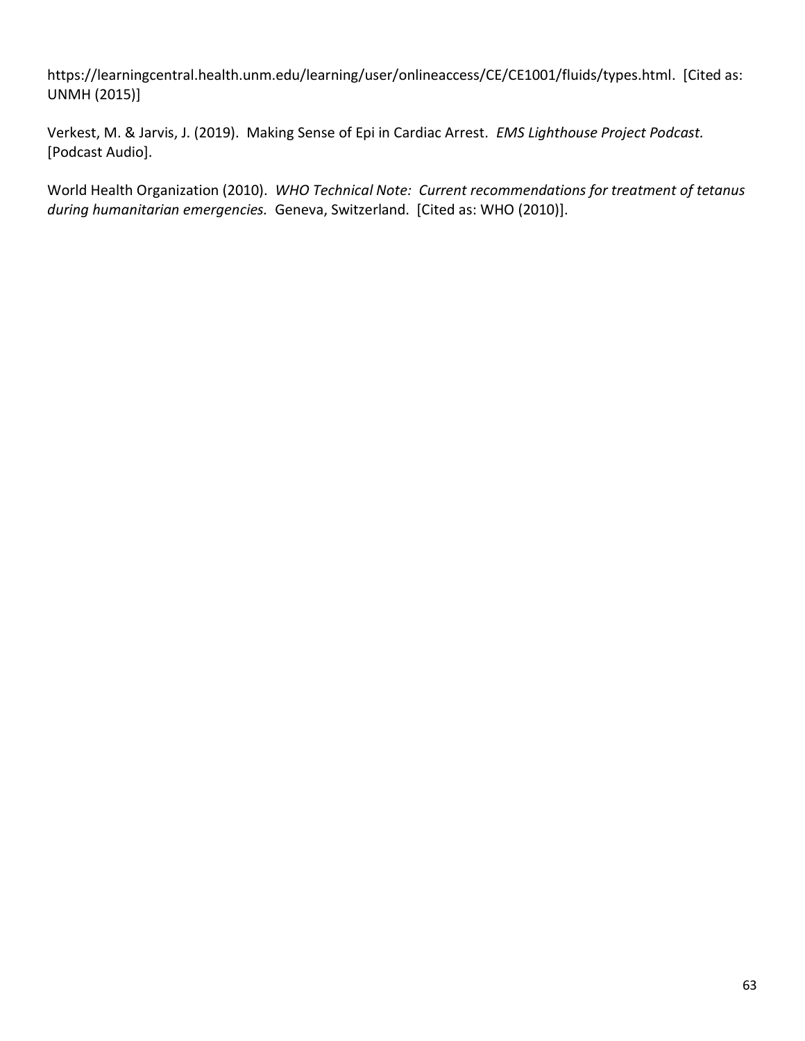https://learningcentral.health.unm.edu/learning/user/onlineaccess/CE/CE1001/fluids/types.html. [Cited as: UNMH (2015)]

Verkest, M. & Jarvis, J. (2019). Making Sense of Epi in Cardiac Arrest. *EMS Lighthouse Project Podcast.* [Podcast Audio].

World Health Organization (2010). *WHO Technical Note: Current recommendations for treatment of tetanus during humanitarian emergencies.* Geneva, Switzerland. [Cited as: WHO (2010)].